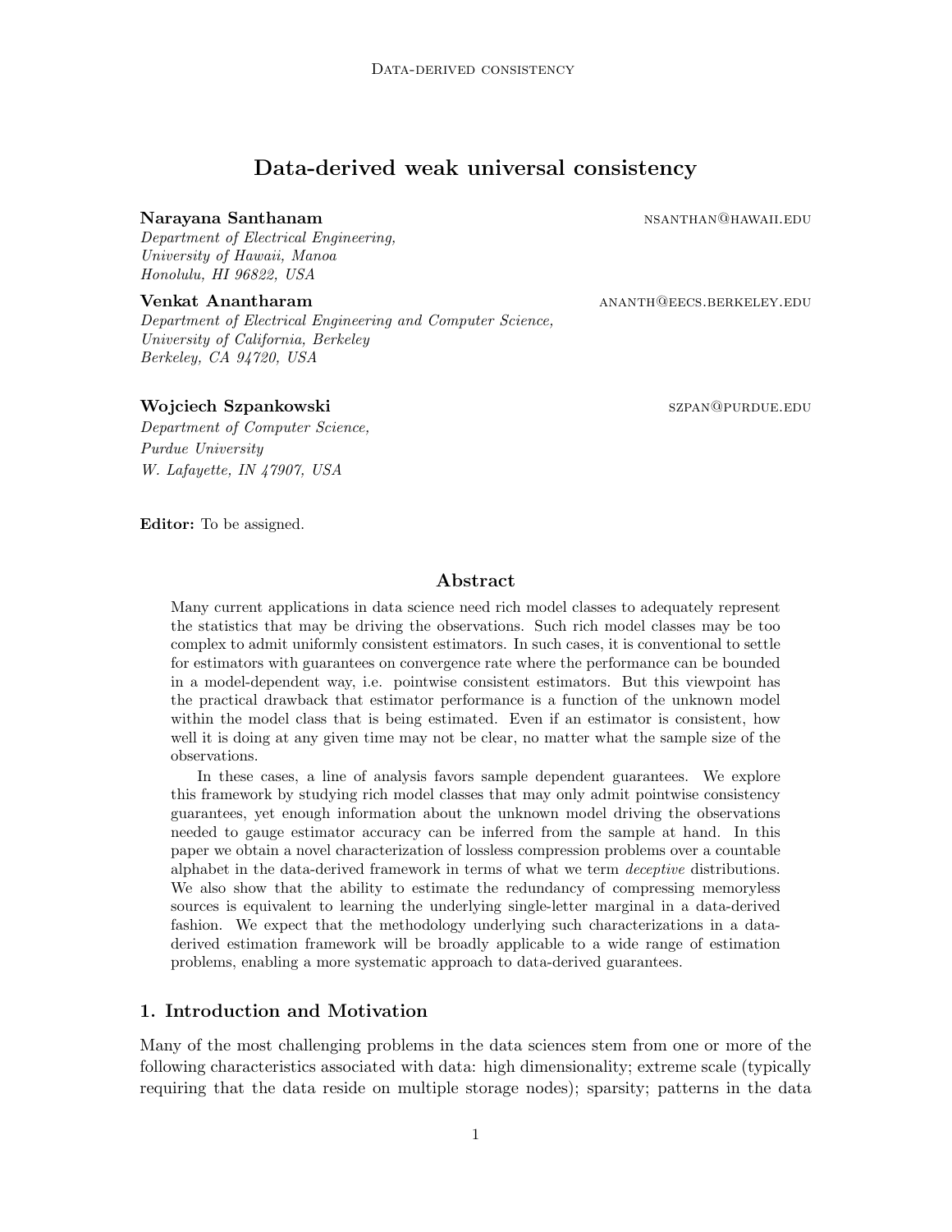# Data-derived weak universal consistency

**Narayana Santhanam** nsanthan@hawaii.edu
*Department of Electrical Engineering,*
*University of Hawaii, Manoa*
*Honolulu, HI 96822, USA*

**Venkat Anantharam** ananth@eecs.berkeley.edu
*Department of Electrical Engineering and Computer Science,*
*University of California, Berkeley*
*Berkeley, CA 94720, USA*

**Wojciech Szpankowski** szpan@purdue.edu
*Department of Computer Science,*
*Purdue University*
*W. Lafayette, IN 47907, USA*

**Editor:** To be assigned.

## Abstract

Many current applications in data science need rich model classes to adequately represent the statistics that may be driving the observations. Such rich model classes may be too complex to admit uniformly consistent estimators. In such cases, it is conventional to settle for estimators with guarantees on convergence rate where the performance can be bounded in a model-dependent way, i.e. pointwise consistent estimators. But this viewpoint has the practical drawback that estimator performance is a function of the unknown model within the model class that is being estimated. Even if an estimator is consistent, how well it is doing at any given time may not be clear, no matter what the sample size of the observations.

In these cases, a line of analysis favors sample dependent guarantees. We explore this framework by studying rich model classes that may only admit pointwise consistency guarantees, yet enough information about the unknown model driving the observations needed to gauge estimator accuracy can be inferred from the sample at hand. In this paper we obtain a novel characterization of lossless compression problems over a countable alphabet in the data-derived framework in terms of what we term *deceptive* distributions. We also show that the ability to estimate the redundancy of compressing memoryless sources is equivalent to learning the underlying single-letter marginal in a data-derived fashion. We expect that the methodology underlying such characterizations in a data-derived estimation framework will be broadly applicable to a wide range of estimation problems, enabling a more systematic approach to data-derived guarantees.

## 1. Introduction and Motivation

Many of the most challenging problems in the data sciences stem from one or more of the following characteristics associated with data: high dimensionality; extreme scale (typically requiring that the data reside on multiple storage nodes); sparsity; patterns in the data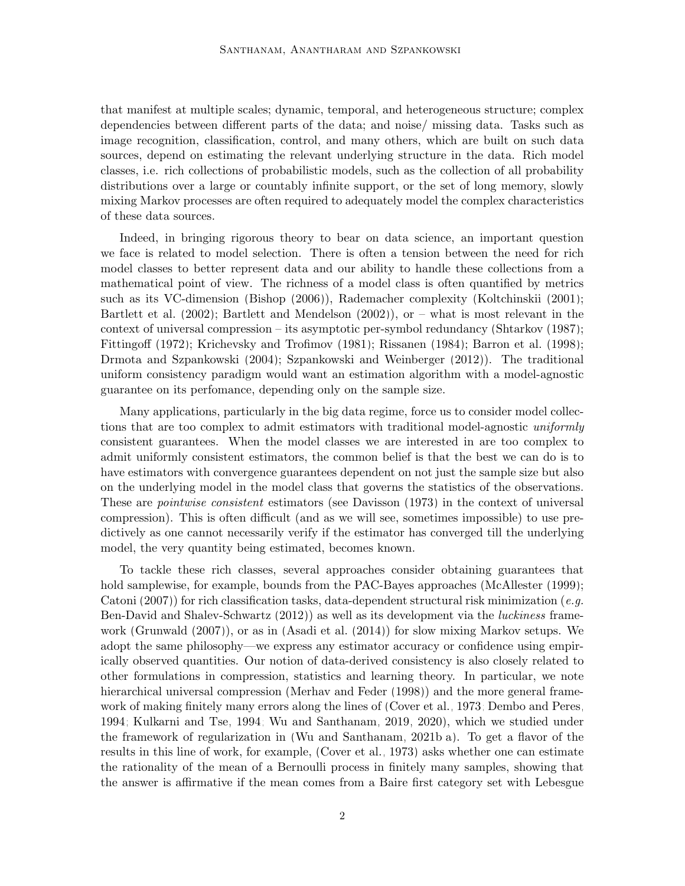that manifest at multiple scales; dynamic, temporal, and heterogeneous structure; complex dependencies between different parts of the data; and noise/ missing data. Tasks such as image recognition, classification, control, and many others, which are built on such data sources, depend on estimating the relevant underlying structure in the data. Rich model classes, i.e. rich collections of probabilistic models, such as the collection of all probability distributions over a large or countably infinite support, or the set of long memory, slowly mixing Markov processes are often required to adequately model the complex characteristics of these data sources.

Indeed, in bringing rigorous theory to bear on data science, an important question we face is related to model selection. There is often a tension between the need for rich model classes to better represent data and our ability to handle these collections from a mathematical point of view. The richness of a model class is often quantified by metrics such as its VC-dimension (Bishop (2006)), Rademacher complexity (Koltchinskii (2001); Bartlett et al. (2002); Bartlett and Mendelson (2002)), or – what is most relevant in the context of universal compression – its asymptotic per-symbol redundancy (Shtarkov (1987); Fittingoff (1972); Krichevsky and Trofimov (1981); Rissanen (1984); Barron et al. (1998); Drmota and Szpankowski (2004); Szpankowski and Weinberger (2012)). The traditional uniform consistency paradigm would want an estimation algorithm with a model-agnostic guarantee on its perfomance, depending only on the sample size.

Many applications, particularly in the big data regime, force us to consider model collections that are too complex to admit estimators with traditional model-agnostic *uniformly* consistent guarantees. When the model classes we are interested in are too complex to admit uniformly consistent estimators, the common belief is that the best we can do is to have estimators with convergence guarantees dependent on not just the sample size but also on the underlying model in the model class that governs the statistics of the observations. These are *pointwise consistent* estimators (see Davisson (1973) in the context of universal compression). This is often difficult (and as we will see, sometimes impossible) to use predictively as one cannot necessarily verify if the estimator has converged till the underlying model, the very quantity being estimated, becomes known.

To tackle these rich classes, several approaches consider obtaining guarantees that hold samplewise, for example, bounds from the PAC-Bayes approaches (McAllester (1999); Catoni (2007)) for rich classification tasks, data-dependent structural risk minimization (*e.g.* Ben-David and Shalev-Schwartz (2012)) as well as its development via the *luckiness* framework (Grunwald (2007)), or as in (Asadi et al. (2014)) for slow mixing Markov setups. We adopt the same philosophy—we express any estimator accuracy or confidence using empirically observed quantities. Our notion of data-derived consistency is also closely related to other formulations in compression, statistics and learning theory. In particular, we note hierarchical universal compression (Merhav and Feder (1998)) and the more general framework of making finitely many errors along the lines of (Cover et al., 1973; Dembo and Peres, 1994; Kulkarni and Tse, 1994; Wu and Santhanam, 2019, 2020), which we studied under the framework of regularization in (Wu and Santhanam, 2021b a). To get a flavor of the results in this line of work, for example, (Cover et al., 1973) asks whether one can estimate the rationality of the mean of a Bernoulli process in finitely many samples, showing that the answer is affirmative if the mean comes from a Baire first category set with Lebesgue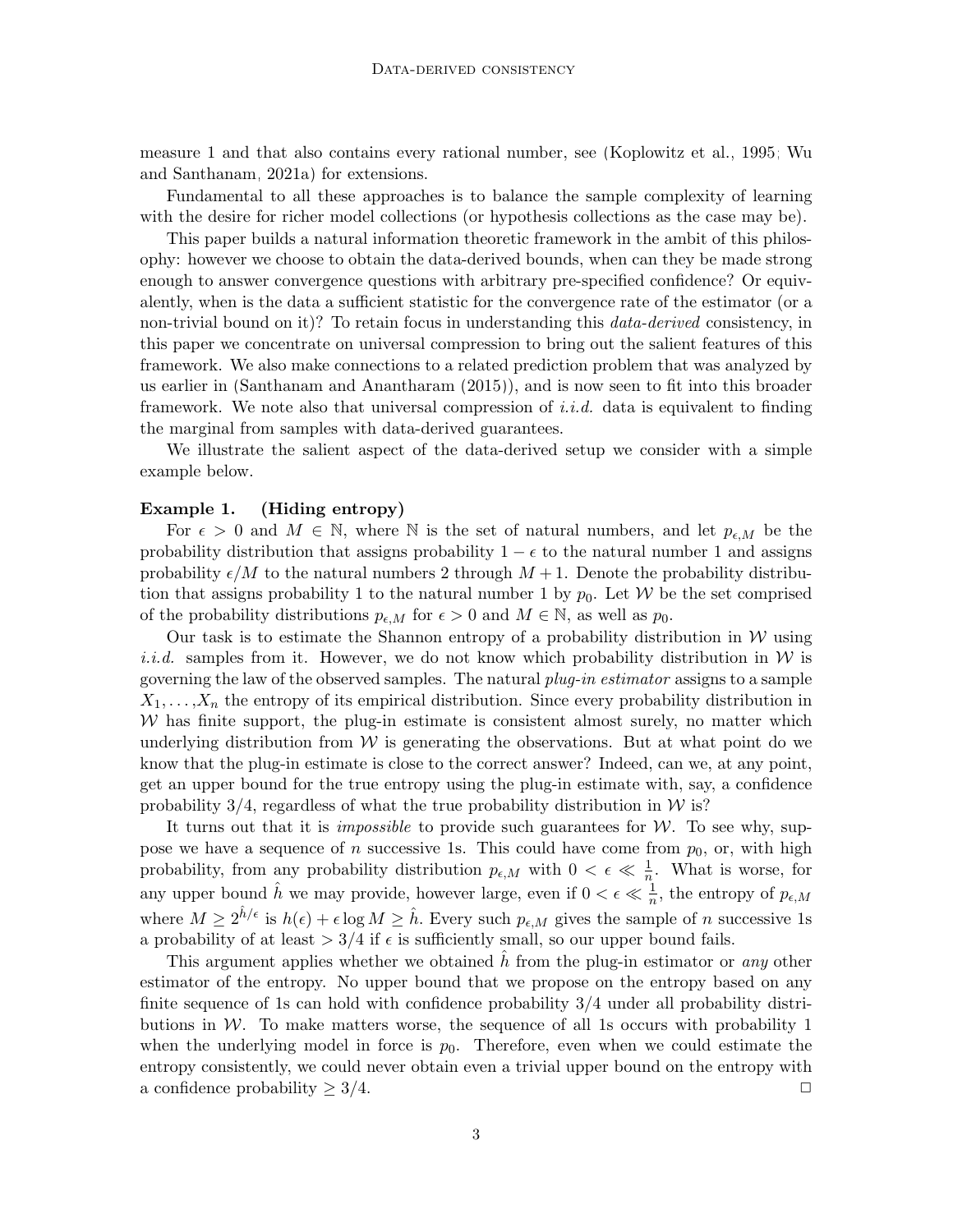measure 1 and that also contains every rational number, see (Koplowitz et al., 1995; Wu and Santhanam, 2021a) for extensions.

Fundamental to all these approaches is to balance the sample complexity of learning with the desire for richer model collections (or hypothesis collections as the case may be).

This paper builds a natural information theoretic framework in the ambit of this philosophy: however we choose to obtain the data-derived bounds, when can they be made strong enough to answer convergence questions with arbitrary pre-specified confidence? Or equivalently, when is the data a sufficient statistic for the convergence rate of the estimator (or a non-trivial bound on it)? To retain focus in understanding this *data-derived* consistency, in this paper we concentrate on universal compression to bring out the salient features of this framework. We also make connections to a related prediction problem that was analyzed by us earlier in (Santhanam and Anantharam (2015)), and is now seen to fit into this broader framework. We note also that universal compression of *i.i.d.* data is equivalent to finding the marginal from samples with data-derived guarantees.

We illustrate the salient aspect of the data-derived setup we consider with a simple example below.

**Example 1. (Hiding entropy)**

For $\epsilon > 0$ and $M \in \mathbb{N}$, where $\mathbb{N}$ is the set of natural numbers, and let $p_{\epsilon,M}$ be the probability distribution that assigns probability $1-\epsilon$ to the natural number 1 and assigns probability $\epsilon/M$ to the natural numbers 2 through $M+1$. Denote the probability distribution that assigns probability 1 to the natural number 1 by $p_0$. Let $\mathcal{W}$ be the set comprised of the probability distributions $p_{\epsilon,M}$ for $\epsilon > 0$ and $M \in \mathbb{N}$, as well as $p_0$.

Our task is to estimate the Shannon entropy of a probability distribution in $\mathcal{W}$ using *i.i.d.* samples from it. However, we do not know which probability distribution in $\mathcal{W}$ is governing the law of the observed samples. The natural *plug-in estimator* assigns to a sample $X_1, \ldots, X_n$ the entropy of its empirical distribution. Since every probability distribution in $\mathcal{W}$ has finite support, the plug-in estimate is consistent almost surely, no matter which underlying distribution from $\mathcal{W}$ is generating the observations. But at what point do we know that the plug-in estimate is close to the correct answer? Indeed, can we, at any point, get an upper bound for the true entropy using the plug-in estimate with, say, a confidence probability $3/4$, regardless of what the true probability distribution in $\mathcal{W}$ is?

It turns out that it is *impossible* to provide such guarantees for $\mathcal{W}$. To see why, suppose we have a sequence of $n$ successive 1s. This could have come from $p_0$, or, with high probability, from any probability distribution $p_{\epsilon,M}$ with $0 < \epsilon \ll \frac{1}{n}$. What is worse, for any upper bound $\hat{h}$ we may provide, however large, even if $0 < \epsilon \ll \frac{1}{n}$, the entropy of $p_{\epsilon,M}$ where $M \geq 2^{\hat{h}/\epsilon}$ is $h(\epsilon) + \epsilon \log M \geq \hat{h}$. Every such $p_{\epsilon,M}$ gives the sample of $n$ successive 1s a probability of at least $> 3/4$ if $\epsilon$ is sufficiently small, so our upper bound fails.

This argument applies whether we obtained $\hat{h}$ from the plug-in estimator or *any* other estimator of the entropy. No upper bound that we propose on the entropy based on any finite sequence of 1s can hold with confidence probability $3/4$ under all probability distributions in $\mathcal{W}$. To make matters worse, the sequence of all 1s occurs with probability 1 when the underlying model in force is $p_0$. Therefore, even when we could estimate the entropy consistently, we could never obtain even a trivial upper bound on the entropy with a confidence probability $\geq 3/4$. □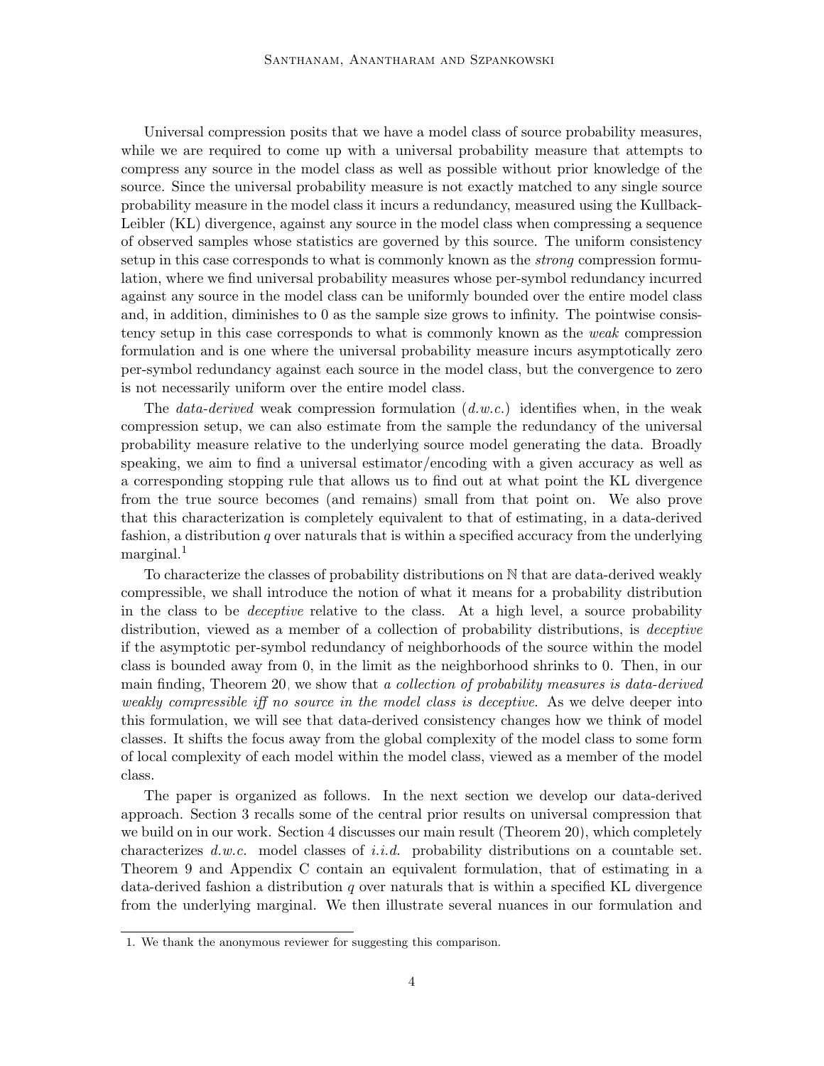Universal compression posits that we have a model class of source probability measures, while we are required to come up with a universal probability measure that attempts to compress any source in the model class as well as possible without prior knowledge of the source. Since the universal probability measure is not exactly matched to any single source probability measure in the model class it incurs a redundancy, measured using the Kullback-Leibler (KL) divergence, against any source in the model class when compressing a sequence of observed samples whose statistics are governed by this source. The uniform consistency setup in this case corresponds to what is commonly known as the *strong* compression formulation, where we find universal probability measures whose per-symbol redundancy incurred against any source in the model class can be uniformly bounded over the entire model class and, in addition, diminishes to 0 as the sample size grows to infinity. The pointwise consistency setup in this case corresponds to what is commonly known as the *weak* compression formulation and is one where the universal probability measure incurs asymptotically zero per-symbol redundancy against each source in the model class, but the convergence to zero is not necessarily uniform over the entire model class.

The *data-derived* weak compression formulation (*d.w.c.*) identifies when, in the weak compression setup, we can also estimate from the sample the redundancy of the universal probability measure relative to the underlying source model generating the data. Broadly speaking, we aim to find a universal estimator/encoding with a given accuracy as well as a corresponding stopping rule that allows us to find out at what point the KL divergence from the true source becomes (and remains) small from that point on. We also prove that this characterization is completely equivalent to that of estimating, in a data-derived fashion, a distribution $q$ over naturals that is within a specified accuracy from the underlying marginal.[1]

To characterize the classes of probability distributions on $\mathbb{N}$ that are data-derived weakly compressible, we shall introduce the notion of what it means for a probability distribution in the class to be *deceptive* relative to the class. At a high level, a source probability distribution, viewed as a member of a collection of probability distributions, is *deceptive* if the asymptotic per-symbol redundancy of neighborhoods of the source within the model class is bounded away from 0, in the limit as the neighborhood shrinks to 0. Then, in our main finding, Theorem 20, we show that *a collection of probability measures is data-derived weakly compressible iff no source in the model class is deceptive*. As we delve deeper into this formulation, we will see that data-derived consistency changes how we think of model classes. It shifts the focus away from the global complexity of the model class to some form of local complexity of each model within the model class, viewed as a member of the model class.

The paper is organized as follows. In the next section we develop our data-derived approach. Section 3 recalls some of the central prior results on universal compression that we build on in our work. Section 4 discusses our main result (Theorem 20), which completely characterizes *d.w.c.* model classes of *i.i.d.* probability distributions on a countable set. Theorem 9 and Appendix C contain an equivalent formulation, that of estimating in a data-derived fashion a distribution $q$ over naturals that is within a specified KL divergence from the underlying marginal. We then illustrate several nuances in our formulation and

1. We thank the anonymous reviewer for suggesting this comparison.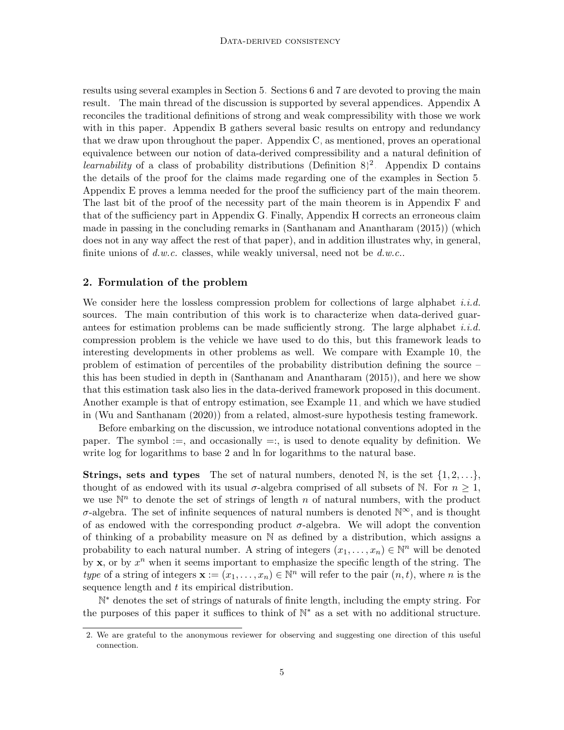results using several examples in Section 5. Sections 6 and 7 are devoted to proving the main result. The main thread of the discussion is supported by several appendices. Appendix A reconciles the traditional definitions of strong and weak compressibility with those we work with in this paper. Appendix B gathers several basic results on entropy and redundancy that we draw upon throughout the paper. Appendix C, as mentioned, proves an operational equivalence between our notion of data-derived compressibility and a natural definition of *learnability* of a class of probability distributions (Definition 8)[2]. Appendix D contains the details of the proof for the claims made regarding one of the examples in Section 5. Appendix E proves a lemma needed for the proof the sufficiency part of the main theorem. The last bit of the proof of the necessity part of the main theorem is in Appendix F and that of the sufficiency part in Appendix G. Finally, Appendix H corrects an erroneous claim made in passing in the concluding remarks in (Santhanam and Anantharam (2015)) (which does not in any way affect the rest of that paper), and in addition illustrates why, in general, finite unions of *d.w.c.* classes, while weakly universal, need not be *d.w.c.*.

## 2. Formulation of the problem

We consider here the lossless compression problem for collections of large alphabet *i.i.d.* sources. The main contribution of this work is to characterize when data-derived guarantees for estimation problems can be made sufficiently strong. The large alphabet *i.i.d.* compression problem is the vehicle we have used to do this, but this framework leads to interesting developments in other problems as well. We compare with Example 10, the problem of estimation of percentiles of the probability distribution defining the source – this has been studied in depth in (Santhanam and Anantharam (2015)), and here we show that this estimation task also lies in the data-derived framework proposed in this document. Another example is that of entropy estimation, see Example 11, and which we have studied in (Wu and Santhanam (2020)) from a related, almost-sure hypothesis testing framework.

Before embarking on the discussion, we introduce notational conventions adopted in the paper. The symbol $:=$, and occasionally $=:$, is used to denote equality by definition. We write log for logarithms to base 2 and ln for logarithms to the natural base.

**Strings, sets and types** The set of natural numbers, denoted $\mathbb{N}$, is the set $\{1, 2, \ldots\}$, thought of as endowed with its usual $\sigma$-algebra comprised of all subsets of $\mathbb{N}$. For $n \geq 1$, we use $\mathbb{N}^n$ to denote the set of strings of length $n$ of natural numbers, with the product $\sigma$-algebra. The set of infinite sequences of natural numbers is denoted $\mathbb{N}^\infty$, and is thought of as endowed with the corresponding product $\sigma$-algebra. We will adopt the convention of thinking of a probability measure on $\mathbb{N}$ as defined by a distribution, which assigns a probability to each natural number. A string of integers $(x_1, \ldots, x_n) \in \mathbb{N}^n$ will be denoted by $\mathbf{x}$, or by $x^n$ when it seems important to emphasize the specific length of the string. The *type* of a string of integers $\mathbf{x} := (x_1, \ldots, x_n) \in \mathbb{N}^n$ will refer to the pair $(n, t)$, where $n$ is the sequence length and $t$ its empirical distribution.

$\mathbb{N}^*$ denotes the set of strings of naturals of finite length, including the empty string. For the purposes of this paper it suffices to think of $\mathbb{N}^*$ as a set with no additional structure.

2. We are grateful to the anonymous reviewer for observing and suggesting one direction of this useful connection.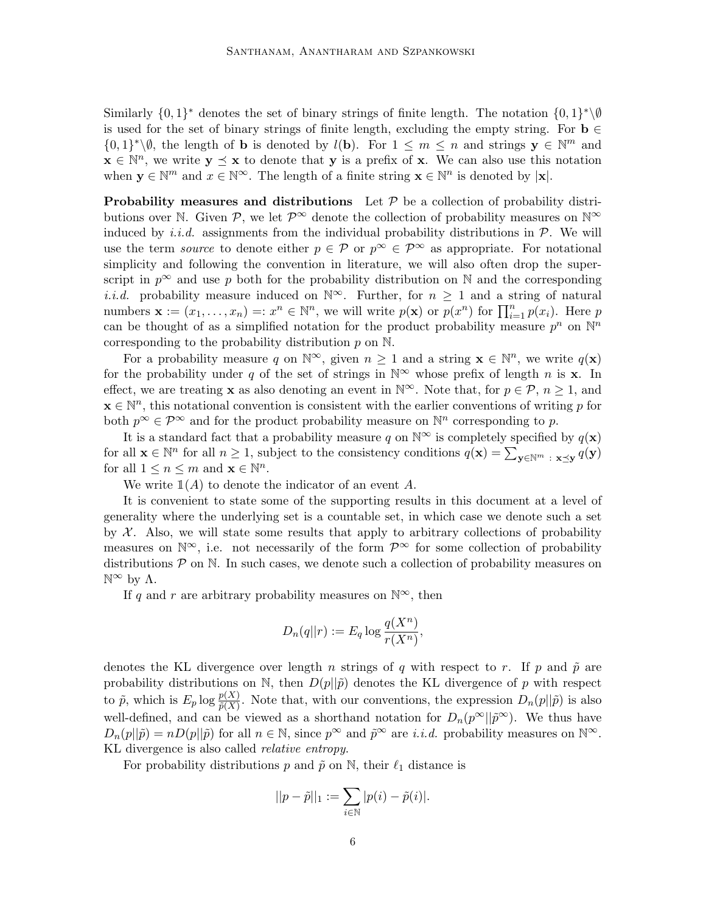Similarly $\{0,1\}^*$ denotes the set of binary strings of finite length. The notation $\{0,1\}^*\backslash\emptyset$ is used for the set of binary strings of finite length, excluding the empty string. For $\mathbf{b} \in \{0,1\}^*\backslash\emptyset$, the length of $\mathbf{b}$ is denoted by $l(\mathbf{b})$. For $1 \leq m \leq n$ and strings $\mathbf{y} \in \mathbb{N}^m$ and $\mathbf{x} \in \mathbb{N}^n$, we write $\mathbf{y} \preceq \mathbf{x}$ to denote that $\mathbf{y}$ is a prefix of $\mathbf{x}$. We can also use this notation when $\mathbf{y} \in \mathbb{N}^m$ and $x \in \mathbb{N}^\infty$. The length of a finite string $\mathbf{x} \in \mathbb{N}^n$ is denoted by $|\mathbf{x}|$.

**Probability measures and distributions** Let $\mathcal{P}$ be a collection of probability distributions over $\mathbb{N}$. Given $\mathcal{P}$, we let $\mathcal{P}^\infty$ denote the collection of probability measures on $\mathbb{N}^\infty$ induced by *i.i.d.* assignments from the individual probability distributions in $\mathcal{P}$. We will use the term *source* to denote either $p \in \mathcal{P}$ or $p^\infty \in \mathcal{P}^\infty$ as appropriate. For notational simplicity and following the convention in literature, we will also often drop the superscript in $p^\infty$ and use $p$ both for the probability distribution on $\mathbb{N}$ and the corresponding *i.i.d.* probability measure induced on $\mathbb{N}^\infty$. Further, for $n \geq 1$ and a string of natural numbers $\mathbf{x} := (x_1, \ldots, x_n) =: x^n \in \mathbb{N}^n$, we will write $p(\mathbf{x})$ or $p(x^n)$ for $\prod_{i=1}^n p(x_i)$. Here $p$ can be thought of as a simplified notation for the product probability measure $p^n$ on $\mathbb{N}^n$ corresponding to the probability distribution $p$ on $\mathbb{N}$.

For a probability measure $q$ on $\mathbb{N}^\infty$, given $n \geq 1$ and a string $\mathbf{x} \in \mathbb{N}^n$, we write $q(\mathbf{x})$ for the probability under $q$ of the set of strings in $\mathbb{N}^\infty$ whose prefix of length $n$ is $\mathbf{x}$. In effect, we are treating $\mathbf{x}$ as also denoting an event in $\mathbb{N}^\infty$. Note that, for $p \in \mathcal{P}$, $n \geq 1$, and $\mathbf{x} \in \mathbb{N}^n$, this notational convention is consistent with the earlier conventions of writing $p$ for both $p^\infty \in \mathcal{P}^\infty$ and for the product probability measure on $\mathbb{N}^n$ corresponding to $p$.

It is a standard fact that a probability measure $q$ on $\mathbb{N}^\infty$ is completely specified by $q(\mathbf{x})$ for all $\mathbf{x} \in \mathbb{N}^n$ for all $n \geq 1$, subject to the consistency conditions $q(\mathbf{x}) = \sum_{\mathbf{y} \in \mathbb{N}^m \,:\, \mathbf{x} \preceq \mathbf{y}} q(\mathbf{y})$ for all $1 \leq n \leq m$ and $\mathbf{x} \in \mathbb{N}^n$.

We write $\mathbb{1}(A)$ to denote the indicator of an event $A$.

It is convenient to state some of the supporting results in this document at a level of generality where the underlying set is a countable set, in which case we denote such a set by $\mathcal{X}$. Also, we will state some results that apply to arbitrary collections of probability measures on $\mathbb{N}^\infty$, i.e. not necessarily of the form $\mathcal{P}^\infty$ for some collection of probability distributions $\mathcal{P}$ on $\mathbb{N}$. In such cases, we denote such a collection of probability measures on $\mathbb{N}^\infty$ by $\Lambda$.

If $q$ and $r$ are arbitrary probability measures on $\mathbb{N}^\infty$, then

$$D_n(q||r) := E_q \log \frac{q(X^n)}{r(X^n)},$$

denotes the KL divergence over length $n$ strings of $q$ with respect to $r$. If $p$ and $\tilde{p}$ are probability distributions on $\mathbb{N}$, then $D(p||\tilde{p})$ denotes the KL divergence of $p$ with respect to $\tilde{p}$, which is $E_p \log \frac{p(X)}{\tilde{p}(X)}$. Note that, with our conventions, the expression $D_n(p||\tilde{p})$ is also well-defined, and can be viewed as a shorthand notation for $D_n(p^\infty||\tilde{p}^\infty)$. We thus have $D_n(p||\tilde{p}) = nD(p||\tilde{p})$ for all $n \in \mathbb{N}$, since $p^\infty$ and $\tilde{p}^\infty$ are *i.i.d.* probability measures on $\mathbb{N}^\infty$. KL divergence is also called *relative entropy*.

For probability distributions $p$ and $\tilde{p}$ on $\mathbb{N}$, their $\ell_1$ distance is

$$||p - \tilde{p}||_1 := \sum_{i \in \mathbb{N}} |p(i) - \tilde{p}(i)|.$$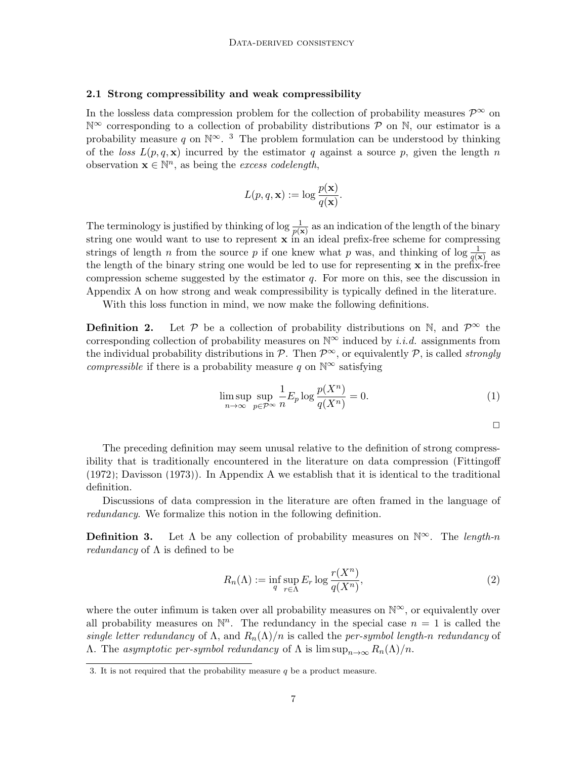### 2.1 Strong compressibility and weak compressibility

In the lossless data compression problem for the collection of probability measures $\mathcal{P}^\infty$ on $\mathbb{N}^\infty$ corresponding to a collection of probability distributions $\mathcal{P}$ on $\mathbb{N}$, our estimator is a probability measure $q$ on $\mathbb{N}^\infty$. [3] The problem formulation can be understood by thinking of the *loss* $L(p, q, \mathbf{x})$ incurred by the estimator $q$ against a source $p$, given the length $n$ observation $\mathbf{x} \in \mathbb{N}^n$, as being the *excess codelength*,

$$L(p, q, \mathbf{x}) := \log \frac{p(\mathbf{x})}{q(\mathbf{x})}.$$

The terminology is justified by thinking of $\log \frac{1}{p(\mathbf{x})}$ as an indication of the length of the binary string one would want to use to represent $\mathbf{x}$ in an ideal prefix-free scheme for compressing strings of length $n$ from the source $p$ if one knew what $p$ was, and thinking of $\log \frac{1}{q(\mathbf{x})}$ as the length of the binary string one would be led to use for representing $\mathbf{x}$ in the prefix-free compression scheme suggested by the estimator $q$. For more on this, see the discussion in Appendix A on how strong and weak compressibility is typically defined in the literature.

With this loss function in mind, we now make the following definitions.

**Definition 2.** Let $\mathcal{P}$ be a collection of probability distributions on $\mathbb{N}$, and $\mathcal{P}^\infty$ the corresponding collection of probability measures on $\mathbb{N}^\infty$ induced by *i.i.d.* assignments from the individual probability distributions in $\mathcal{P}$. Then $\mathcal{P}^\infty$, or equivalently $\mathcal{P}$, is called *strongly compressible* if there is a probability measure $q$ on $\mathbb{N}^\infty$ satisfying

$$\limsup_{n\to\infty} \sup_{p\in\mathcal{P}^\infty} \frac{1}{n} E_p \log \frac{p(X^n)}{q(X^n)} = 0. \tag{1}$$

□

The preceding definition may seem unusal relative to the definition of strong compressibility that is traditionally encountered in the literature on data compression (Fittingoff (1972); Davisson (1973)). In Appendix A we establish that it is identical to the traditional definition.

Discussions of data compression in the literature are often framed in the language of *redundancy*. We formalize this notion in the following definition.

**Definition 3.** Let $\Lambda$ be any collection of probability measures on $\mathbb{N}^\infty$. The *length-n redundancy* of $\Lambda$ is defined to be

$$R_n(\Lambda) := \inf_q \sup_{r\in\Lambda} E_r \log \frac{r(X^n)}{q(X^n)}, \tag{2}$$

where the outer infimum is taken over all probability measures on $\mathbb{N}^\infty$, or equivalently over all probability measures on $\mathbb{N}^n$. The redundancy in the special case $n = 1$ is called the *single letter redundancy* of $\Lambda$, and $R_n(\Lambda)/n$ is called the *per-symbol length-n redundancy* of $\Lambda$. The *asymptotic per-symbol redundancy* of $\Lambda$ is $\limsup_{n\to\infty} R_n(\Lambda)/n$.

3. It is not required that the probability measure $q$ be a product measure.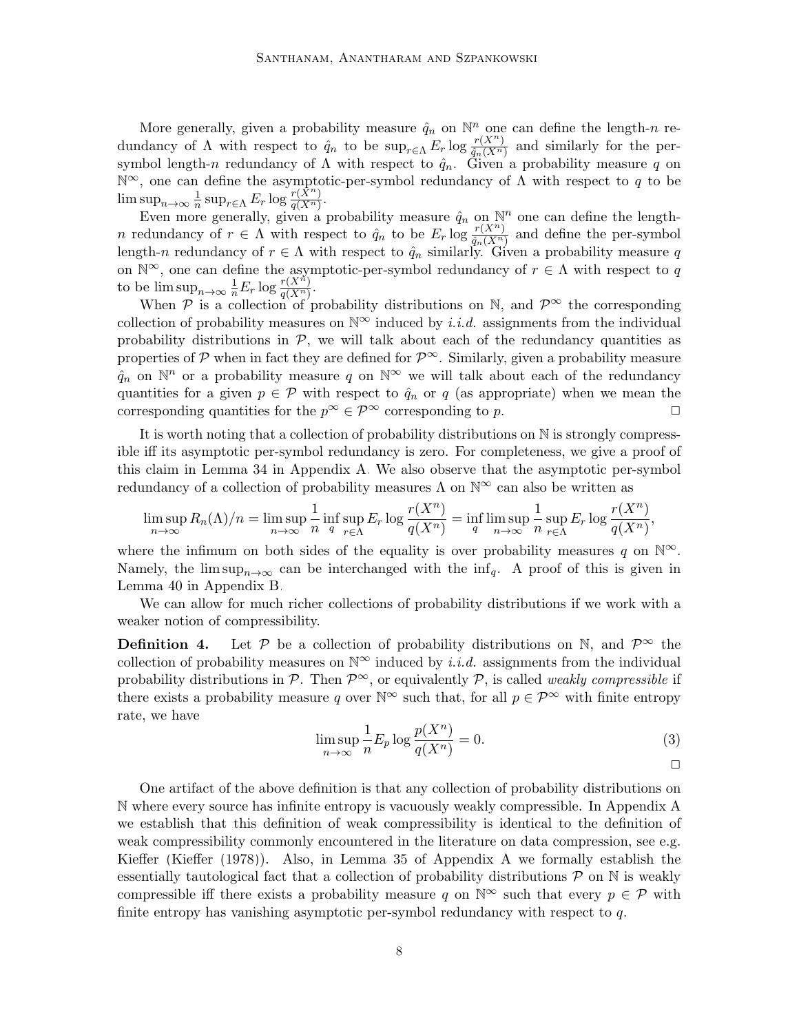More generally, given a probability measure $\hat{q}_n$ on $\mathbb{N}^n$ one can define the length-$n$ redundancy of $\Lambda$ with respect to $\hat{q}_n$ to be $\sup_{r\in\Lambda} E_r \log \frac{r(X^n)}{\hat{q}_n(X^n)}$ and similarly for the per-symbol length-$n$ redundancy of $\Lambda$ with respect to $\hat{q}_n$. Given a probability measure $q$ on $\mathbb{N}^\infty$, one can define the asymptotic-per-symbol redundancy of $\Lambda$ with respect to $q$ to be $\limsup_{n\to\infty} \frac{1}{n} \sup_{r\in\Lambda} E_r \log \frac{r(X^n)}{q(X^n)}$.

Even more generally, given a probability measure $\hat{q}_n$ on $\mathbb{N}^n$ one can define the length-$n$ redundancy of $r \in \Lambda$ with respect to $\hat{q}_n$ to be $E_r \log \frac{r(X^n)}{\hat{q}_n(X^n)}$ and define the per-symbol length-$n$ redundancy of $r \in \Lambda$ with respect to $\hat{q}_n$ similarly. Given a probability measure $q$ on $\mathbb{N}^\infty$, one can define the asymptotic-per-symbol redundancy of $r \in \Lambda$ with respect to $q$ to be $\limsup_{n\to\infty} \frac{1}{n} E_r \log \frac{r(X^n)}{q(X^n)}$.

When $\mathcal{P}$ is a collection of probability distributions on $\mathbb{N}$, and $\mathcal{P}^\infty$ the corresponding collection of probability measures on $\mathbb{N}^\infty$ induced by *i.i.d.* assignments from the individual probability distributions in $\mathcal{P}$, we will talk about each of the redundancy quantities as properties of $\mathcal{P}$ when in fact they are defined for $\mathcal{P}^\infty$. Similarly, given a probability measure $\hat{q}_n$ on $\mathbb{N}^n$ or a probability measure $q$ on $\mathbb{N}^\infty$ we will talk about each of the redundancy quantities for a given $p \in \mathcal{P}$ with respect to $\hat{q}_n$ or $q$ (as appropriate) when we mean the corresponding quantities for the $p^\infty \in \mathcal{P}^\infty$ corresponding to $p$. □

It is worth noting that a collection of probability distributions on $\mathbb{N}$ is strongly compressible iff its asymptotic per-symbol redundancy is zero. For completeness, we give a proof of this claim in Lemma 34 in Appendix A. We also observe that the asymptotic per-symbol redundancy of a collection of probability measures $\Lambda$ on $\mathbb{N}^\infty$ can also be written as

$$\limsup_{n\to\infty} R_n(\Lambda)/n = \limsup_{n\to\infty} \frac{1}{n} \inf_q \sup_{r\in\Lambda} E_r \log \frac{r(X^n)}{q(X^n)} = \inf_q \limsup_{n\to\infty} \frac{1}{n} \sup_{r\in\Lambda} E_r \log \frac{r(X^n)}{q(X^n)},$$

where the infimum on both sides of the equality is over probability measures $q$ on $\mathbb{N}^\infty$. Namely, the $\limsup_{n\to\infty}$ can be interchanged with the $\inf_q$. A proof of this is given in Lemma 40 in Appendix B.

We can allow for much richer collections of probability distributions if we work with a weaker notion of compressibility.

**Definition 4.** Let $\mathcal{P}$ be a collection of probability distributions on $\mathbb{N}$, and $\mathcal{P}^\infty$ the collection of probability measures on $\mathbb{N}^\infty$ induced by *i.i.d.* assignments from the individual probability distributions in $\mathcal{P}$. Then $\mathcal{P}^\infty$, or equivalently $\mathcal{P}$, is called *weakly compressible* if there exists a probability measure $q$ over $\mathbb{N}^\infty$ such that, for all $p \in \mathcal{P}^\infty$ with finite entropy rate, we have

$$\limsup_{n\to\infty} \frac{1}{n} E_p \log \frac{p(X^n)}{q(X^n)} = 0. \tag{3}$$

□

One artifact of the above definition is that any collection of probability distributions on $\mathbb{N}$ where every source has infinite entropy is vacuously weakly compressible. In Appendix A we establish that this definition of weak compressibility is identical to the definition of weak compressibility commonly encountered in the literature on data compression, see e.g. Kieffer (Kieffer (1978)). Also, in Lemma 35 of Appendix A we formally establish the essentially tautological fact that a collection of probability distributions $\mathcal{P}$ on $\mathbb{N}$ is weakly compressible iff there exists a probability measure $q$ on $\mathbb{N}^\infty$ such that every $p \in \mathcal{P}$ with finite entropy has vanishing asymptotic per-symbol redundancy with respect to $q$.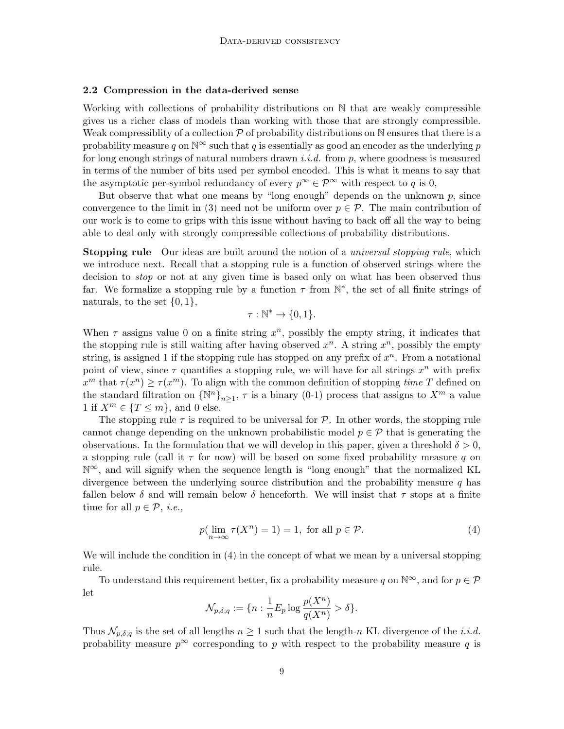### 2.2 Compression in the data-derived sense

Working with collections of probability distributions on $\mathbb{N}$ that are weakly compressible gives us a richer class of models than working with those that are strongly compressible. Weak compressiblity of a collection $\mathcal{P}$ of probability distributions on $\mathbb{N}$ ensures that there is a probability measure $q$ on $\mathbb{N}^\infty$ such that $q$ is essentially as good an encoder as the underlying $p$ for long enough strings of natural numbers drawn *i.i.d.* from $p$, where goodness is measured in terms of the number of bits used per symbol encoded. This is what it means to say that the asymptotic per-symbol redundancy of every $p^\infty \in \mathcal{P}^\infty$ with respect to $q$ is 0,

But observe that what one means by "long enough" depends on the unknown $p$, since convergence to the limit in (3) need not be uniform over $p \in \mathcal{P}$. The main contribution of our work is to come to grips with this issue without having to back off all the way to being able to deal only with strongly compressible collections of probability distributions.

**Stopping rule** Our ideas are built around the notion of a *universal stopping rule*, which we introduce next. Recall that a stopping rule is a function of observed strings where the decision to *stop* or not at any given time is based only on what has been observed thus far. We formalize a stopping rule by a function $\tau$ from $\mathbb{N}^*$, the set of all finite strings of naturals, to the set $\{0, 1\}$,

$$\tau : \mathbb{N}^* \to \{0, 1\}.$$

When $\tau$ assigns value 0 on a finite string $x^n$, possibly the empty string, it indicates that the stopping rule is still waiting after having observed $x^n$. A string $x^n$, possibly the empty string, is assigned 1 if the stopping rule has stopped on any prefix of $x^n$. From a notational point of view, since $\tau$ quantifies a stopping rule, we will have for all strings $x^n$ with prefix $x^m$ that $\tau(x^n) \geq \tau(x^m)$. To align with the common definition of stopping *time* $T$ defined on the standard filtration on $\{\mathbb{N}^n\}_{n\geq 1}$, $\tau$ is a binary (0-1) process that assigns to $X^m$ a value 1 if $X^m \in \{T \leq m\}$, and 0 else.

The stopping rule $\tau$ is required to be universal for $\mathcal{P}$. In other words, the stopping rule cannot change depending on the unknown probabilistic model $p \in \mathcal{P}$ that is generating the observations. In the formulation that we will develop in this paper, given a threshold $\delta > 0$, a stopping rule (call it $\tau$ for now) will be based on some fixed probability measure $q$ on $\mathbb{N}^\infty$, and will signify when the sequence length is "long enough" that the normalized KL divergence between the underlying source distribution and the probability measure $q$ has fallen below $\delta$ and will remain below $\delta$ henceforth. We will insist that $\tau$ stops at a finite time for all $p \in \mathcal{P}$, *i.e.*,

$$p(\lim_{n\to\infty} \tau(X^n) = 1) = 1, \text{ for all } p \in \mathcal{P}. \tag{4}$$

We will include the condition in (4) in the concept of what we mean by a universal stopping rule.

To understand this requirement better, fix a probability measure $q$ on $\mathbb{N}^\infty$, and for $p \in \mathcal{P}$ let

$$\mathcal{N}_{p,\delta;q} := \{n : \frac{1}{n} E_p \log \frac{p(X^n)}{q(X^n)} > \delta\}.$$

Thus $\mathcal{N}_{p,\delta;q}$ is the set of all lengths $n \geq 1$ such that the length-$n$ KL divergence of the *i.i.d.* probability measure $p^\infty$ corresponding to $p$ with respect to the probability measure $q$ is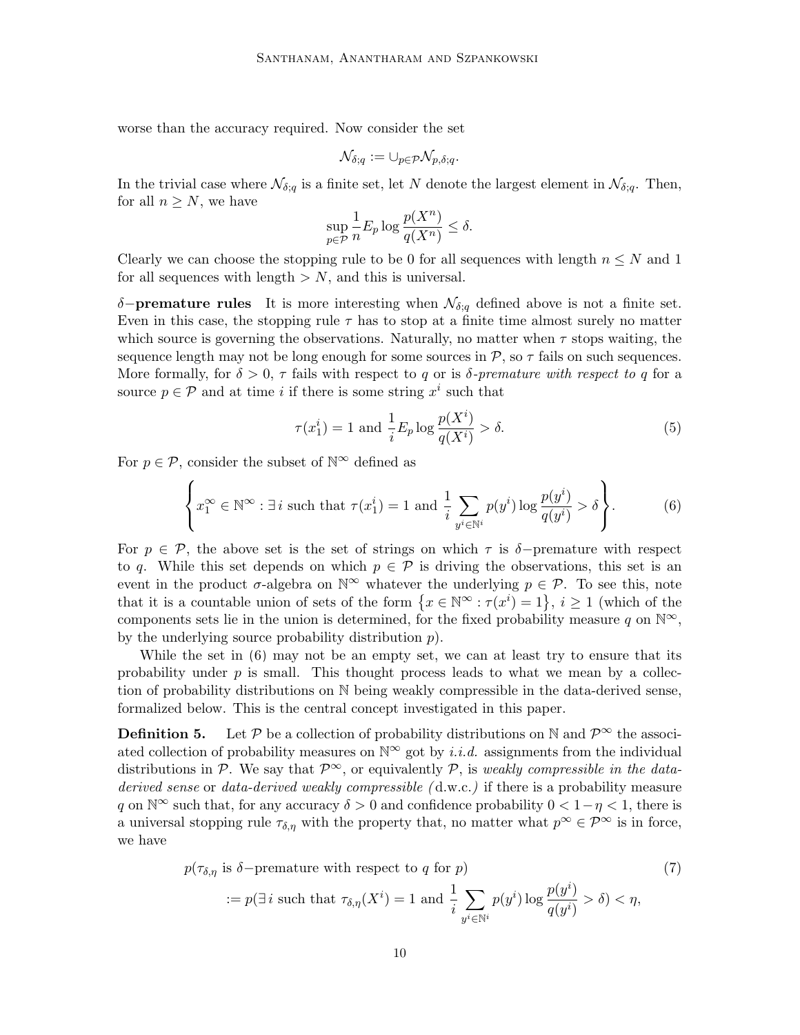worse than the accuracy required. Now consider the set

$$\mathcal{N}_{\delta;q} := \cup_{p \in \mathcal{P}} \mathcal{N}_{p,\delta;q}.$$

In the trivial case where $\mathcal{N}_{\delta;q}$ is a finite set, let $N$ denote the largest element in $\mathcal{N}_{\delta;q}$. Then, for all $n \geq N$, we have

$$\sup_{p \in \mathcal{P}} \frac{1}{n} E_p \log \frac{p(X^n)}{q(X^n)} \leq \delta.$$

Clearly we can choose the stopping rule to be 0 for all sequences with length $n \leq N$ and 1 for all sequences with length $> N$, and this is universal.

**$\delta-$premature rules** It is more interesting when $\mathcal{N}_{\delta;q}$ defined above is not a finite set. Even in this case, the stopping rule $\tau$ has to stop at a finite time almost surely no matter which source is governing the observations. Naturally, no matter when $\tau$ stops waiting, the sequence length may not be long enough for some sources in $\mathcal{P}$, so $\tau$ fails on such sequences. More formally, for $\delta > 0$, $\tau$ fails with respect to $q$ or is *$\delta$-premature with respect to $q$* for a source $p \in \mathcal{P}$ and at time $i$ if there is some string $x^i$ such that

$$\tau(x_1^i) = 1 \text{ and } \frac{1}{i} E_p \log \frac{p(X^i)}{q(X^i)} > \delta. \tag{5}$$

For $p \in \mathcal{P}$, consider the subset of $\mathbb{N}^\infty$ defined as

$$\left\{ x_1^\infty \in \mathbb{N}^\infty : \exists\, i \text{ such that } \tau(x_1^i) = 1 \text{ and } \frac{1}{i} \sum_{y^i \in \mathbb{N}^i} p(y^i) \log \frac{p(y^i)}{q(y^i)} > \delta \right\}. \tag{6}$$

For $p \in \mathcal{P}$, the above set is the set of strings on which $\tau$ is $\delta-$premature with respect to $q$. While this set depends on which $p \in \mathcal{P}$ is driving the observations, this set is an event in the product $\sigma$-algebra on $\mathbb{N}^\infty$ whatever the underlying $p \in \mathcal{P}$. To see this, note that it is a countable union of sets of the form $\{x \in \mathbb{N}^\infty : \tau(x^i) = 1\}$, $i \geq 1$ (which of the components sets lie in the union is determined, for the fixed probability measure $q$ on $\mathbb{N}^\infty$, by the underlying source probability distribution $p$).

While the set in (6) may not be an empty set, we can at least try to ensure that its probability under $p$ is small. This thought process leads to what we mean by a collection of probability distributions on $\mathbb{N}$ being weakly compressible in the data-derived sense, formalized below. This is the central concept investigated in this paper.

**Definition 5.** Let $\mathcal{P}$ be a collection of probability distributions on $\mathbb{N}$ and $\mathcal{P}^\infty$ the associated collection of probability measures on $\mathbb{N}^\infty$ got by *i.i.d.* assignments from the individual distributions in $\mathcal{P}$. We say that $\mathcal{P}^\infty$, or equivalently $\mathcal{P}$, is *weakly compressible in the data-derived sense* or *data-derived weakly compressible (*d.w.c.*)* if there is a probability measure $q$ on $\mathbb{N}^\infty$ such that, for any accuracy $\delta > 0$ and confidence probability $0 < 1-\eta < 1$, there is a universal stopping rule $\tau_{\delta,\eta}$ with the property that, no matter what $p^\infty \in \mathcal{P}^\infty$ is in force, we have

$$\begin{aligned}
&p(\tau_{\delta,\eta} \text{ is } \delta-\text{premature with respect to } q \text{ for } p) \\
&\quad := p(\exists\, i \text{ such that } \tau_{\delta,\eta}(X^i) = 1 \text{ and } \frac{1}{i} \sum_{y^i \in \mathbb{N}^i} p(y^i) \log \frac{p(y^i)}{q(y^i)} > \delta) < \eta,
\end{aligned} \tag{7}$$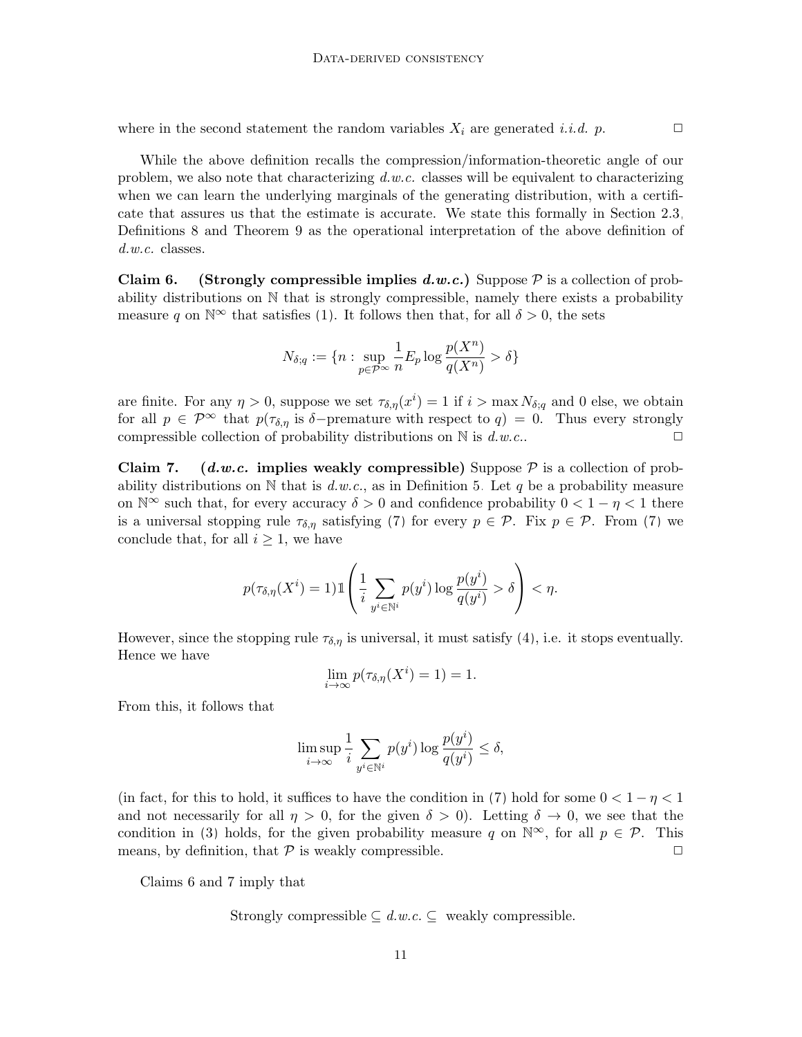where in the second statement the random variables $X_i$ are generated *i.i.d.* $p$. $\square$

While the above definition recalls the compression/information-theoretic angle of our problem, we also note that characterizing *d.w.c.* classes will be equivalent to characterizing when we can learn the underlying marginals of the generating distribution, with a certificate that assures us that the estimate is accurate. We state this formally in Section 2.3, Definitions 8 and Theorem 9 as the operational interpretation of the above definition of *d.w.c.* classes.

**Claim 6.** **(Strongly compressible implies *d.w.c.*)** Suppose $\mathcal{P}$ is a collection of probability distributions on $\mathbb{N}$ that is strongly compressible, namely there exists a probability measure $q$ on $\mathbb{N}^\infty$ that satisfies (1). It follows then that, for all $\delta > 0$, the sets

$$N_{\delta;q} := \{n : \sup_{p \in \mathcal{P}^\infty} \frac{1}{n} E_p \log \frac{p(X^n)}{q(X^n)} > \delta\}$$

are finite. For any $\eta > 0$, suppose we set $\tau_{\delta,\eta}(x^i) = 1$ if $i > \max N_{\delta;q}$ and 0 else, we obtain for all $p \in \mathcal{P}^\infty$ that $p(\tau_{\delta,\eta}$ is $\delta-$premature with respect to $q) = 0$. Thus every strongly compressible collection of probability distributions on $\mathbb{N}$ is *d.w.c.*. $\square$

**Claim 7.** **(*d.w.c.* implies weakly compressible)** Suppose $\mathcal{P}$ is a collection of probability distributions on $\mathbb{N}$ that is *d.w.c.*, as in Definition 5. Let $q$ be a probability measure on $\mathbb{N}^\infty$ such that, for every accuracy $\delta > 0$ and confidence probability $0 < 1 - \eta < 1$ there is a universal stopping rule $\tau_{\delta,\eta}$ satisfying (7) for every $p \in \mathcal{P}$. Fix $p \in \mathcal{P}$. From (7) we conclude that, for all $i \geq 1$, we have

$$p(\tau_{\delta,\eta}(X^i) = 1)\mathbb{1}\left(\frac{1}{i}\sum_{y^i \in \mathbb{N}^i} p(y^i) \log \frac{p(y^i)}{q(y^i)} > \delta\right) < \eta.$$

However, since the stopping rule $\tau_{\delta,\eta}$ is universal, it must satisfy (4), i.e. it stops eventually. Hence we have

$$\lim_{i \to \infty} p(\tau_{\delta,\eta}(X^i) = 1) = 1.$$

From this, it follows that

$$\limsup_{i \to \infty} \frac{1}{i} \sum_{y^i \in \mathbb{N}^i} p(y^i) \log \frac{p(y^i)}{q(y^i)} \leq \delta,$$

(in fact, for this to hold, it suffices to have the condition in (7) hold for some $0 < 1 - \eta < 1$ and not necessarily for all $\eta > 0$, for the given $\delta > 0$). Letting $\delta \to 0$, we see that the condition in (3) holds, for the given probability measure $q$ on $\mathbb{N}^\infty$, for all $p \in \mathcal{P}$. This means, by definition, that $\mathcal{P}$ is weakly compressible. $\square$

Claims 6 and 7 imply that

$$\text{Strongly compressible} \subseteq \textit{d.w.c.} \subseteq \text{ weakly compressible.}$$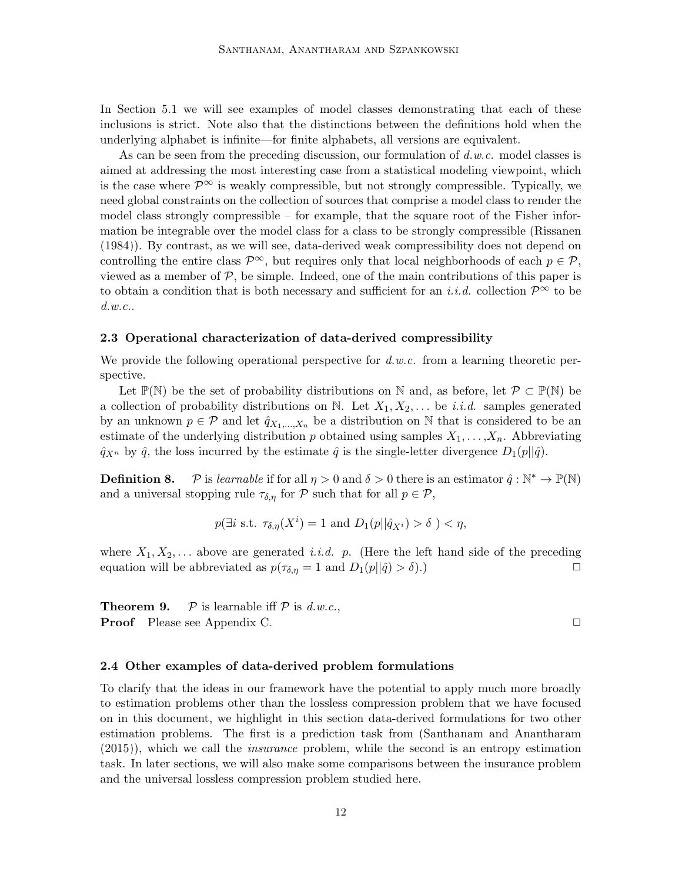In Section 5.1 we will see examples of model classes demonstrating that each of these inclusions is strict. Note also that the distinctions between the definitions hold when the underlying alphabet is infinite—for finite alphabets, all versions are equivalent.

As can be seen from the preceding discussion, our formulation of *d.w.c.* model classes is aimed at addressing the most interesting case from a statistical modeling viewpoint, which is the case where $\mathcal{P}^\infty$ is weakly compressible, but not strongly compressible. Typically, we need global constraints on the collection of sources that comprise a model class to render the model class strongly compressible – for example, that the square root of the Fisher information be integrable over the model class for a class to be strongly compressible (Rissanen (1984)). By contrast, as we will see, data-derived weak compressibility does not depend on controlling the entire class $\mathcal{P}^\infty$, but requires only that local neighborhoods of each $p \in \mathcal{P}$, viewed as a member of $\mathcal{P}$, be simple. Indeed, one of the main contributions of this paper is to obtain a condition that is both necessary and sufficient for an *i.i.d.* collection $\mathcal{P}^\infty$ to be *d.w.c.*.

### 2.3 Operational characterization of data-derived compressibility

We provide the following operational perspective for *d.w.c.* from a learning theoretic perspective.

Let $\mathbb{P}(\mathbb{N})$ be the set of probability distributions on $\mathbb{N}$ and, as before, let $\mathcal{P} \subset \mathbb{P}(\mathbb{N})$ be a collection of probability distributions on $\mathbb{N}$. Let $X_1, X_2, \ldots$ be *i.i.d.* samples generated by an unknown $p \in \mathcal{P}$ and let $\hat{q}_{X_1,\ldots,X_n}$ be a distribution on $\mathbb{N}$ that is considered to be an estimate of the underlying distribution $p$ obtained using samples $X_1, \ldots, X_n$. Abbreviating $\hat{q}_{X^n}$ by $\hat{q}$, the loss incurred by the estimate $\hat{q}$ is the single-letter divergence $D_1(p||\hat{q})$.

**Definition 8.** $\mathcal{P}$ is *learnable* if for all $\eta > 0$ and $\delta > 0$ there is an estimator $\hat{q} : \mathbb{N}^* \to \mathbb{P}(\mathbb{N})$ and a universal stopping rule $\tau_{\delta,\eta}$ for $\mathcal{P}$ such that for all $p \in \mathcal{P}$,

$$p(\exists i \text{ s.t. } \tau_{\delta,\eta}(X^i) = 1 \text{ and } D_1(p||\hat{q}_{X^i}) > \delta\ ) < \eta,$$

where $X_1, X_2, \ldots$ above are generated *i.i.d.* $p$. (Here the left hand side of the preceding equation will be abbreviated as $p(\tau_{\delta,\eta} = 1 \text{ and } D_1(p||\hat{q}) > \delta)$.) □

**Theorem 9.** $\mathcal{P}$ is learnable iff $\mathcal{P}$ is *d.w.c.*,
**Proof** Please see Appendix C. □

### 2.4 Other examples of data-derived problem formulations

To clarify that the ideas in our framework have the potential to apply much more broadly to estimation problems other than the lossless compression problem that we have focused on in this document, we highlight in this section data-derived formulations for two other estimation problems. The first is a prediction task from (Santhanam and Anantharam (2015)), which we call the *insurance* problem, while the second is an entropy estimation task. In later sections, we will also make some comparisons between the insurance problem and the universal lossless compression problem studied here.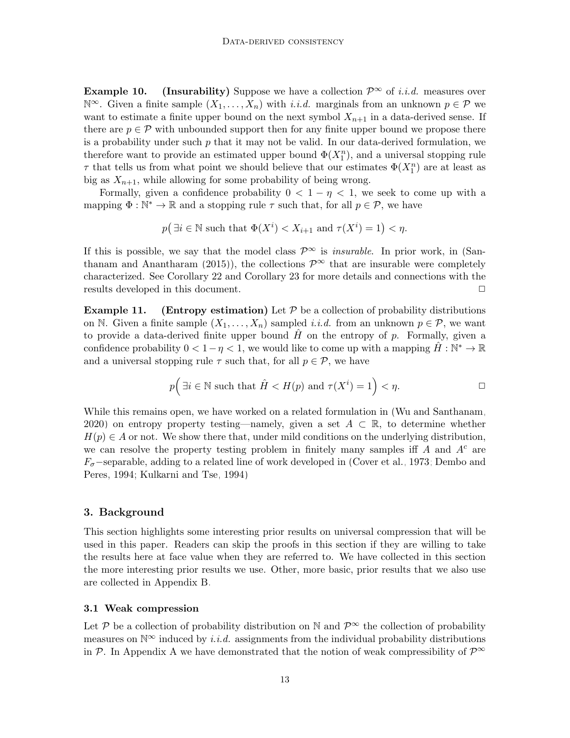**Example 10.** **(Insurability)** Suppose we have a collection $\mathcal{P}^\infty$ of *i.i.d.* measures over $\mathbb{N}^\infty$. Given a finite sample $(X_1, \ldots, X_n)$ with *i.i.d.* marginals from an unknown $p \in \mathcal{P}$ we want to estimate a finite upper bound on the next symbol $X_{n+1}$ in a data-derived sense. If there are $p \in \mathcal{P}$ with unbounded support then for any finite upper bound we propose there is a probability under such $p$ that it may not be valid. In our data-derived formulation, we therefore want to provide an estimated upper bound $\Phi(X_1^n)$, and a universal stopping rule $\tau$ that tells us from what point we should believe that our estimates $\Phi(X_1^n)$ are at least as big as $X_{n+1}$, while allowing for some probability of being wrong.

Formally, given a confidence probability $0 < 1 - \eta < 1$, we seek to come up with a mapping $\Phi : \mathbb{N}^* \to \mathbb{R}$ and a stopping rule $\tau$ such that, for all $p \in \mathcal{P}$, we have

$$p\big(\,\exists i \in \mathbb{N} \text{ such that } \Phi(X^i) < X_{i+1} \text{ and } \tau(X^i) = 1\big) < \eta.$$

If this is possible, we say that the model class $\mathcal{P}^\infty$ is *insurable*. In prior work, in (Santhanam and Anantharam (2015)), the collections $\mathcal{P}^\infty$ that are insurable were completely characterized. See Corollary 22 and Corollary 23 for more details and connections with the results developed in this document. ☐

**Example 11.** **(Entropy estimation)** Let $\mathcal{P}$ be a collection of probability distributions on $\mathbb{N}$. Given a finite sample $(X_1, \ldots, X_n)$ sampled *i.i.d.* from an unknown $p \in \mathcal{P}$, we want to provide a data-derived finite upper bound $\hat{H}$ on the entropy of $p$. Formally, given a confidence probability $0 < 1 - \eta < 1$, we would like to come up with a mapping $\hat{H} : \mathbb{N}^* \to \mathbb{R}$ and a universal stopping rule $\tau$ such that, for all $p \in \mathcal{P}$, we have

$$p\Big(\,\exists i \in \mathbb{N} \text{ such that } \hat{H} < H(p) \text{ and } \tau(X^i) = 1\Big) < \eta. \qquad ☐$$

While this remains open, we have worked on a related formulation in (Wu and Santhanam, 2020) on entropy property testing—namely, given a set $A \subset \mathbb{R}$, to determine whether $H(p) \in A$ or not. We show there that, under mild conditions on the underlying distribution, we can resolve the property testing problem in finitely many samples iff $A$ and $A^c$ are $F_\sigma$−separable, adding to a related line of work developed in (Cover et al., 1973; Dembo and Peres, 1994; Kulkarni and Tse, 1994)

## 3. Background

This section highlights some interesting prior results on universal compression that will be used in this paper. Readers can skip the proofs in this section if they are willing to take the results here at face value when they are referred to. We have collected in this section the more interesting prior results we use. Other, more basic, prior results that we also use are collected in Appendix B.

### 3.1 Weak compression

Let $\mathcal{P}$ be a collection of probability distribution on $\mathbb{N}$ and $\mathcal{P}^\infty$ the collection of probability measures on $\mathbb{N}^\infty$ induced by *i.i.d.* assignments from the individual probability distributions in $\mathcal{P}$. In Appendix A we have demonstrated that the notion of weak compressibility of $\mathcal{P}^\infty$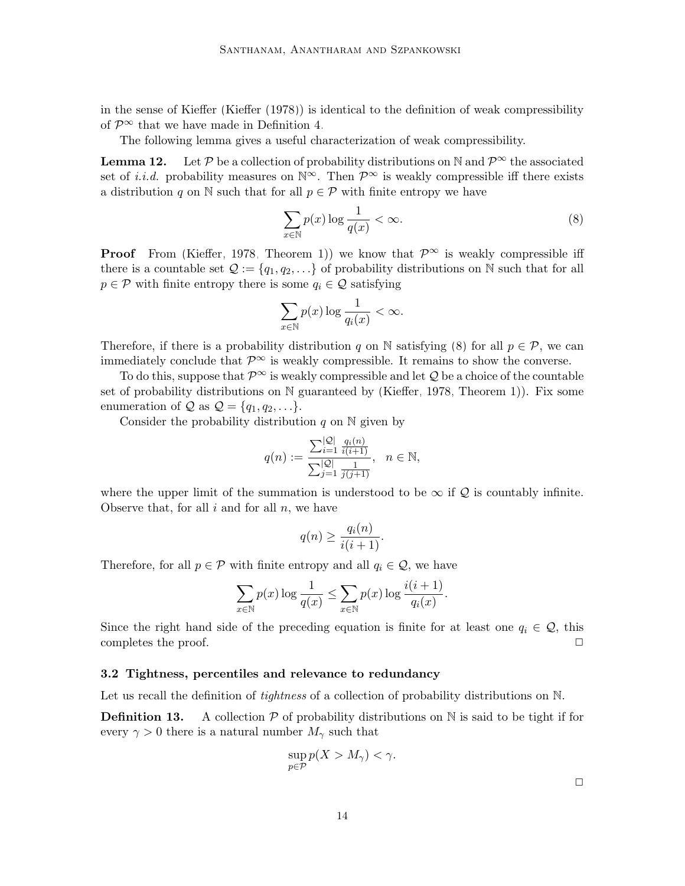in the sense of Kieffer (Kieffer (1978)) is identical to the definition of weak compressibility of $\mathcal{P}^\infty$ that we have made in Definition 4.

The following lemma gives a useful characterization of weak compressibility.

**Lemma 12.** Let $\mathcal{P}$ be a collection of probability distributions on $\mathbb{N}$ and $\mathcal{P}^\infty$ the associated set of *i.i.d.* probability measures on $\mathbb{N}^\infty$. Then $\mathcal{P}^\infty$ is weakly compressible iff there exists a distribution $q$ on $\mathbb{N}$ such that for all $p \in \mathcal{P}$ with finite entropy we have

$$\sum_{x \in \mathbb{N}} p(x) \log \frac{1}{q(x)} < \infty. \tag{8}$$

**Proof** From (Kieffer, 1978, Theorem 1)) we know that $\mathcal{P}^\infty$ is weakly compressible iff there is a countable set $\mathcal{Q} := \{q_1, q_2, \ldots\}$ of probability distributions on $\mathbb{N}$ such that for all $p \in \mathcal{P}$ with finite entropy there is some $q_i \in \mathcal{Q}$ satisfying

$$\sum_{x \in \mathbb{N}} p(x) \log \frac{1}{q_i(x)} < \infty.$$

Therefore, if there is a probability distribution $q$ on $\mathbb{N}$ satisfying (8) for all $p \in \mathcal{P}$, we can immediately conclude that $\mathcal{P}^\infty$ is weakly compressible. It remains to show the converse.

To do this, suppose that $\mathcal{P}^\infty$ is weakly compressible and let $\mathcal{Q}$ be a choice of the countable set of probability distributions on $\mathbb{N}$ guaranteed by (Kieffer, 1978, Theorem 1)). Fix some enumeration of $\mathcal{Q}$ as $\mathcal{Q} = \{q_1, q_2, \ldots\}$.

Consider the probability distribution $q$ on $\mathbb{N}$ given by

$$q(n) := \frac{\sum_{i=1}^{|\mathcal{Q}|} \frac{q_i(n)}{i(i+1)}}{\sum_{j=1}^{|\mathcal{Q}|} \frac{1}{j(j+1)}}, \quad n \in \mathbb{N},$$

where the upper limit of the summation is understood to be $\infty$ if $\mathcal{Q}$ is countably infinite. Observe that, for all $i$ and for all $n$, we have

$$q(n) \geq \frac{q_i(n)}{i(i+1)}.$$

Therefore, for all $p \in \mathcal{P}$ with finite entropy and all $q_i \in \mathcal{Q}$, we have

$$\sum_{x \in \mathbb{N}} p(x) \log \frac{1}{q(x)} \leq \sum_{x \in \mathbb{N}} p(x) \log \frac{i(i+1)}{q_i(x)}.$$

Since the right hand side of the preceding equation is finite for at least one $q_i \in \mathcal{Q}$, this completes the proof. □

### 3.2 Tightness, percentiles and relevance to redundancy

Let us recall the definition of *tightness* of a collection of probability distributions on $\mathbb{N}$.

**Definition 13.** A collection $\mathcal{P}$ of probability distributions on $\mathbb{N}$ is said to be tight if for every $\gamma > 0$ there is a natural number $M_\gamma$ such that

$$\sup_{p \in \mathcal{P}} p(X > M_\gamma) < \gamma.$$

□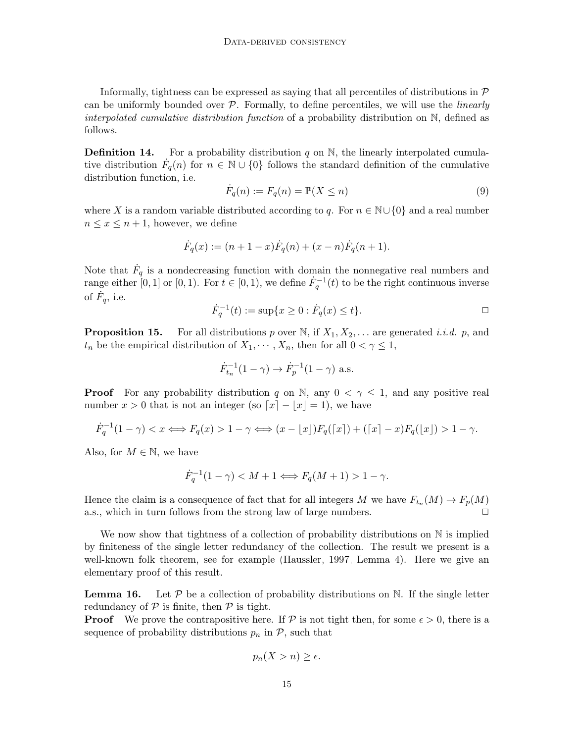Informally, tightness can be expressed as saying that all percentiles of distributions in $\mathcal{P}$ can be uniformly bounded over $\mathcal{P}$. Formally, to define percentiles, we will use the *linearly interpolated cumulative distribution function* of a probability distribution on $\mathbb{N}$, defined as follows.

**Definition 14.** For a probability distribution $q$ on $\mathbb{N}$, the linearly interpolated cumulative distribution $\dot{F}_q(n)$ for $n \in \mathbb{N} \cup \{0\}$ follows the standard definition of the cumulative distribution function, i.e.

$$\dot{F}_q(n) := F_q(n) = \mathbb{P}(X \leq n) \tag{9}$$

where $X$ is a random variable distributed according to $q$. For $n \in \mathbb{N} \cup \{0\}$ and a real number $n \leq x \leq n+1$, however, we define

$$\dot{F}_q(x) := (n + 1 - x)\dot{F}_q(n) + (x - n)\dot{F}_q(n + 1).$$

Note that $\dot{F}_q$ is a nondecreasing function with domain the nonnegative real numbers and range either $[0, 1]$ or $[0, 1)$. For $t \in [0, 1)$, we define $\dot{F}_q^{-1}(t)$ to be the right continuous inverse of $\dot{F}_q$, i.e.

$$\dot{F}_q^{-1}(t) := \sup\{x \geq 0 : \dot{F}_q(x) \leq t\}.$$

□

**Proposition 15.** For all distributions $p$ over $\mathbb{N}$, if $X_1, X_2, \ldots$ are generated *i.i.d.* $p$, and $t_n$ be the empirical distribution of $X_1, \cdots, X_n$, then for all $0 < \gamma \leq 1$,

$$\dot{F}_{t_n}^{-1}(1 - \gamma) \to \dot{F}_p^{-1}(1 - \gamma) \text{ a.s.}$$

**Proof** For any probability distribution $q$ on $\mathbb{N}$, any $0 < \gamma \leq 1$, and any positive real number $x > 0$ that is not an integer (so $\lceil x \rceil - \lfloor x \rfloor = 1$), we have

$$\dot{F}_q^{-1}(1 - \gamma) < x \iff F_q(x) > 1 - \gamma \iff (x - \lfloor x \rfloor)F_q(\lceil x \rceil) + (\lceil x \rceil - x)F_q(\lfloor x \rfloor) > 1 - \gamma.$$

Also, for $M \in \mathbb{N}$, we have

$$\dot{F}_q^{-1}(1 - \gamma) < M + 1 \iff F_q(M + 1) > 1 - \gamma.$$

Hence the claim is a consequence of fact that for all integers $M$ we have $F_{t_n}(M) \to F_p(M)$ a.s., which in turn follows from the strong law of large numbers. □

We now show that tightness of a collection of probability distributions on $\mathbb{N}$ is implied by finiteness of the single letter redundancy of the collection. The result we present is a well-known folk theorem, see for example (Haussler, 1997, Lemma 4). Here we give an elementary proof of this result.

**Lemma 16.** Let $\mathcal{P}$ be a collection of probability distributions on $\mathbb{N}$. If the single letter redundancy of $\mathcal{P}$ is finite, then $\mathcal{P}$ is tight.

**Proof** We prove the contrapositive here. If $\mathcal{P}$ is not tight then, for some $\epsilon > 0$, there is a sequence of probability distributions $p_n$ in $\mathcal{P}$, such that

$$p_n(X > n) \geq \epsilon.$$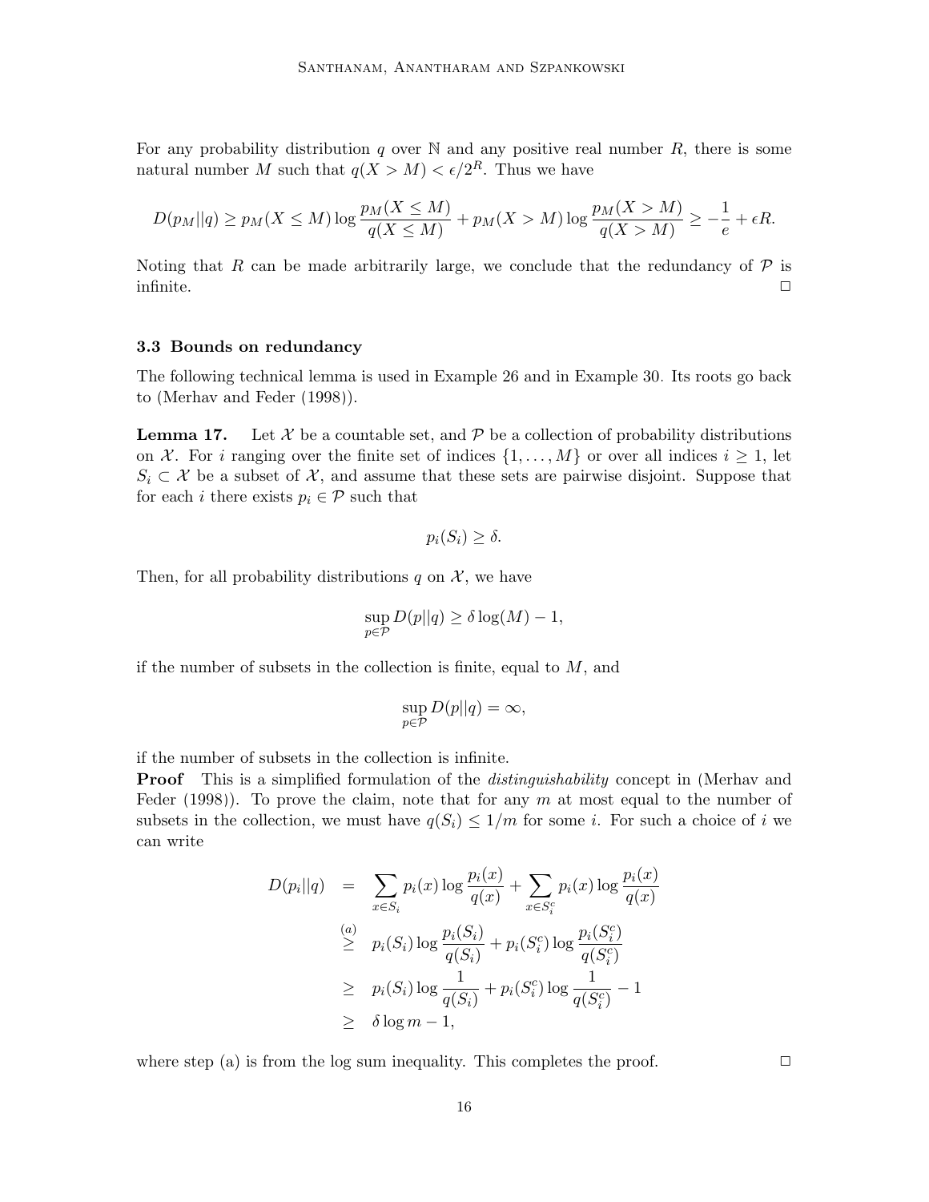For any probability distribution $q$ over $\mathbb{N}$ and any positive real number $R$, there is some natural number $M$ such that $q(X > M) < \epsilon/2^R$. Thus we have

$$D(p_M||q) \geq p_M(X \leq M) \log \frac{p_M(X \leq M)}{q(X \leq M)} + p_M(X > M) \log \frac{p_M(X > M)}{q(X > M)} \geq -\frac{1}{e} + \epsilon R.$$

Noting that $R$ can be made arbitrarily large, we conclude that the redundancy of $\mathcal{P}$ is infinite. $\square$

### 3.3 Bounds on redundancy

The following technical lemma is used in Example 26 and in Example 30. Its roots go back to (Merhav and Feder (1998)).

**Lemma 17.** Let $\mathcal{X}$ be a countable set, and $\mathcal{P}$ be a collection of probability distributions on $\mathcal{X}$. For $i$ ranging over the finite set of indices $\{1, \ldots, M\}$ or over all indices $i \geq 1$, let $S_i \subset \mathcal{X}$ be a subset of $\mathcal{X}$, and assume that these sets are pairwise disjoint. Suppose that for each $i$ there exists $p_i \in \mathcal{P}$ such that

$$p_i(S_i) \geq \delta.$$

Then, for all probability distributions $q$ on $\mathcal{X}$, we have

$$\sup_{p \in \mathcal{P}} D(p||q) \geq \delta \log(M) - 1,$$

if the number of subsets in the collection is finite, equal to $M$, and

$$\sup_{p \in \mathcal{P}} D(p||q) = \infty,$$

if the number of subsets in the collection is infinite.

**Proof** This is a simplified formulation of the *distinguishability* concept in (Merhav and Feder (1998)). To prove the claim, note that for any $m$ at most equal to the number of subsets in the collection, we must have $q(S_i) \leq 1/m$ for some $i$. For such a choice of $i$ we can write

$$\begin{aligned}
D(p_i||q) &= \sum_{x \in S_i} p_i(x) \log \frac{p_i(x)}{q(x)} + \sum_{x \in S_i^c} p_i(x) \log \frac{p_i(x)}{q(x)} \\
&\overset{(a)}{\geq} p_i(S_i) \log \frac{p_i(S_i)}{q(S_i)} + p_i(S_i^c) \log \frac{p_i(S_i^c)}{q(S_i^c)} \\
&\geq p_i(S_i) \log \frac{1}{q(S_i)} + p_i(S_i^c) \log \frac{1}{q(S_i^c)} - 1 \\
&\geq \delta \log m - 1,
\end{aligned}$$

where step (a) is from the log sum inequality. This completes the proof. $\square$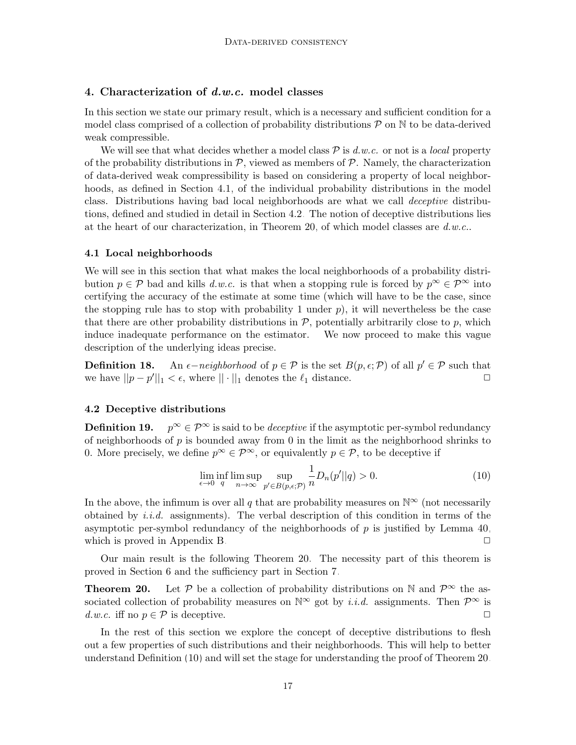## 4. Characterization of *d.w.c.* model classes

In this section we state our primary result, which is a necessary and sufficient condition for a model class comprised of a collection of probability distributions $\mathcal{P}$ on $\mathbb{N}$ to be data-derived weak compressible.

We will see that what decides whether a model class $\mathcal{P}$ is *d.w.c.* or not is a *local* property of the probability distributions in $\mathcal{P}$, viewed as members of $\mathcal{P}$. Namely, the characterization of data-derived weak compressibility is based on considering a property of local neighborhoods, as defined in Section 4.1, of the individual probability distributions in the model class. Distributions having bad local neighborhoods are what we call *deceptive* distributions, defined and studied in detail in Section 4.2. The notion of deceptive distributions lies at the heart of our characterization, in Theorem 20, of which model classes are *d.w.c.*.

### 4.1 Local neighborhoods

We will see in this section that what makes the local neighborhoods of a probability distribution $p \in \mathcal{P}$ bad and kills *d.w.c.* is that when a stopping rule is forced by $p^\infty \in \mathcal{P}^\infty$ into certifying the accuracy of the estimate at some time (which will have to be the case, since the stopping rule has to stop with probability 1 under $p$), it will nevertheless be the case that there are other probability distributions in $\mathcal{P}$, potentially arbitrarily close to $p$, which induce inadequate performance on the estimator. We now proceed to make this vague description of the underlying ideas precise.

**Definition 18.** An $\epsilon$*−neighborhood* of $p \in \mathcal{P}$ is the set $B(p, \epsilon; \mathcal{P})$ of all $p' \in \mathcal{P}$ such that we have $||p - p'||_1 < \epsilon$, where $|| \cdot ||_1$ denotes the $\ell_1$ distance. □

### 4.2 Deceptive distributions

**Definition 19.** $p^\infty \in \mathcal{P}^\infty$ is said to be *deceptive* if the asymptotic per-symbol redundancy of neighborhoods of $p$ is bounded away from 0 in the limit as the neighborhood shrinks to 0. More precisely, we define $p^\infty \in \mathcal{P}^\infty$, or equivalently $p \in \mathcal{P}$, to be deceptive if

$$\lim_{\epsilon \to 0} \inf_q \limsup_{n \to \infty} \sup_{p' \in B(p, \epsilon; \mathcal{P})} \frac{1}{n} D_n(p'||q) > 0. \tag{10}$$

In the above, the infimum is over all $q$ that are probability measures on $\mathbb{N}^\infty$ (not necessarily obtained by *i.i.d.* assignments). The verbal description of this condition in terms of the asymptotic per-symbol redundancy of the neighborhoods of $p$ is justified by Lemma 40, which is proved in Appendix B. □

Our main result is the following Theorem 20. The necessity part of this theorem is proved in Section 6 and the sufficiency part in Section 7.

**Theorem 20.** Let $\mathcal{P}$ be a collection of probability distributions on $\mathbb{N}$ and $\mathcal{P}^\infty$ the associated collection of probability measures on $\mathbb{N}^\infty$ got by *i.i.d.* assignments. Then $\mathcal{P}^\infty$ is *d.w.c.* iff no $p \in \mathcal{P}$ is deceptive. □

In the rest of this section we explore the concept of deceptive distributions to flesh out a few properties of such distributions and their neighborhoods. This will help to better understand Definition (10) and will set the stage for understanding the proof of Theorem 20.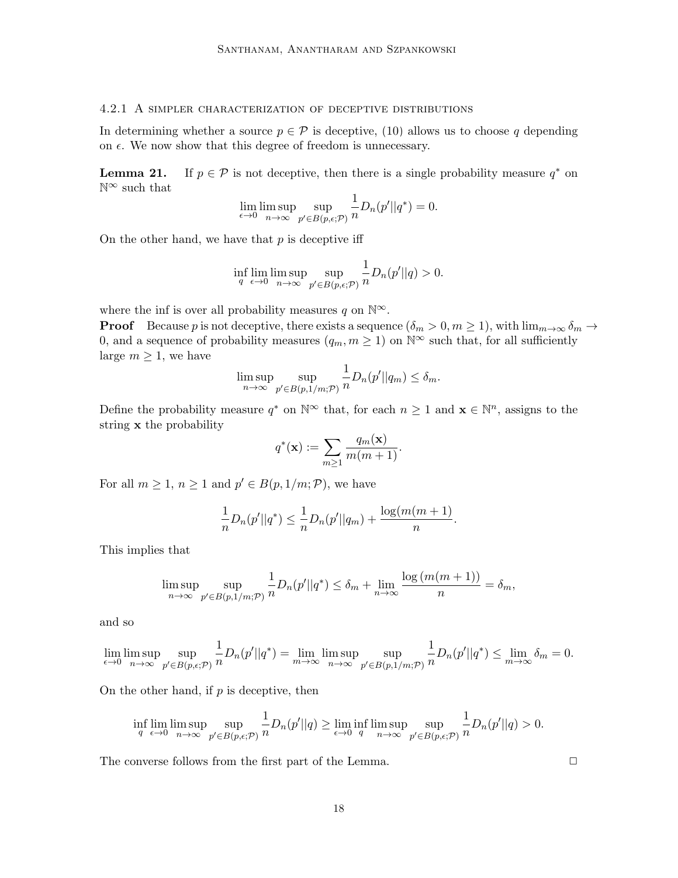#### 4.2.1 A simpler characterization of deceptive distributions

In determining whether a source $p \in \mathcal{P}$ is deceptive, (10) allows us to choose $q$ depending on $\epsilon$. We now show that this degree of freedom is unnecessary.

**Lemma 21.** If $p \in \mathcal{P}$ is not deceptive, then there is a single probability measure $q^*$ on $\mathbb{N}^\infty$ such that

$$\lim_{\epsilon \to 0} \limsup_{n\to\infty} \sup_{p' \in B(p,\epsilon;\mathcal{P})} \frac{1}{n} D_n(p'||q^*) = 0.$$

On the other hand, we have that $p$ is deceptive iff

$$\inf_q \lim_{\epsilon \to 0} \limsup_{n\to\infty} \sup_{p' \in B(p,\epsilon;\mathcal{P})} \frac{1}{n} D_n(p'||q) > 0.$$

where the inf is over all probability measures $q$ on $\mathbb{N}^\infty$.

**Proof** Because $p$ is not deceptive, there exists a sequence $(\delta_m > 0, m \geq 1)$, with $\lim_{m\to\infty} \delta_m \to 0$, and a sequence of probability measures $(q_m, m \geq 1)$ on $\mathbb{N}^\infty$ such that, for all sufficiently large $m \geq 1$, we have

$$\limsup_{n\to\infty} \sup_{p' \in B(p,1/m;\mathcal{P})} \frac{1}{n} D_n(p'||q_m) \leq \delta_m.$$

Define the probability measure $q^*$ on $\mathbb{N}^\infty$ that, for each $n \geq 1$ and $\mathbf{x} \in \mathbb{N}^n$, assigns to the string $\mathbf{x}$ the probability

$$q^*(\mathbf{x}) := \sum_{m \geq 1} \frac{q_m(\mathbf{x})}{m(m+1)}.$$

For all $m \geq 1$, $n \geq 1$ and $p' \in B(p, 1/m; \mathcal{P})$, we have

$$\frac{1}{n} D_n(p'||q^*) \leq \frac{1}{n} D_n(p'||q_m) + \frac{\log(m(m+1))}{n}.$$

This implies that

$$\limsup_{n\to\infty} \sup_{p' \in B(p,1/m;\mathcal{P})} \frac{1}{n} D_n(p'||q^*) \leq \delta_m + \lim_{n\to\infty} \frac{\log(m(m+1))}{n} = \delta_m,$$

and so

$$\lim_{\epsilon \to 0} \limsup_{n\to\infty} \sup_{p' \in B(p,\epsilon;\mathcal{P})} \frac{1}{n} D_n(p'||q^*) = \lim_{m\to\infty} \limsup_{n\to\infty} \sup_{p' \in B(p,1/m;\mathcal{P})} \frac{1}{n} D_n(p'||q^*) \leq \lim_{m\to\infty} \delta_m = 0.$$

On the other hand, if $p$ is deceptive, then

$$\inf_q \lim_{\epsilon \to 0} \limsup_{n\to\infty} \sup_{p' \in B(p,\epsilon;\mathcal{P})} \frac{1}{n} D_n(p'||q) \geq \lim_{\epsilon \to 0} \inf_q \limsup_{n\to\infty} \sup_{p' \in B(p,\epsilon;\mathcal{P})} \frac{1}{n} D_n(p'||q) > 0.$$

The converse follows from the first part of the Lemma. $\square$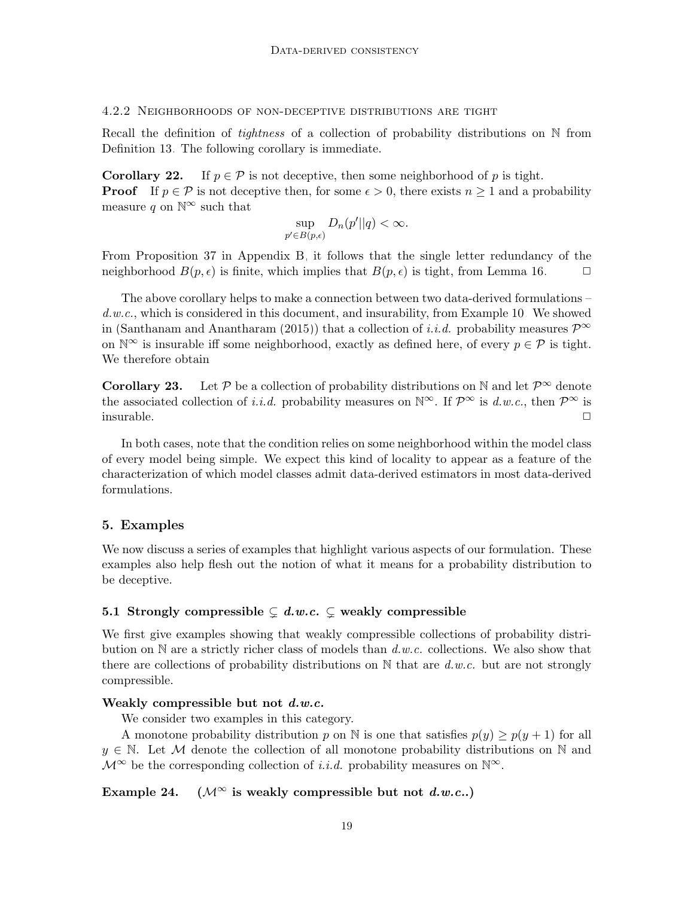#### 4.2.2 Neighborhoods of non-deceptive distributions are tight

Recall the definition of *tightness* of a collection of probability distributions on $\mathbb{N}$ from Definition 13. The following corollary is immediate.

**Corollary 22.** If $p \in \mathcal{P}$ is not deceptive, then some neighborhood of $p$ is tight.

**Proof** If $p \in \mathcal{P}$ is not deceptive then, for some $\epsilon > 0$, there exists $n \geq 1$ and a probability measure $q$ on $\mathbb{N}^\infty$ such that

$$\sup_{p' \in B(p,\epsilon)} D_n(p' || q) < \infty.$$

From Proposition 37 in Appendix B, it follows that the single letter redundancy of the neighborhood $B(p, \epsilon)$ is finite, which implies that $B(p, \epsilon)$ is tight, from Lemma 16. □

The above corollary helps to make a connection between two data-derived formulations – *d.w.c.*, which is considered in this document, and insurability, from Example 10. We showed in (Santhanam and Anantharam (2015)) that a collection of *i.i.d.* probability measures $\mathcal{P}^\infty$ on $\mathbb{N}^\infty$ is insurable iff some neighborhood, exactly as defined here, of every $p \in \mathcal{P}$ is tight. We therefore obtain

**Corollary 23.** Let $\mathcal{P}$ be a collection of probability distributions on $\mathbb{N}$ and let $\mathcal{P}^\infty$ denote the associated collection of *i.i.d.* probability measures on $\mathbb{N}^\infty$. If $\mathcal{P}^\infty$ is *d.w.c.*, then $\mathcal{P}^\infty$ is insurable. □

In both cases, note that the condition relies on some neighborhood within the model class of every model being simple. We expect this kind of locality to appear as a feature of the characterization of which model classes admit data-derived estimators in most data-derived formulations.

## 5. Examples

We now discuss a series of examples that highlight various aspects of our formulation. These examples also help flesh out the notion of what it means for a probability distribution to be deceptive.

### 5.1 Strongly compressible $\subsetneq$ *d.w.c.* $\subsetneq$ weakly compressible

We first give examples showing that weakly compressible collections of probability distribution on $\mathbb{N}$ are a strictly richer class of models than *d.w.c.* collections. We also show that there are collections of probability distributions on $\mathbb{N}$ that are *d.w.c.* but are not strongly compressible.

**Weakly compressible but not *d.w.c.***

We consider two examples in this category.

A monotone probability distribution $p$ on $\mathbb{N}$ is one that satisfies $p(y) \geq p(y + 1)$ for all $y \in \mathbb{N}$. Let $\mathcal{M}$ denote the collection of all monotone probability distributions on $\mathbb{N}$ and $\mathcal{M}^\infty$ be the corresponding collection of *i.i.d.* probability measures on $\mathbb{N}^\infty$.

**Example 24.** **($\mathcal{M}^\infty$ is weakly compressible but not *d.w.c.*.)**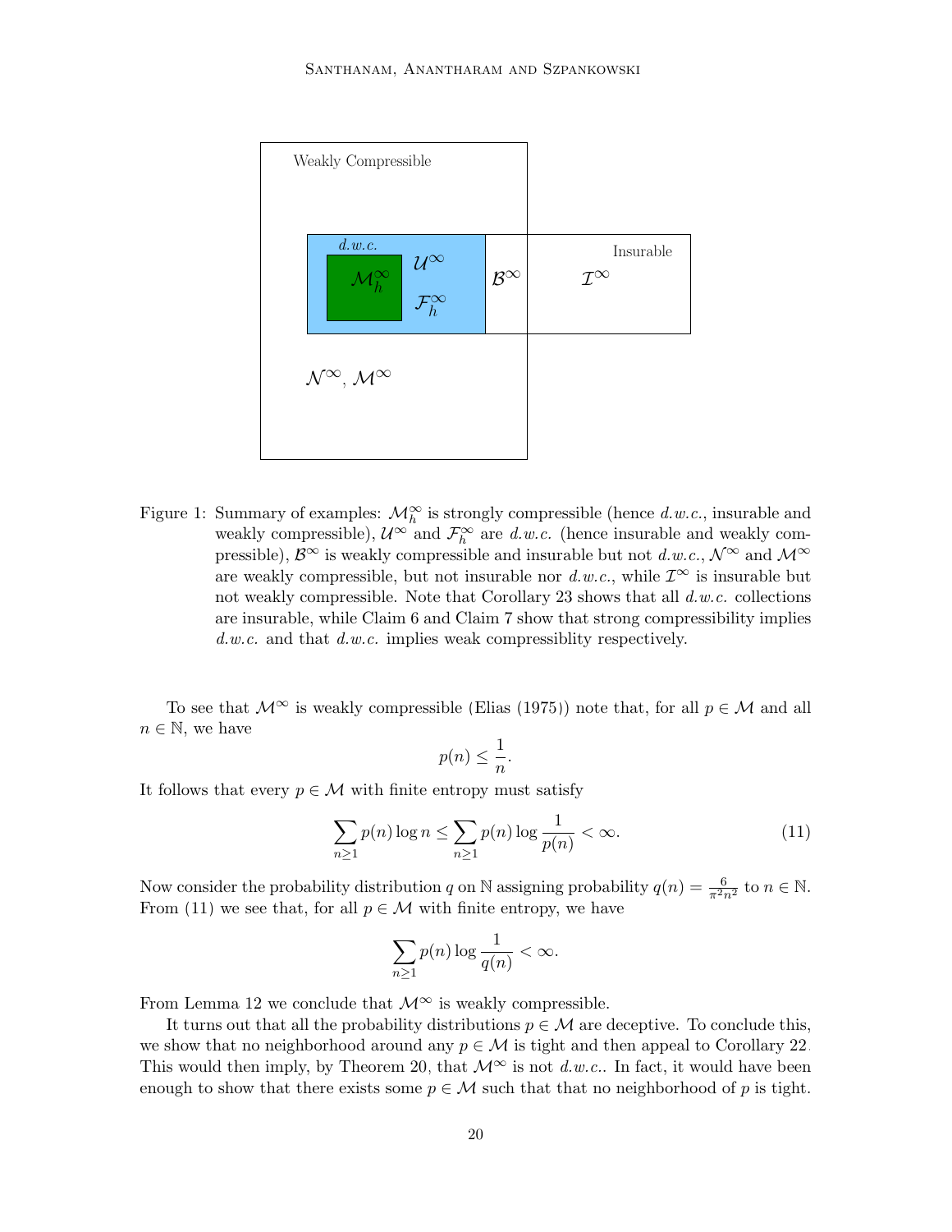Weakly Compressible

*d.w.c.*

$\mathcal{M}_h^\infty$

$\mathcal{U}^\infty$

$\mathcal{F}_h^\infty$

$\mathcal{B}^\infty$

Insurable

$\mathcal{I}^\infty$

$\mathcal{N}^\infty$, $\mathcal{M}^\infty$

Figure 1: Summary of examples: $\mathcal{M}_h^\infty$ is strongly compressible (hence *d.w.c.*, insurable and weakly compressible), $\mathcal{U}^\infty$ and $\mathcal{F}_h^\infty$ are *d.w.c.* (hence insurable and weakly compressible), $\mathcal{B}^\infty$ is weakly compressible and insurable but not *d.w.c.*, $\mathcal{N}^\infty$ and $\mathcal{M}^\infty$ are weakly compressible, but not insurable nor *d.w.c.*, while $\mathcal{I}^\infty$ is insurable but not weakly compressible. Note that Corollary 23 shows that all *d.w.c.* collections are insurable, while Claim 6 and Claim 7 show that strong compressibility implies *d.w.c.* and that *d.w.c.* implies weak compressiblity respectively.

To see that $\mathcal{M}^\infty$ is weakly compressible (Elias (1975)) note that, for all $p \in \mathcal{M}$ and all $n \in \mathbb{N}$, we have

$$p(n) \leq \frac{1}{n}.$$

It follows that every $p \in \mathcal{M}$ with finite entropy must satisfy

$$\sum_{n \geq 1} p(n) \log n \leq \sum_{n \geq 1} p(n) \log \frac{1}{p(n)} < \infty. \tag{11}$$

Now consider the probability distribution $q$ on $\mathbb{N}$ assigning probability $q(n) = \frac{6}{\pi^2 n^2}$ to $n \in \mathbb{N}$. From (11) we see that, for all $p \in \mathcal{M}$ with finite entropy, we have

$$\sum_{n \geq 1} p(n) \log \frac{1}{q(n)} < \infty.$$

From Lemma 12 we conclude that $\mathcal{M}^\infty$ is weakly compressible.

It turns out that all the probability distributions $p \in \mathcal{M}$ are deceptive. To conclude this, we show that no neighborhood around any $p \in \mathcal{M}$ is tight and then appeal to Corollary 22. This would then imply, by Theorem 20, that $\mathcal{M}^\infty$ is not *d.w.c.*. In fact, it would have been enough to show that there exists some $p \in \mathcal{M}$ such that that no neighborhood of $p$ is tight.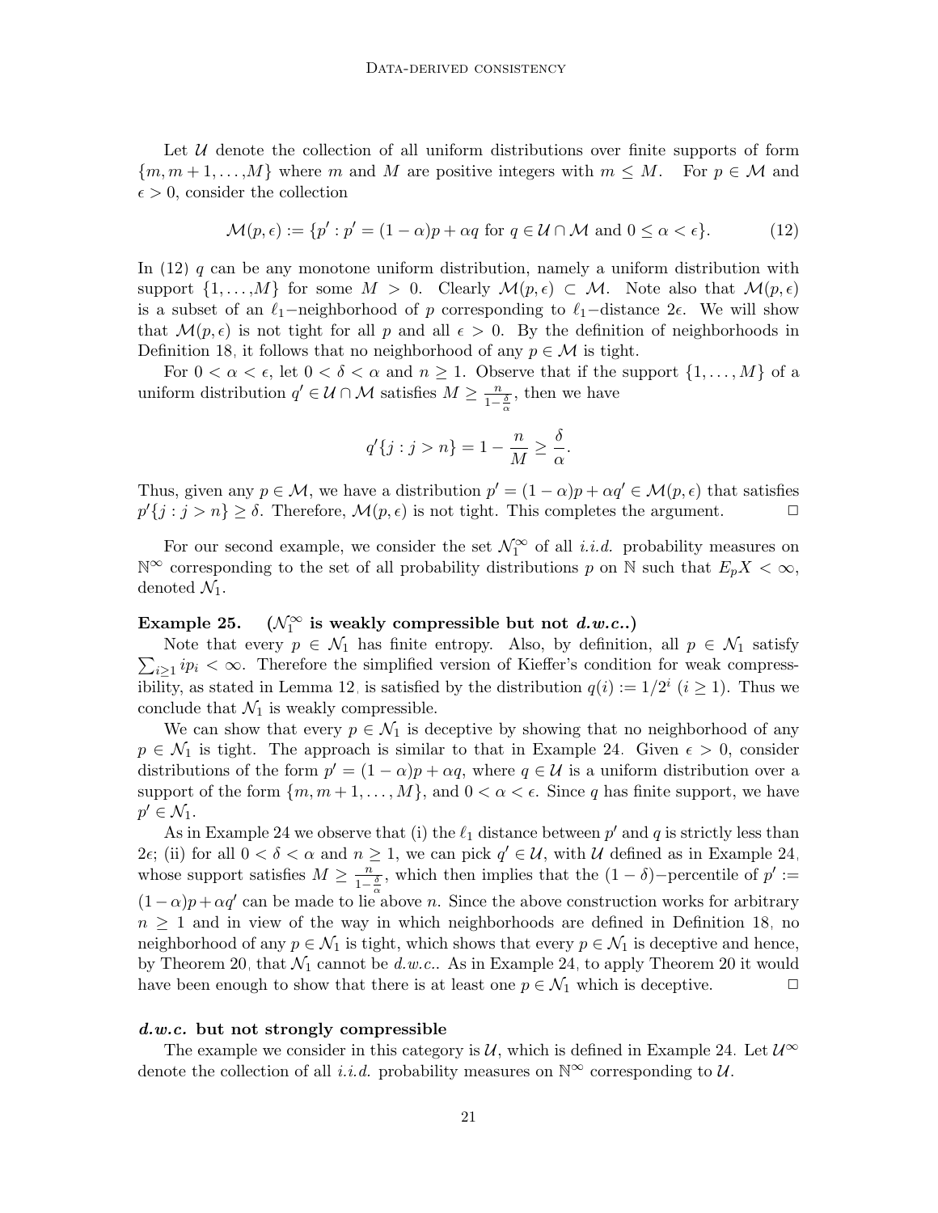Let $\mathcal{U}$ denote the collection of all uniform distributions over finite supports of form $\{m, m+1, \ldots, M\}$ where $m$ and $M$ are positive integers with $m \leq M$. For $p \in \mathcal{M}$ and $\epsilon > 0$, consider the collection

$$\mathcal{M}(p, \epsilon) := \{p' : p' = (1-\alpha)p + \alpha q \text{ for } q \in \mathcal{U} \cap \mathcal{M} \text{ and } 0 \leq \alpha < \epsilon\}. \tag{12}$$

In (12) $q$ can be any monotone uniform distribution, namely a uniform distribution with support $\{1, \ldots, M\}$ for some $M > 0$. Clearly $\mathcal{M}(p, \epsilon) \subset \mathcal{M}$. Note also that $\mathcal{M}(p, \epsilon)$ is a subset of an $\ell_1$−neighborhood of $p$ corresponding to $\ell_1$−distance $2\epsilon$. We will show that $\mathcal{M}(p, \epsilon)$ is not tight for all $p$ and all $\epsilon > 0$. By the definition of neighborhoods in Definition 18, it follows that no neighborhood of any $p \in \mathcal{M}$ is tight.

For $0 < \alpha < \epsilon$, let $0 < \delta < \alpha$ and $n \geq 1$. Observe that if the support $\{1, \ldots, M\}$ of a uniform distribution $q' \in \mathcal{U} \cap \mathcal{M}$ satisfies $M \geq \frac{n}{1-\frac{\delta}{\alpha}}$, then we have

$$q'\{j : j > n\} = 1 - \frac{n}{M} \geq \frac{\delta}{\alpha}.$$

Thus, given any $p \in \mathcal{M}$, we have a distribution $p' = (1-\alpha)p + \alpha q' \in \mathcal{M}(p, \epsilon)$ that satisfies $p'\{j : j > n\} \geq \delta$. Therefore, $\mathcal{M}(p, \epsilon)$ is not tight. This completes the argument. □

For our second example, we consider the set $\mathcal{N}_1^\infty$ of all *i.i.d.* probability measures on $\mathbb{N}^\infty$ corresponding to the set of all probability distributions $p$ on $\mathbb{N}$ such that $E_p X < \infty$, denoted $\mathcal{N}_1$.

**Example 25. ($\mathcal{N}_1^\infty$ is weakly compressible but not *d.w.c.*.)**
Note that every $p \in \mathcal{N}_1$ has finite entropy. Also, by definition, all $p \in \mathcal{N}_1$ satisfy $\sum_{i \geq 1} i p_i < \infty$. Therefore the simplified version of Kieffer's condition for weak compressibility, as stated in Lemma 12, is satisfied by the distribution $q(i) := 1/2^i$ $(i \geq 1)$. Thus we conclude that $\mathcal{N}_1$ is weakly compressible.

We can show that every $p \in \mathcal{N}_1$ is deceptive by showing that no neighborhood of any $p \in \mathcal{N}_1$ is tight. The approach is similar to that in Example 24. Given $\epsilon > 0$, consider distributions of the form $p' = (1-\alpha)p + \alpha q$, where $q \in \mathcal{U}$ is a uniform distribution over a support of the form $\{m, m+1, \ldots, M\}$, and $0 < \alpha < \epsilon$. Since $q$ has finite support, we have $p' \in \mathcal{N}_1$.

As in Example 24 we observe that (i) the $\ell_1$ distance between $p'$ and $q$ is strictly less than $2\epsilon$; (ii) for all $0 < \delta < \alpha$ and $n \geq 1$, we can pick $q' \in \mathcal{U}$, with $\mathcal{U}$ defined as in Example 24, whose support satisfies $M \geq \frac{n}{1-\frac{\delta}{\alpha}}$, which then implies that the $(1-\delta)$−percentile of $p' := (1-\alpha)p + \alpha q'$ can be made to lie above $n$. Since the above construction works for arbitrary $n \geq 1$ and in view of the way in which neighborhoods are defined in Definition 18, no neighborhood of any $p \in \mathcal{N}_1$ is tight, which shows that every $p \in \mathcal{N}_1$ is deceptive and hence, by Theorem 20, that $\mathcal{N}_1$ cannot be *d.w.c.*. As in Example 24, to apply Theorem 20 it would have been enough to show that there is at least one $p \in \mathcal{N}_1$ which is deceptive. □

**_d.w.c._ but not strongly compressible**

The example we consider in this category is $\mathcal{U}$, which is defined in Example 24. Let $\mathcal{U}^\infty$ denote the collection of all *i.i.d.* probability measures on $\mathbb{N}^\infty$ corresponding to $\mathcal{U}$.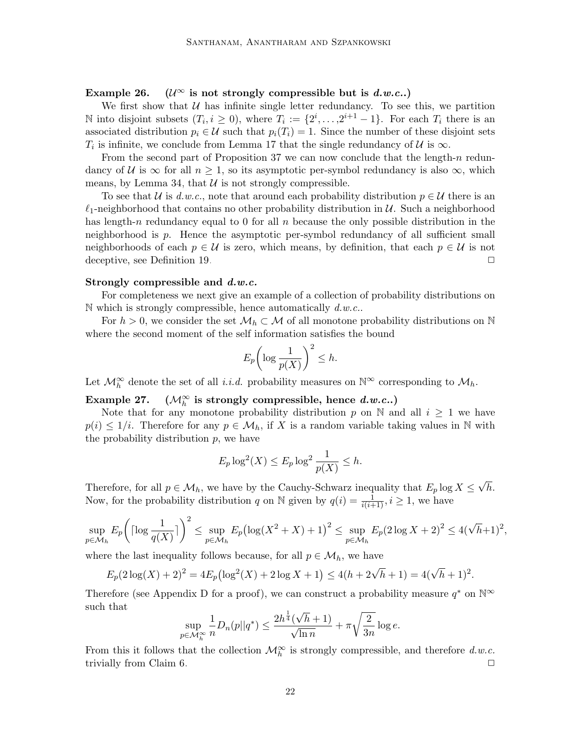**Example 26.** **($\mathcal{U}^\infty$ is not strongly compressible but is *d.w.c.*.)**

We first show that $\mathcal{U}$ has infinite single letter redundancy. To see this, we partition $\mathbb{N}$ into disjoint subsets $(T_i, i \geq 0)$, where $T_i := \{2^i, \ldots, 2^{i+1} - 1\}$. For each $T_i$ there is an associated distribution $p_i \in \mathcal{U}$ such that $p_i(T_i) = 1$. Since the number of these disjoint sets $T_i$ is infinite, we conclude from Lemma 17 that the single redundancy of $\mathcal{U}$ is $\infty$.

From the second part of Proposition 37 we can now conclude that the length-$n$ redundancy of $\mathcal{U}$ is $\infty$ for all $n \geq 1$, so its asymptotic per-symbol redundancy is also $\infty$, which means, by Lemma 34, that $\mathcal{U}$ is not strongly compressible.

To see that $\mathcal{U}$ is *d.w.c.*, note that around each probability distribution $p \in \mathcal{U}$ there is an $\ell_1$-neighborhood that contains no other probability distribution in $\mathcal{U}$. Such a neighborhood has length-$n$ redundancy equal to 0 for all $n$ because the only possible distribution in the neighborhood is $p$. Hence the asymptotic per-symbol redundancy of all sufficient small neighborhoods of each $p \in \mathcal{U}$ is zero, which means, by definition, that each $p \in \mathcal{U}$ is not deceptive, see Definition 19. $\square$

**Strongly compressible and *d.w.c.***

For completeness we next give an example of a collection of probability distributions on $\mathbb{N}$ which is strongly compressible, hence automatically *d.w.c.*.

For $h > 0$, we consider the set $\mathcal{M}_h \subset \mathcal{M}$ of all monotone probability distributions on $\mathbb{N}$ where the second moment of the self information satisfies the bound

$$E_p\left(\log \frac{1}{p(X)}\right)^2 \leq h.$$

Let $\mathcal{M}_h^\infty$ denote the set of all *i.i.d.* probability measures on $\mathbb{N}^\infty$ corresponding to $\mathcal{M}_h$.

**Example 27.** **($\mathcal{M}_h^\infty$ is strongly compressible, hence *d.w.c.*.)**

Note that for any monotone probability distribution $p$ on $\mathbb{N}$ and all $i \geq 1$ we have $p(i) \leq 1/i$. Therefore for any $p \in \mathcal{M}_h$, if $X$ is a random variable taking values in $\mathbb{N}$ with the probability distribution $p$, we have

$$E_p \log^2(X) \leq E_p \log^2 \frac{1}{p(X)} \leq h.$$

Therefore, for all $p \in \mathcal{M}_h$, we have by the Cauchy-Schwarz inequality that $E_p \log X \leq \sqrt{h}$. Now, for the probability distribution $q$ on $\mathbb{N}$ given by $q(i) = \frac{1}{i(i+1)}, i \geq 1$, we have

$$\sup_{p \in \mathcal{M}_h} E_p\left(\lceil \log \frac{1}{q(X)} \rceil\right)^2 \leq \sup_{p \in \mathcal{M}_h} E_p\big(\log(X^2 + X) + 1\big)^2 \leq \sup_{p \in \mathcal{M}_h} E_p(2\log X + 2)^2 \leq 4(\sqrt{h}+1)^2,$$

where the last inequality follows because, for all $p \in \mathcal{M}_h$, we have

$$E_p(2\log(X) + 2)^2 = 4E_p\big(\log^2(X) + 2\log X + 1\big) \leq 4(h + 2\sqrt{h} + 1) = 4(\sqrt{h}+1)^2.$$

Therefore (see Appendix D for a proof), we can construct a probability measure $q^*$ on $\mathbb{N}^\infty$ such that

$$\sup_{p \in \mathcal{M}_h^\infty} \frac{1}{n} D_n(p||q^*) \leq \frac{2h^{\frac{1}{4}}(\sqrt{h}+1)}{\sqrt{\ln n}} + \pi\sqrt{\frac{2}{3n}} \log e.$$

From this it follows that the collection $\mathcal{M}_h^\infty$ is strongly compressible, and therefore *d.w.c.* trivially from Claim 6. $\square$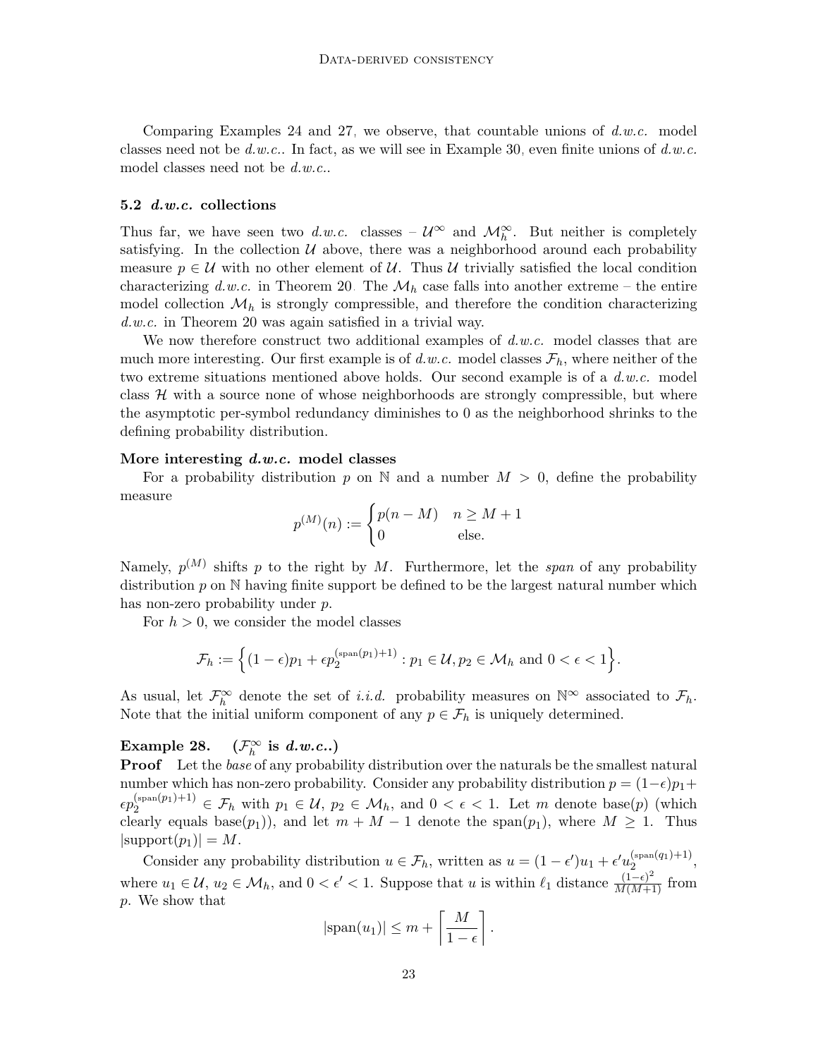Comparing Examples 24 and 27, we observe, that countable unions of *d.w.c.* model classes need not be *d.w.c.*. In fact, as we will see in Example 30, even finite unions of *d.w.c.* model classes need not be *d.w.c.*.

### 5.2 *d.w.c.* collections

Thus far, we have seen two *d.w.c.* classes – $\mathcal{U}^\infty$ and $\mathcal{M}_h^\infty$. But neither is completely satisfying. In the collection $\mathcal{U}$ above, there was a neighborhood around each probability measure $p \in \mathcal{U}$ with no other element of $\mathcal{U}$. Thus $\mathcal{U}$ trivially satisfied the local condition characterizing *d.w.c.* in Theorem 20. The $\mathcal{M}_h$ case falls into another extreme – the entire model collection $\mathcal{M}_h$ is strongly compressible, and therefore the condition characterizing *d.w.c.* in Theorem 20 was again satisfied in a trivial way.

We now therefore construct two additional examples of *d.w.c.* model classes that are much more interesting. Our first example is of *d.w.c.* model classes $\mathcal{F}_h$, where neither of the two extreme situations mentioned above holds. Our second example is of a *d.w.c.* model class $\mathcal{H}$ with a source none of whose neighborhoods are strongly compressible, but where the asymptotic per-symbol redundancy diminishes to 0 as the neighborhood shrinks to the defining probability distribution.

**More interesting *d.w.c.* model classes**

For a probability distribution $p$ on $\mathbb{N}$ and a number $M > 0$, define the probability measure

$$p^{(M)}(n) := \begin{cases} p(n - M) & n \geq M + 1 \\ 0 & \text{else.} \end{cases}$$

Namely, $p^{(M)}$ shifts $p$ to the right by $M$. Furthermore, let the *span* of any probability distribution $p$ on $\mathbb{N}$ having finite support be defined to be the largest natural number which has non-zero probability under $p$.

For $h > 0$, we consider the model classes

$$\mathcal{F}_h := \Big\{ (1-\epsilon)p_1 + \epsilon p_2^{(\text{span}(p_1)+1)} : p_1 \in \mathcal{U}, p_2 \in \mathcal{M}_h \text{ and } 0 < \epsilon < 1 \Big\}.$$

As usual, let $\mathcal{F}_h^\infty$ denote the set of *i.i.d.* probability measures on $\mathbb{N}^\infty$ associated to $\mathcal{F}_h$. Note that the initial uniform component of any $p \in \mathcal{F}_h$ is uniquely determined.

**Example 28.** **($\mathcal{F}_h^\infty$ is *d.w.c.*.)**

**Proof** Let the *base* of any probability distribution over the naturals be the smallest natural number which has non-zero probability. Consider any probability distribution $p = (1-\epsilon)p_1 + \epsilon p_2^{(\text{span}(p_1)+1)} \in \mathcal{F}_h$ with $p_1 \in \mathcal{U}$, $p_2 \in \mathcal{M}_h$, and $0 < \epsilon < 1$. Let $m$ denote base$(p)$ (which clearly equals base$(p_1)$), and let $m + M - 1$ denote the span$(p_1)$, where $M \geq 1$. Thus $|\text{support}(p_1)| = M$.

Consider any probability distribution $u \in \mathcal{F}_h$, written as $u = (1-\epsilon')u_1 + \epsilon' u_2^{(\text{span}(q_1)+1)}$, where $u_1 \in \mathcal{U}$, $u_2 \in \mathcal{M}_h$, and $0 < \epsilon' < 1$. Suppose that $u$ is within $\ell_1$ distance $\frac{(1-\epsilon)^2}{M(M+1)}$ from $p$. We show that

$$|\text{span}(u_1)| \leq m + \left\lceil \frac{M}{1-\epsilon} \right\rceil.$$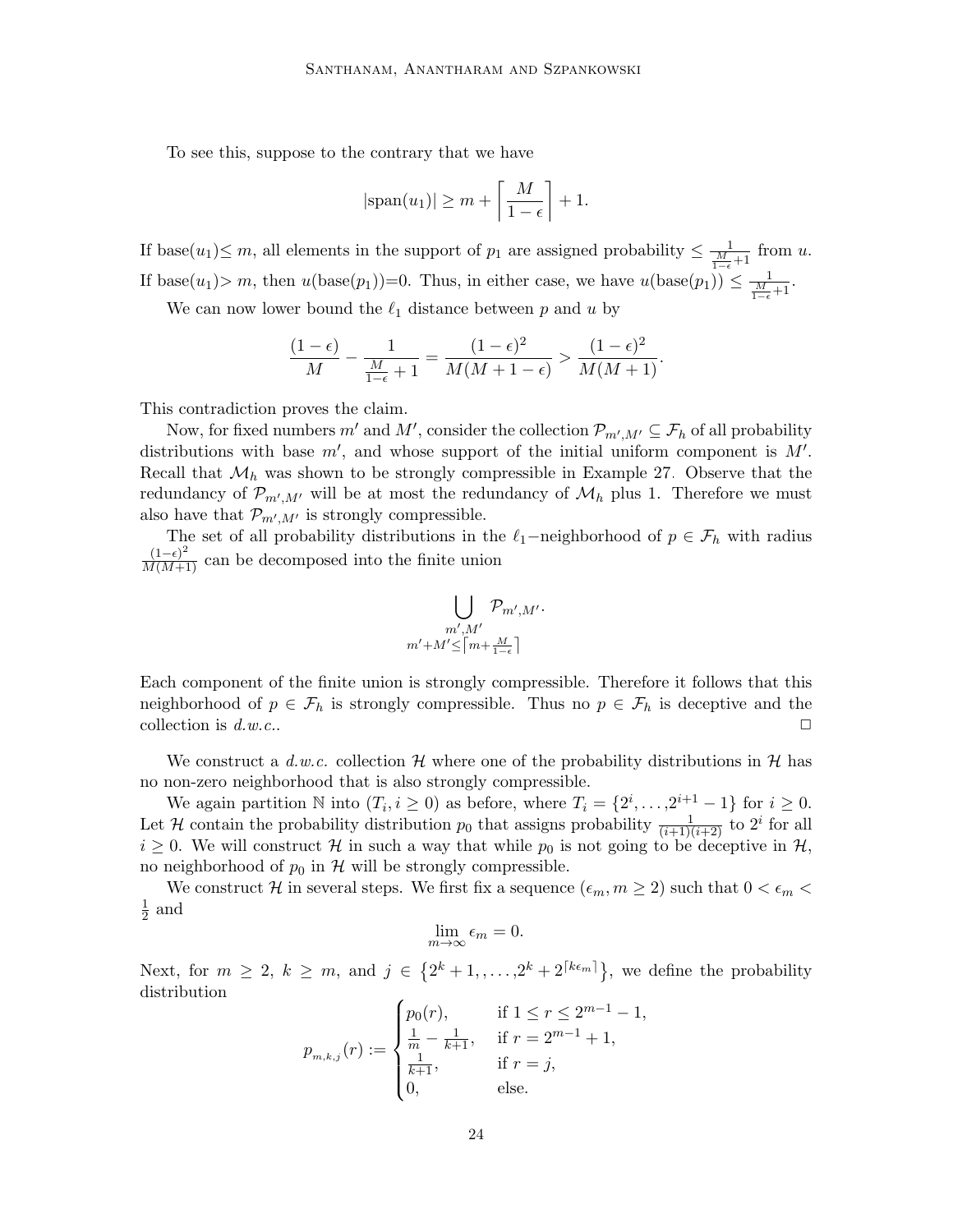To see this, suppose to the contrary that we have

$$|\text{span}(u_1)| \geq m + \left\lceil \frac{M}{1-\epsilon} \right\rceil + 1.$$

If base($u_1$)$\leq m$, all elements in the support of $p_1$ are assigned probability $\leq \frac{1}{\frac{M}{1-\epsilon}+1}$ from $u$. If base($u_1$)$> m$, then $u$(base($p_1$))=0. Thus, in either case, we have $u(\text{base}(p_1)) \leq \frac{1}{\frac{M}{1-\epsilon}+1}$.

We can now lower bound the $\ell_1$ distance between $p$ and $u$ by

$$\frac{(1-\epsilon)}{M} - \frac{1}{\frac{M}{1-\epsilon}+1} = \frac{(1-\epsilon)^2}{M(M+1-\epsilon)} > \frac{(1-\epsilon)^2}{M(M+1)}.$$

This contradiction proves the claim.

Now, for fixed numbers $m'$ and $M'$, consider the collection $\mathcal{P}_{m',M'} \subseteq \mathcal{F}_h$ of all probability distributions with base $m'$, and whose support of the initial uniform component is $M'$. Recall that $\mathcal{M}_h$ was shown to be strongly compressible in Example 27. Observe that the redundancy of $\mathcal{P}_{m',M'}$ will be at most the redundancy of $\mathcal{M}_h$ plus 1. Therefore we must also have that $\mathcal{P}_{m',M'}$ is strongly compressible.

The set of all probability distributions in the $\ell_1-$neighborhood of $p \in \mathcal{F}_h$ with radius $\frac{(1-\epsilon)^2}{M(M+1)}$ can be decomposed into the finite union

$$\bigcup_{\substack{m',M' \\ m'+M' \leq \lceil m + \frac{M}{1-\epsilon} \rceil}} \mathcal{P}_{m',M'}.$$

Each component of the finite union is strongly compressible. Therefore it follows that this neighborhood of $p \in \mathcal{F}_h$ is strongly compressible. Thus no $p \in \mathcal{F}_h$ is deceptive and the collection is *d.w.c.*. □

We construct a *d.w.c.* collection $\mathcal{H}$ where one of the probability distributions in $\mathcal{H}$ has no non-zero neighborhood that is also strongly compressible.

We again partition $\mathbb{N}$ into $(T_i, i \geq 0)$ as before, where $T_i = \{2^i, \ldots, 2^{i+1}-1\}$ for $i \geq 0$. Let $\mathcal{H}$ contain the probability distribution $p_0$ that assigns probability $\frac{1}{(i+1)(i+2)}$ to $2^i$ for all $i \geq 0$. We will construct $\mathcal{H}$ in such a way that while $p_0$ is not going to be deceptive in $\mathcal{H}$, no neighborhood of $p_0$ in $\mathcal{H}$ will be strongly compressible.

We construct $\mathcal{H}$ in several steps. We first fix a sequence $(\epsilon_m, m \geq 2)$ such that $0 < \epsilon_m < \frac{1}{2}$ and

$$\lim_{m\to\infty} \epsilon_m = 0.$$

Next, for $m \geq 2$, $k \geq m$, and $j \in \{2^k+1, \ldots, 2^k + 2^{\lceil k\epsilon_m \rceil}\}$, we define the probability distribution

$$p_{m,k,j}(r) := \begin{cases} p_0(r), & \text{if } 1 \leq r \leq 2^{m-1}-1, \\ \frac{1}{m} - \frac{1}{k+1}, & \text{if } r = 2^{m-1}+1, \\ \frac{1}{k+1}, & \text{if } r = j, \\ 0, & \text{else.} \end{cases}$$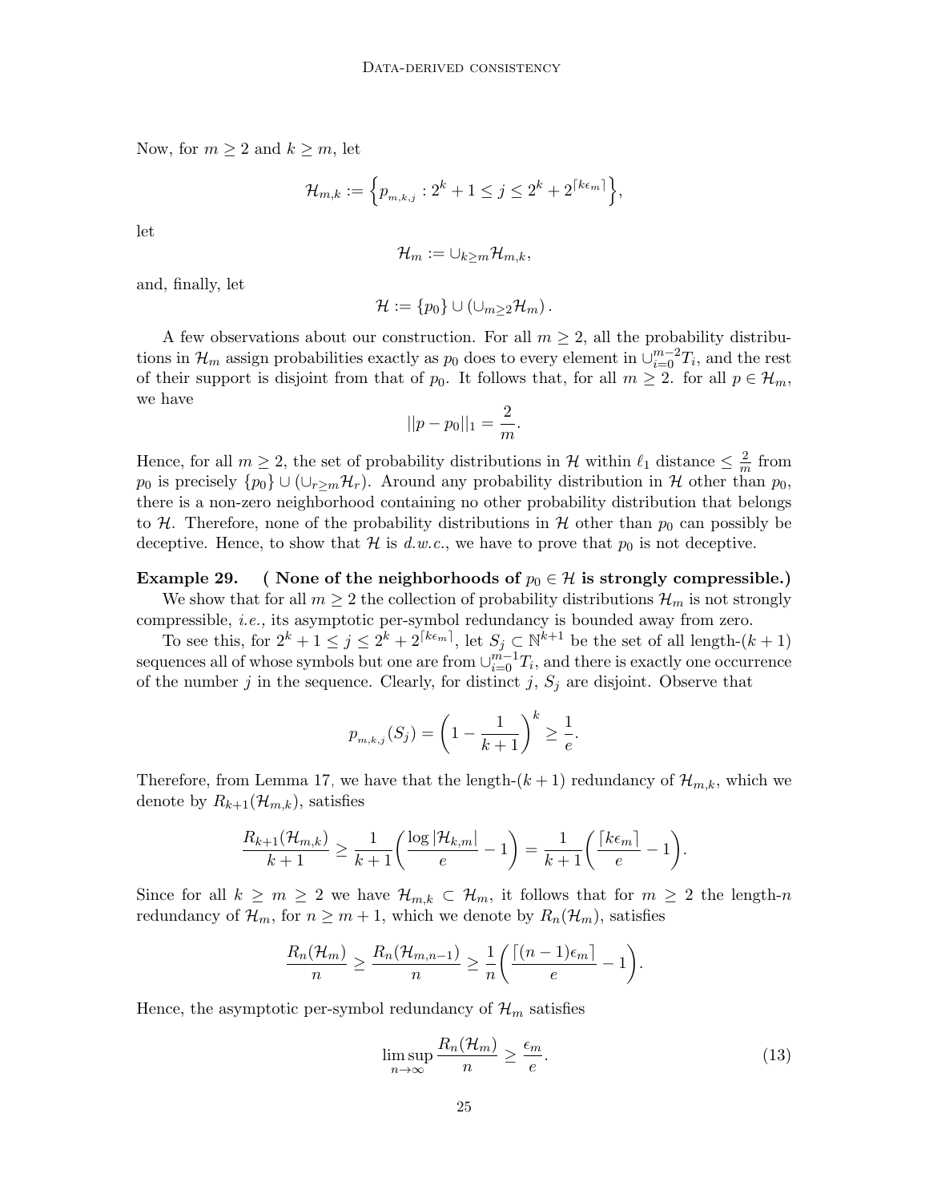Now, for $m \geq 2$ and $k \geq m$, let

$$\mathcal{H}_{m,k} := \Big\{ p_{m,k,j} : 2^k + 1 \leq j \leq 2^k + 2^{\lceil k\epsilon_m \rceil} \Big\},$$

let

$$\mathcal{H}_m := \cup_{k \geq m} \mathcal{H}_{m,k},$$

and, finally, let

$$\mathcal{H} := \{p_0\} \cup \left( \cup_{m \geq 2} \mathcal{H}_m \right).$$

A few observations about our construction. For all $m \geq 2$, all the probability distributions in $\mathcal{H}_m$ assign probabilities exactly as $p_0$ does to every element in $\cup_{i=0}^{m-2} T_i$, and the rest of their support is disjoint from that of $p_0$. It follows that, for all $m \geq 2$. for all $p \in \mathcal{H}_m$, we have

$$||p - p_0||_1 = \frac{2}{m}.$$

Hence, for all $m \geq 2$, the set of probability distributions in $\mathcal{H}$ within $\ell_1$ distance $\leq \frac{2}{m}$ from $p_0$ is precisely $\{p_0\} \cup (\cup_{r \geq m} \mathcal{H}_r)$. Around any probability distribution in $\mathcal{H}$ other than $p_0$, there is a non-zero neighborhood containing no other probability distribution that belongs to $\mathcal{H}$. Therefore, none of the probability distributions in $\mathcal{H}$ other than $p_0$ can possibly be deceptive. Hence, to show that $\mathcal{H}$ is *d.w.c.*, we have to prove that $p_0$ is not deceptive.

**Example 29. ( None of the neighborhoods of $p_0 \in \mathcal{H}$ is strongly compressible.)** We show that for all $m \geq 2$ the collection of probability distributions $\mathcal{H}_m$ is not strongly compressible, *i.e.,* its asymptotic per-symbol redundancy is bounded away from zero.

To see this, for $2^k + 1 \leq j \leq 2^k + 2^{\lceil k\epsilon_m \rceil}$, let $S_j \subset \mathbb{N}^{k+1}$ be the set of all length-$(k+1)$ sequences all of whose symbols but one are from $\cup_{i=0}^{m-1} T_i$, and there is exactly one occurrence of the number $j$ in the sequence. Clearly, for distinct $j$, $S_j$ are disjoint. Observe that

$$p_{m,k,j}(S_j) = \left(1 - \frac{1}{k+1}\right)^k \geq \frac{1}{e}.$$

Therefore, from Lemma 17, we have that the length-$(k+1)$ redundancy of $\mathcal{H}_{m,k}$, which we denote by $R_{k+1}(\mathcal{H}_{m,k})$, satisfies

$$\frac{R_{k+1}(\mathcal{H}_{m,k})}{k+1} \geq \frac{1}{k+1}\left( \frac{\log |\mathcal{H}_{k,m}|}{e} - 1 \right) = \frac{1}{k+1}\left( \frac{\lceil k\epsilon_m \rceil}{e} - 1 \right).$$

Since for all $k \geq m \geq 2$ we have $\mathcal{H}_{m,k} \subset \mathcal{H}_m$, it follows that for $m \geq 2$ the length-$n$ redundancy of $\mathcal{H}_m$, for $n \geq m+1$, which we denote by $R_n(\mathcal{H}_m)$, satisfies

$$\frac{R_n(\mathcal{H}_m)}{n} \geq \frac{R_n(\mathcal{H}_{m,n-1})}{n} \geq \frac{1}{n}\left( \frac{\lceil (n-1)\epsilon_m \rceil}{e} - 1 \right).$$

Hence, the asymptotic per-symbol redundancy of $\mathcal{H}_m$ satisfies

$$\limsup_{n \to \infty} \frac{R_n(\mathcal{H}_m)}{n} \geq \frac{\epsilon_m}{e}. \tag{13}$$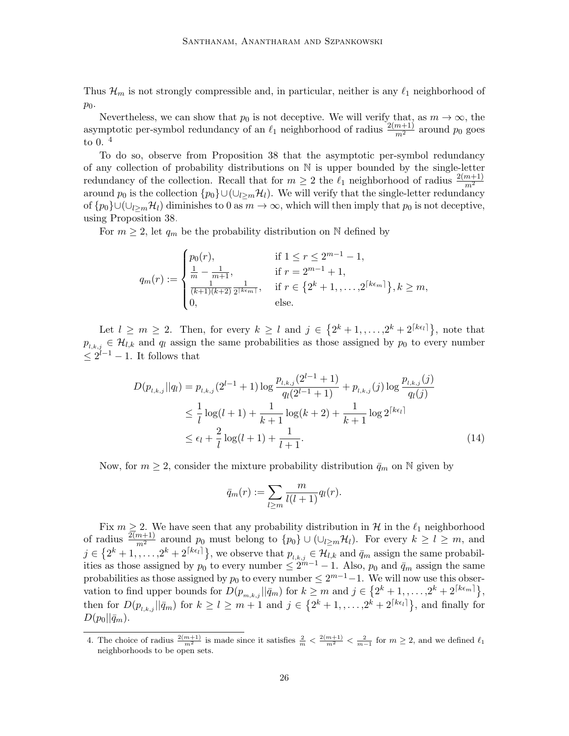Thus $\mathcal{H}_m$ is not strongly compressible and, in particular, neither is any $\ell_1$ neighborhood of $p_0$.

Nevertheless, we can show that $p_0$ is not deceptive. We will verify that, as $m \to \infty$, the asymptotic per-symbol redundancy of an $\ell_1$ neighborhood of radius $\frac{2(m+1)}{m^2}$ around $p_0$ goes to 0. [4]

To do so, observe from Proposition 38 that the asymptotic per-symbol redundancy of any collection of probability distributions on $\mathbb{N}$ is upper bounded by the single-letter redundancy of the collection. Recall that for $m \geq 2$ the $\ell_1$ neighborhood of radius $\frac{2(m+1)}{m^2}$ around $p_0$ is the collection $\{p_0\} \cup (\cup_{l \geq m} \mathcal{H}_l)$. We will verify that the single-letter redundancy of $\{p_0\} \cup (\cup_{l \geq m} \mathcal{H}_l)$ diminishes to 0 as $m \to \infty$, which will then imply that $p_0$ is not deceptive, using Proposition 38.

For $m \geq 2$, let $q_m$ be the probability distribution on $\mathbb{N}$ defined by

$$
q_m(r) := \begin{cases} p_0(r), & \text{if } 1 \leq r \leq 2^{m-1} - 1, \\ \frac{1}{m} - \frac{1}{m+1}, & \text{if } r = 2^{m-1} + 1, \\ \frac{1}{(k+1)(k+2)} \frac{1}{2^{\lceil k\epsilon_m \rceil}}, & \text{if } r \in \left\{2^k + 1, \ldots, 2^{\lceil k\epsilon_m \rceil}\right\}, k \geq m, \\ 0, & \text{else.} \end{cases}
$$

Let $l \geq m \geq 2$. Then, for every $k \geq l$ and $j \in \left\{2^k + 1, \ldots, 2^k + 2^{\lceil k\epsilon_l \rceil}\right\}$, note that $p_{l,k,j} \in \mathcal{H}_{l,k}$ and $q_l$ assign the same probabilities as those assigned by $p_0$ to every number $\leq 2^{l-1} - 1$. It follows that

$$
\begin{aligned}
D(p_{l,k,j} || q_l) &= p_{l,k,j}(2^{l-1} + 1) \log \frac{p_{l,k,j}(2^{l-1} + 1)}{q_l(2^{l-1} + 1)} + p_{l,k,j}(j) \log \frac{p_{l,k,j}(j)}{q_l(j)} \\
&\leq \frac{1}{l} \log(l + 1) + \frac{1}{k+1} \log(k + 2) + \frac{1}{k+1} \log 2^{\lceil k\epsilon_l \rceil} \\
&\leq \epsilon_l + \frac{2}{l} \log(l + 1) + \frac{1}{l+1}. \qquad (14)
\end{aligned}
$$

Now, for $m \geq 2$, consider the mixture probability distribution $\bar{q}_m$ on $\mathbb{N}$ given by

$$
\bar{q}_m(r) := \sum_{l \geq m} \frac{m}{l(l+1)} q_l(r).
$$

Fix $m \geq 2$. We have seen that any probability distribution in $\mathcal{H}$ in the $\ell_1$ neighborhood of radius $\frac{2(m+1)}{m^2}$ around $p_0$ must belong to $\{p_0\} \cup (\cup_{l \geq m} \mathcal{H}_l)$. For every $k \geq l \geq m$, and $j \in \left\{2^k + 1, \ldots, 2^k + 2^{\lceil k\epsilon_l \rceil}\right\}$, we observe that $p_{l,k,j} \in \mathcal{H}_{l,k}$ and $\bar{q}_m$ assign the same probabilities as those assigned by $p_0$ to every number $\leq 2^{m-1} - 1$. Also, $p_0$ and $\bar{q}_m$ assign the same probabilities as those assigned by $p_0$ to every number $\leq 2^{m-1} - 1$. We will now use this observation to find upper bounds for $D(p_{m,k,j} || \bar{q}_m)$ for $k \geq m$ and $j \in \left\{2^k + 1, \ldots, 2^k + 2^{\lceil k\epsilon_m \rceil}\right\}$, then for $D(p_{l,k,j} || \bar{q}_m)$ for $k \geq l \geq m + 1$ and $j \in \left\{2^k + 1, \ldots, 2^k + 2^{\lceil k\epsilon_l \rceil}\right\}$, and finally for $D(p_0 || \bar{q}_m)$.

4. The choice of radius $\frac{2(m+1)}{m^2}$ is made since it satisfies $\frac{2}{m} < \frac{2(m+1)}{m^2} < \frac{2}{m-1}$ for $m \geq 2$, and we defined $\ell_1$ neighborhoods to be open sets.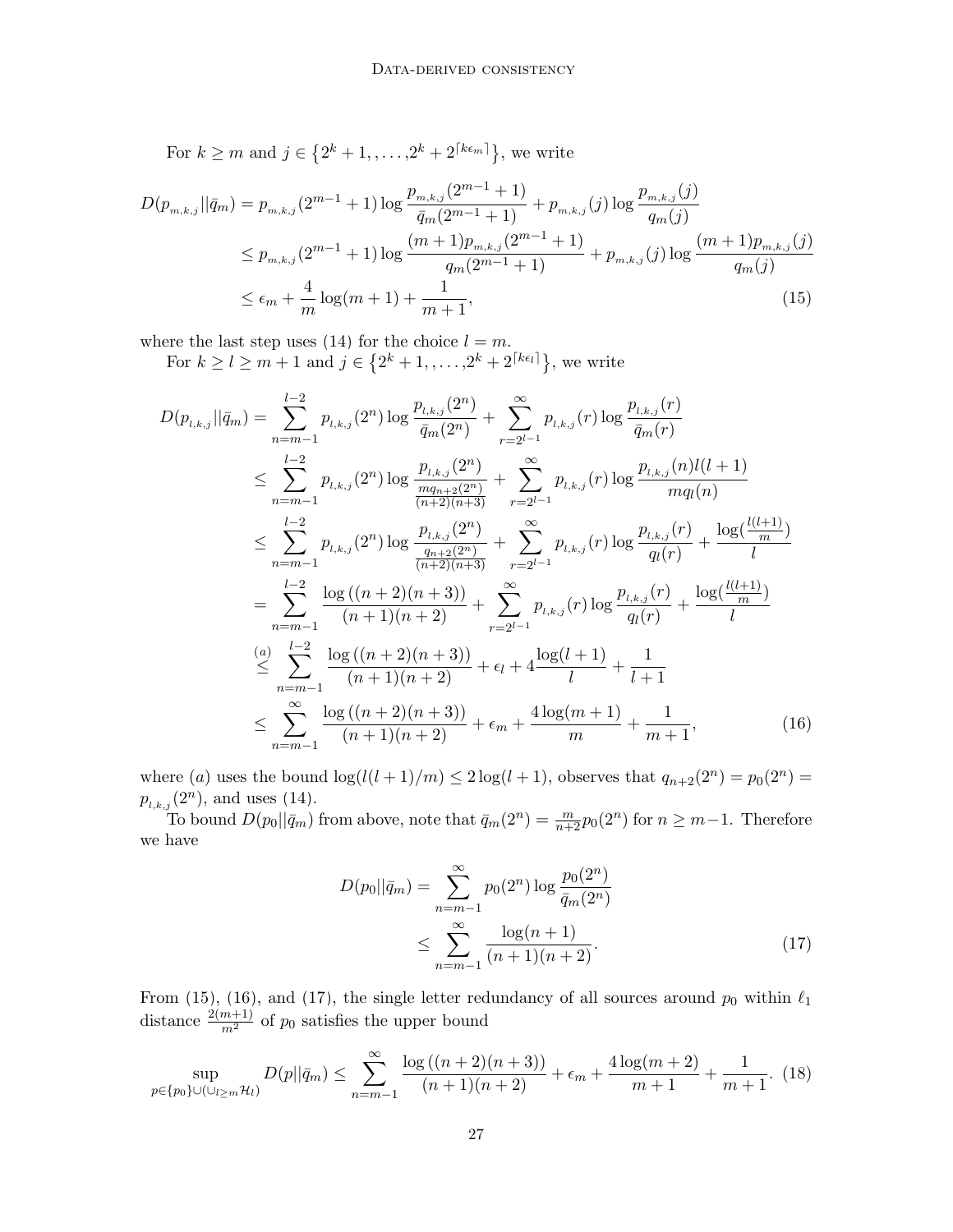For $k \geq m$ and $j \in \{2^k + 1, , \ldots, 2^k + 2^{\lceil k\epsilon_m \rceil}\}$, we write

$$
\begin{aligned}
D(p_{m,k,j}||\bar{q}_m) &= p_{m,k,j}(2^{m-1}+1)\log\frac{p_{m,k,j}(2^{m-1}+1)}{\bar{q}_m(2^{m-1}+1)} + p_{m,k,j}(j)\log\frac{p_{m,k,j}(j)}{q_m(j)} \\
&\leq p_{m,k,j}(2^{m-1}+1)\log\frac{(m+1)p_{m,k,j}(2^{m-1}+1)}{q_m(2^{m-1}+1)} + p_{m,k,j}(j)\log\frac{(m+1)p_{m,k,j}(j)}{q_m(j)} \\
&\leq \epsilon_m + \frac{4}{m}\log(m+1) + \frac{1}{m+1}, \qquad (15)
\end{aligned}
$$

where the last step uses (14) for the choice $l = m$.

For $k \geq l \geq m+1$ and $j \in \{2^k + 1, , \ldots, 2^k + 2^{\lceil k\epsilon_l \rceil}\}$, we write

$$
\begin{aligned}
D(p_{l,k,j}||\bar{q}_m) &= \sum_{n=m-1}^{l-2} p_{l,k,j}(2^n)\log\frac{p_{l,k,j}(2^n)}{\bar{q}_m(2^n)} + \sum_{r=2^{l-1}}^{\infty} p_{l,k,j}(r)\log\frac{p_{l,k,j}(r)}{\bar{q}_m(r)} \\
&\leq \sum_{n=m-1}^{l-2} p_{l,k,j}(2^n)\log\frac{p_{l,k,j}(2^n)}{\frac{mq_{n+2}(2^n)}{(n+2)(n+3)}} + \sum_{r=2^{l-1}}^{\infty} p_{l,k,j}(r)\log\frac{p_{l,k,j}(n)l(l+1)}{mq_l(n)} \\
&\leq \sum_{n=m-1}^{l-2} p_{l,k,j}(2^n)\log\frac{p_{l,k,j}(2^n)}{\frac{q_{n+2}(2^n)}{(n+2)(n+3)}} + \sum_{r=2^{l-1}}^{\infty} p_{l,k,j}(r)\log\frac{p_{l,k,j}(r)}{q_l(r)} + \frac{\log(\frac{l(l+1)}{m})}{l} \\
&= \sum_{n=m-1}^{l-2} \frac{\log\left((n+2)(n+3)\right)}{(n+1)(n+2)} + \sum_{r=2^{l-1}}^{\infty} p_{l,k,j}(r)\log\frac{p_{l,k,j}(r)}{q_l(r)} + \frac{\log(\frac{l(l+1)}{m})}{l} \\
&\stackrel{(a)}{\leq} \sum_{n=m-1}^{l-2} \frac{\log\left((n+2)(n+3)\right)}{(n+1)(n+2)} + \epsilon_l + 4\frac{\log(l+1)}{l} + \frac{1}{l+1} \\
&\leq \sum_{n=m-1}^{\infty} \frac{\log\left((n+2)(n+3)\right)}{(n+1)(n+2)} + \epsilon_m + \frac{4\log(m+1)}{m} + \frac{1}{m+1}, \qquad (16)
\end{aligned}
$$

where $(a)$ uses the bound $\log(l(l+1)/m) \leq 2\log(l+1)$, observes that $q_{n+2}(2^n) = p_0(2^n) = p_{l,k,j}(2^n)$, and uses (14).

To bound $D(p_0||\bar{q}_m)$ from above, note that $\bar{q}_m(2^n) = \frac{m}{n+2}p_0(2^n)$ for $n \geq m-1$. Therefore we have

$$
\begin{aligned}
D(p_0||\bar{q}_m) &= \sum_{n=m-1}^{\infty} p_0(2^n)\log\frac{p_0(2^n)}{\bar{q}_m(2^n)} \\
&\leq \sum_{n=m-1}^{\infty} \frac{\log(n+1)}{(n+1)(n+2)}. \qquad (17)
\end{aligned}
$$

From (15), (16), and (17), the single letter redundancy of all sources around $p_0$ within $\ell_1$ distance $\frac{2(m+1)}{m^2}$ of $p_0$ satisfies the upper bound

$$
\sup_{p\in\{p_0\}\cup(\cup_{l\geq m}\mathcal{H}_l)} D(p||\bar{q}_m) \leq \sum_{n=m-1}^{\infty} \frac{\log\left((n+2)(n+3)\right)}{(n+1)(n+2)} + \epsilon_m + \frac{4\log(m+2)}{m+1} + \frac{1}{m+1}. \quad (18)
$$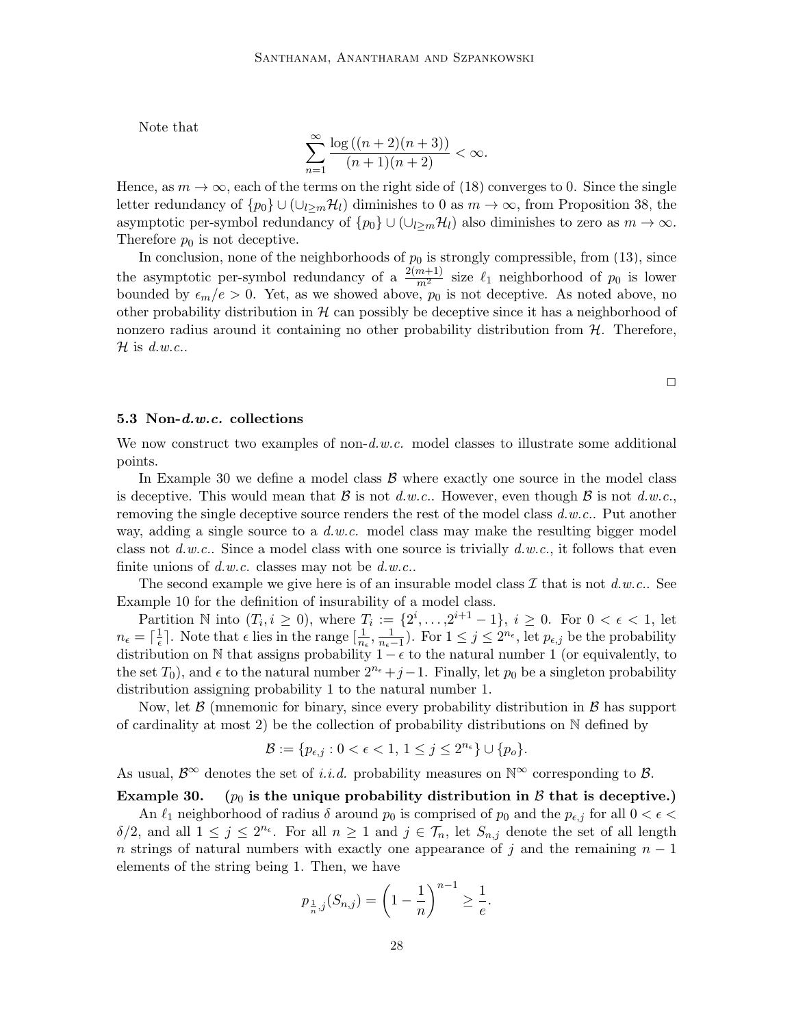Note that

$$\sum_{n=1}^{\infty} \frac{\log((n+2)(n+3))}{(n+1)(n+2)} < \infty.$$

Hence, as $m \to \infty$, each of the terms on the right side of (18) converges to 0. Since the single letter redundancy of $\{p_0\} \cup (\cup_{l \geq m} \mathcal{H}_l)$ diminishes to 0 as $m \to \infty$, from Proposition 38, the asymptotic per-symbol redundancy of $\{p_0\} \cup (\cup_{l \geq m} \mathcal{H}_l)$ also diminishes to zero as $m \to \infty$. Therefore $p_0$ is not deceptive.

In conclusion, none of the neighborhoods of $p_0$ is strongly compressible, from (13), since the asymptotic per-symbol redundancy of a $\frac{2(m+1)}{m^2}$ size $\ell_1$ neighborhood of $p_0$ is lower bounded by $\epsilon_m/e > 0$. Yet, as we showed above, $p_0$ is not deceptive. As noted above, no other probability distribution in $\mathcal{H}$ can possibly be deceptive since it has a neighborhood of nonzero radius around it containing no other probability distribution from $\mathcal{H}$. Therefore, $\mathcal{H}$ is *d.w.c.*.

□

### 5.3 Non-*d.w.c.* collections

We now construct two examples of non-*d.w.c.* model classes to illustrate some additional points.

In Example 30 we define a model class $\mathcal{B}$ where exactly one source in the model class is deceptive. This would mean that $\mathcal{B}$ is not *d.w.c.*. However, even though $\mathcal{B}$ is not *d.w.c.*, removing the single deceptive source renders the rest of the model class *d.w.c.*. Put another way, adding a single source to a *d.w.c.* model class may make the resulting bigger model class not *d.w.c.*. Since a model class with one source is trivially *d.w.c.*, it follows that even finite unions of *d.w.c.* classes may not be *d.w.c.*.

The second example we give here is of an insurable model class $\mathcal{I}$ that is not *d.w.c.*. See Example 10 for the definition of insurability of a model class.

Partition $\mathbb{N}$ into $(T_i, i \geq 0)$, where $T_i := \{2^i, \ldots, 2^{i+1}-1\}$, $i \geq 0$. For $0 < \epsilon < 1$, let $n_\epsilon = \lceil \frac{1}{\epsilon} \rceil$. Note that $\epsilon$ lies in the range $[\frac{1}{n_\epsilon}, \frac{1}{n_\epsilon - 1})$. For $1 \leq j \leq 2^{n_\epsilon}$, let $p_{\epsilon,j}$ be the probability distribution on $\mathbb{N}$ that assigns probability $1-\epsilon$ to the natural number 1 (or equivalently, to the set $T_0$), and $\epsilon$ to the natural number $2^{n_\epsilon} + j - 1$. Finally, let $p_0$ be a singleton probability distribution assigning probability 1 to the natural number 1.

Now, let $\mathcal{B}$ (mnemonic for binary, since every probability distribution in $\mathcal{B}$ has support of cardinality at most 2) be the collection of probability distributions on $\mathbb{N}$ defined by

$$\mathcal{B} := \{p_{\epsilon,j} : 0 < \epsilon < 1,\ 1 \leq j \leq 2^{n_\epsilon}\} \cup \{p_o\}.$$

As usual, $\mathcal{B}^\infty$ denotes the set of *i.i.d.* probability measures on $\mathbb{N}^\infty$ corresponding to $\mathcal{B}$.

**Example 30.** **($p_0$ is the unique probability distribution in $\mathcal{B}$ that is deceptive.)**

An $\ell_1$ neighborhood of radius $\delta$ around $p_0$ is comprised of $p_0$ and the $p_{\epsilon,j}$ for all $0 < \epsilon < \delta/2$, and all $1 \leq j \leq 2^{n_\epsilon}$. For all $n \geq 1$ and $j \in \mathcal{T}_n$, let $S_{n,j}$ denote the set of all length $n$ strings of natural numbers with exactly one appearance of $j$ and the remaining $n-1$ elements of the string being 1. Then, we have

$$p_{\frac{1}{n},j}(S_{n,j}) = \left(1 - \frac{1}{n}\right)^{n-1} \geq \frac{1}{e}.$$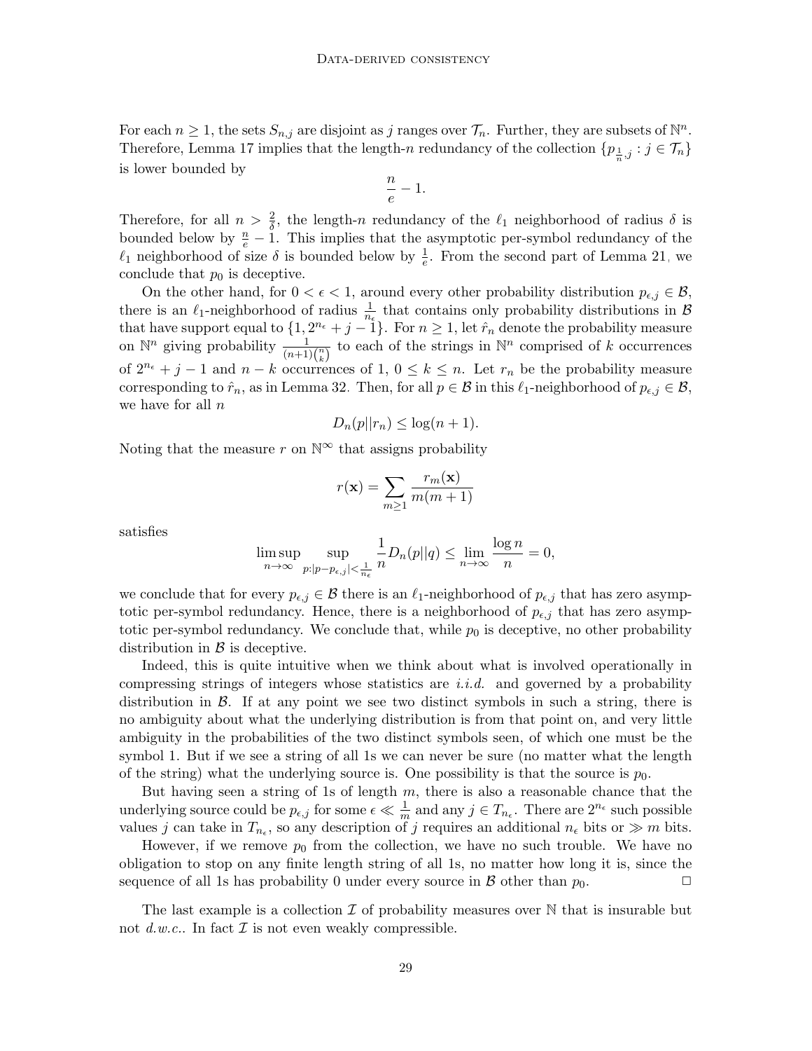For each $n \geq 1$, the sets $S_{n,j}$ are disjoint as $j$ ranges over $\mathcal{T}_n$. Further, they are subsets of $\mathbb{N}^n$. Therefore, Lemma 17 implies that the length-$n$ redundancy of the collection $\{p_{\frac{1}{n},j} : j \in \mathcal{T}_n\}$ is lower bounded by

$$\frac{n}{e} - 1.$$

Therefore, for all $n > \frac{2}{\delta}$, the length-$n$ redundancy of the $\ell_1$ neighborhood of radius $\delta$ is bounded below by $\frac{n}{e} - 1$. This implies that the asymptotic per-symbol redundancy of the $\ell_1$ neighborhood of size $\delta$ is bounded below by $\frac{1}{e}$. From the second part of Lemma 21, we conclude that $p_0$ is deceptive.

On the other hand, for $0 < \epsilon < 1$, around every other probability distribution $p_{\epsilon,j} \in \mathcal{B}$, there is an $\ell_1$-neighborhood of radius $\frac{1}{n_\epsilon}$ that contains only probability distributions in $\mathcal{B}$ that have support equal to $\{1, 2^{n_\epsilon} + j - 1\}$. For $n \geq 1$, let $\hat{r}_n$ denote the probability measure on $\mathbb{N}^n$ giving probability $\frac{1}{(n+1)\binom{n}{k}}$ to each of the strings in $\mathbb{N}^n$ comprised of $k$ occurrences of $2^{n_\epsilon} + j - 1$ and $n - k$ occurrences of 1, $0 \leq k \leq n$. Let $r_n$ be the probability measure corresponding to $\hat{r}_n$, as in Lemma 32. Then, for all $p \in \mathcal{B}$ in this $\ell_1$-neighborhood of $p_{\epsilon,j} \in \mathcal{B}$, we have for all $n$

$$D_n(p||r_n) \leq \log(n+1).$$

Noting that the measure $r$ on $\mathbb{N}^\infty$ that assigns probability

$$r(\mathbf{x}) = \sum_{m \geq 1} \frac{r_m(\mathbf{x})}{m(m+1)}$$

satisfies

$$\limsup_{n\to\infty} \sup_{p:|p-p_{\epsilon,j}|<\frac{1}{n_\epsilon}} \frac{1}{n} D_n(p||q) \leq \lim_{n\to\infty} \frac{\log n}{n} = 0,$$

we conclude that for every $p_{\epsilon,j} \in \mathcal{B}$ there is an $\ell_1$-neighborhood of $p_{\epsilon,j}$ that has zero asymptotic per-symbol redundancy. Hence, there is a neighborhood of $p_{\epsilon,j}$ that has zero asymptotic per-symbol redundancy. We conclude that, while $p_0$ is deceptive, no other probability distribution in $\mathcal{B}$ is deceptive.

Indeed, this is quite intuitive when we think about what is involved operationally in compressing strings of integers whose statistics are *i.i.d.* and governed by a probability distribution in $\mathcal{B}$. If at any point we see two distinct symbols in such a string, there is no ambiguity about what the underlying distribution is from that point on, and very little ambiguity in the probabilities of the two distinct symbols seen, of which one must be the symbol 1. But if we see a string of all 1s we can never be sure (no matter what the length of the string) what the underlying source is. One possibility is that the source is $p_0$.

But having seen a string of 1s of length $m$, there is also a reasonable chance that the underlying source could be $p_{\epsilon,j}$ for some $\epsilon \ll \frac{1}{m}$ and any $j \in T_{n_\epsilon}$. There are $2^{n_\epsilon}$ such possible values $j$ can take in $T_{n_\epsilon}$, so any description of $j$ requires an additional $n_\epsilon$ bits or $\gg m$ bits.

However, if we remove $p_0$ from the collection, we have no such trouble. We have no obligation to stop on any finite length string of all 1s, no matter how long it is, since the sequence of all 1s has probability 0 under every source in $\mathcal{B}$ other than $p_0$. □

The last example is a collection $\mathcal{I}$ of probability measures over $\mathbb{N}$ that is insurable but not *d.w.c.*. In fact $\mathcal{I}$ is not even weakly compressible.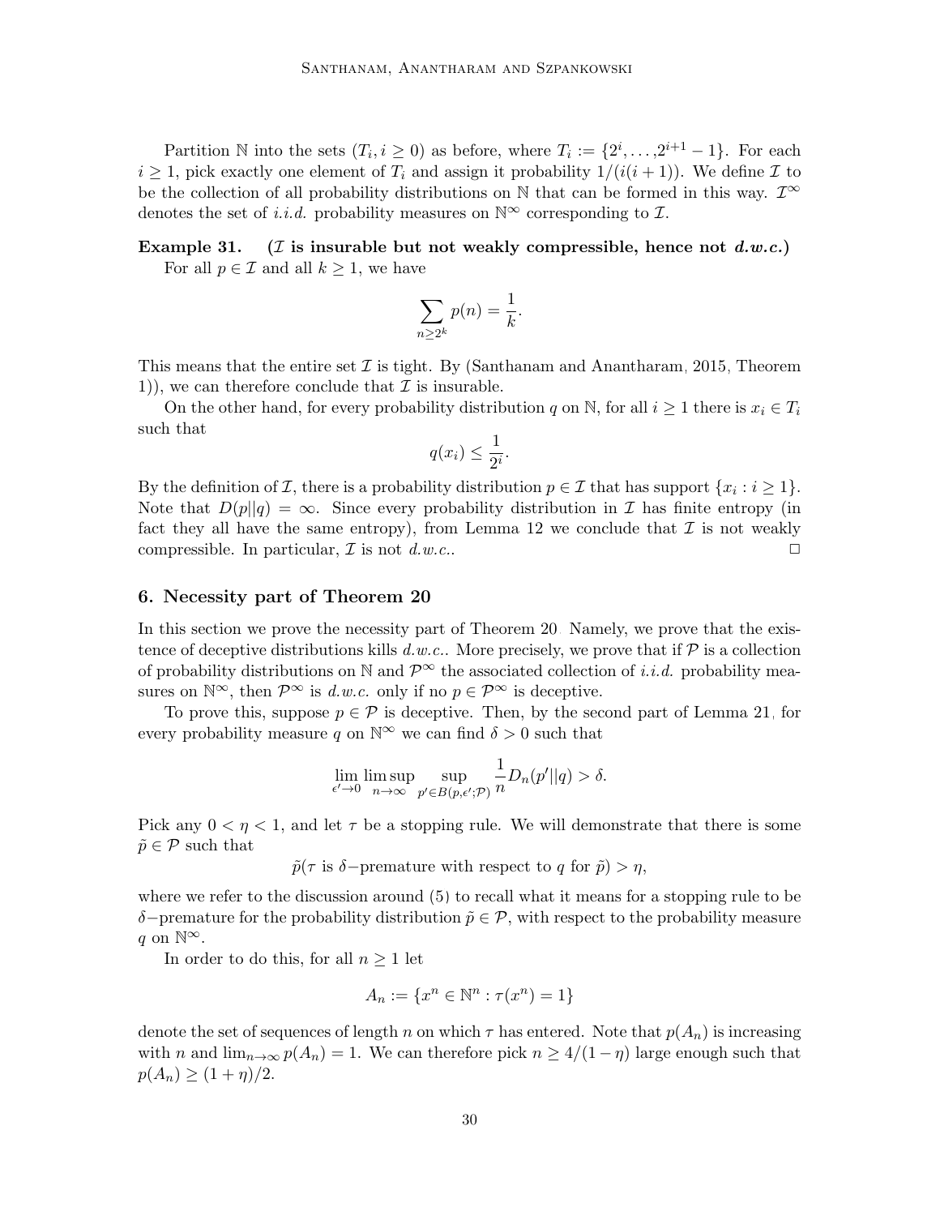Partition $\mathbb{N}$ into the sets $(T_i, i \geq 0)$ as before, where $T_i := \{2^i, \ldots, 2^{i+1}-1\}$. For each $i \geq 1$, pick exactly one element of $T_i$ and assign it probability $1/(i(i+1))$. We define $\mathcal{I}$ to be the collection of all probability distributions on $\mathbb{N}$ that can be formed in this way. $\mathcal{I}^\infty$ denotes the set of *i.i.d.* probability measures on $\mathbb{N}^\infty$ corresponding to $\mathcal{I}$.

**Example 31.** **($\mathcal{I}$ is insurable but not weakly compressible, hence not *d.w.c.*)**
For all $p \in \mathcal{I}$ and all $k \geq 1$, we have

$$\sum_{n \geq 2^k} p(n) = \frac{1}{k}.$$

This means that the entire set $\mathcal{I}$ is tight. By (Santhanam and Anantharam, 2015, Theorem 1)), we can therefore conclude that $\mathcal{I}$ is insurable.

On the other hand, for every probability distribution $q$ on $\mathbb{N}$, for all $i \geq 1$ there is $x_i \in T_i$ such that

$$q(x_i) \leq \frac{1}{2^i}.$$

By the definition of $\mathcal{I}$, there is a probability distribution $p \in \mathcal{I}$ that has support $\{x_i : i \geq 1\}$. Note that $D(p||q) = \infty$. Since every probability distribution in $\mathcal{I}$ has finite entropy (in fact they all have the same entropy), from Lemma 12 we conclude that $\mathcal{I}$ is not weakly compressible. In particular, $\mathcal{I}$ is not *d.w.c.*. □

## 6. Necessity part of Theorem 20

In this section we prove the necessity part of Theorem 20. Namely, we prove that the existence of deceptive distributions kills *d.w.c.*. More precisely, we prove that if $\mathcal{P}$ is a collection of probability distributions on $\mathbb{N}$ and $\mathcal{P}^\infty$ the associated collection of *i.i.d.* probability measures on $\mathbb{N}^\infty$, then $\mathcal{P}^\infty$ is *d.w.c.* only if no $p \in \mathcal{P}^\infty$ is deceptive.

To prove this, suppose $p \in \mathcal{P}$ is deceptive. Then, by the second part of Lemma 21, for every probability measure $q$ on $\mathbb{N}^\infty$ we can find $\delta > 0$ such that

$$\lim_{\epsilon' \to 0} \limsup_{n \to \infty} \sup_{p' \in B(p,\epsilon';\mathcal{P})} \frac{1}{n} D_n(p'||q) > \delta.$$

Pick any $0 < \eta < 1$, and let $\tau$ be a stopping rule. We will demonstrate that there is some $\tilde{p} \in \mathcal{P}$ such that

$$\tilde{p}(\tau \text{ is } \delta\text{−premature with respect to } q \text{ for } \tilde{p}) > \eta,$$

where we refer to the discussion around (5) to recall what it means for a stopping rule to be $\delta$−premature for the probability distribution $\tilde{p} \in \mathcal{P}$, with respect to the probability measure $q$ on $\mathbb{N}^\infty$.

In order to do this, for all $n \geq 1$ let

$$A_n := \{x^n \in \mathbb{N}^n : \tau(x^n) = 1\}$$

denote the set of sequences of length $n$ on which $\tau$ has entered. Note that $p(A_n)$ is increasing with $n$ and $\lim_{n\to\infty} p(A_n) = 1$. We can therefore pick $n \geq 4/(1-\eta)$ large enough such that $p(A_n) \geq (1+\eta)/2$.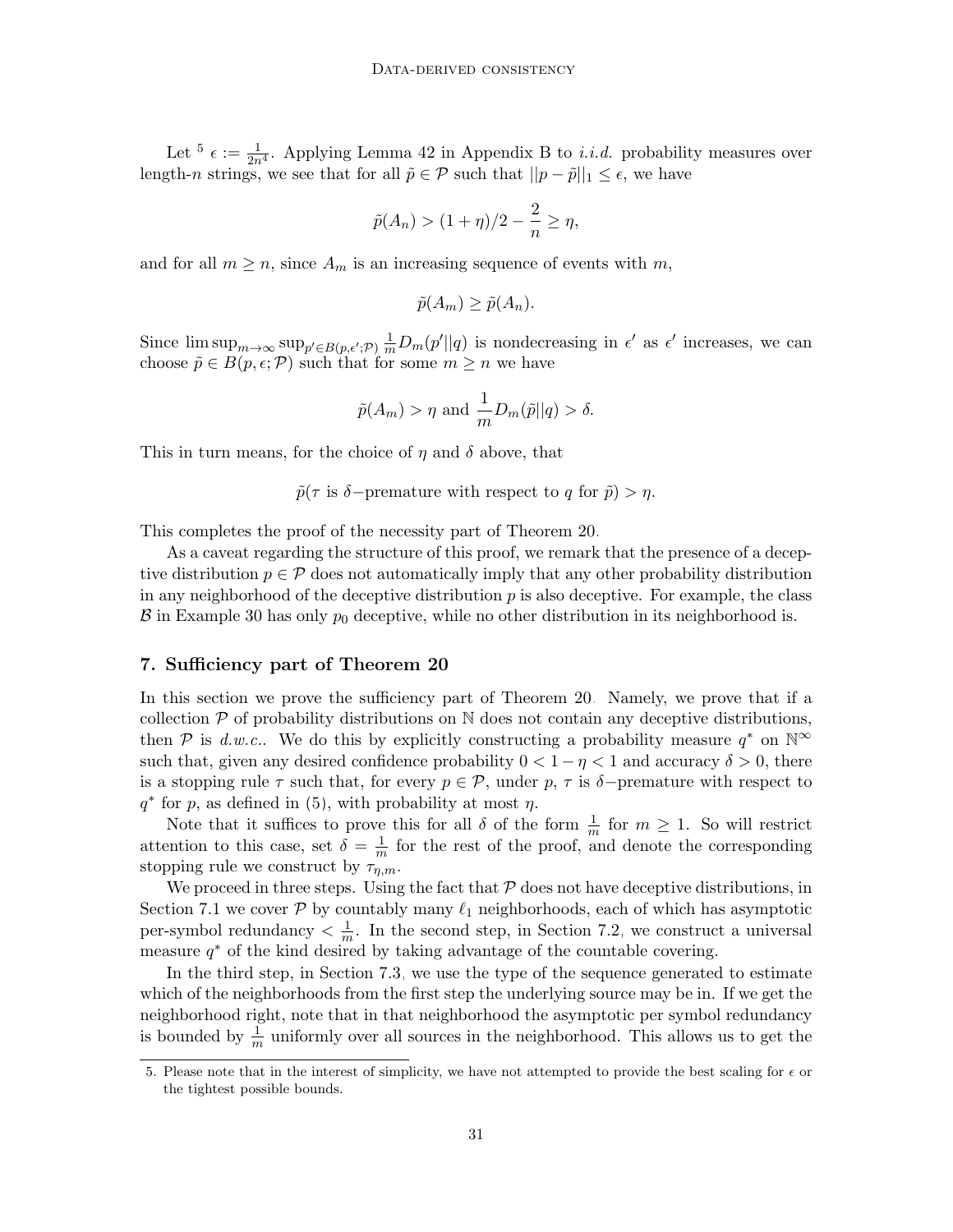Let [5] $\epsilon := \frac{1}{2n^4}$. Applying Lemma 42 in Appendix B to *i.i.d.* probability measures over length-$n$ strings, we see that for all $\tilde{p} \in \mathcal{P}$ such that $||p - \tilde{p}||_1 \leq \epsilon$, we have

$$\tilde{p}(A_n) > (1+\eta)/2 - \frac{2}{n} \geq \eta,$$

and for all $m \geq n$, since $A_m$ is an increasing sequence of events with $m$,

$$\tilde{p}(A_m) \geq \tilde{p}(A_n).$$

Since $\limsup_{m\to\infty} \sup_{p' \in B(p,\epsilon';\mathcal{P})} \frac{1}{m} D_m(p'||q)$ is nondecreasing in $\epsilon'$ as $\epsilon'$ increases, we can choose $\tilde{p} \in B(p, \epsilon; \mathcal{P})$ such that for some $m \geq n$ we have

$$\tilde{p}(A_m) > \eta \text{ and } \frac{1}{m} D_m(\tilde{p}||q) > \delta.$$

This in turn means, for the choice of $\eta$ and $\delta$ above, that

$$\tilde{p}(\tau \text{ is } \delta\text{−premature with respect to } q \text{ for } \tilde{p}) > \eta.$$

This completes the proof of the necessity part of Theorem 20.

As a caveat regarding the structure of this proof, we remark that the presence of a deceptive distribution $p \in \mathcal{P}$ does not automatically imply that any other probability distribution in any neighborhood of the deceptive distribution $p$ is also deceptive. For example, the class $\mathcal{B}$ in Example 30 has only $p_0$ deceptive, while no other distribution in its neighborhood is.

## 7. Sufficiency part of Theorem 20

In this section we prove the sufficiency part of Theorem 20. Namely, we prove that if a collection $\mathcal{P}$ of probability distributions on $\mathbb{N}$ does not contain any deceptive distributions, then $\mathcal{P}$ is *d.w.c.*. We do this by explicitly constructing a probability measure $q^*$ on $\mathbb{N}^\infty$ such that, given any desired confidence probability $0 < 1 - \eta < 1$ and accuracy $\delta > 0$, there is a stopping rule $\tau$ such that, for every $p \in \mathcal{P}$, under $p$, $\tau$ is $\delta$−premature with respect to $q^*$ for $p$, as defined in (5), with probability at most $\eta$.

Note that it suffices to prove this for all $\delta$ of the form $\frac{1}{m}$ for $m \geq 1$. So will restrict attention to this case, set $\delta = \frac{1}{m}$ for the rest of the proof, and denote the corresponding stopping rule we construct by $\tau_{\eta,m}$.

We proceed in three steps. Using the fact that $\mathcal{P}$ does not have deceptive distributions, in Section 7.1 we cover $\mathcal{P}$ by countably many $\ell_1$ neighborhoods, each of which has asymptotic per-symbol redundancy $< \frac{1}{m}$. In the second step, in Section 7.2, we construct a universal measure $q^*$ of the kind desired by taking advantage of the countable covering.

In the third step, in Section 7.3, we use the type of the sequence generated to estimate which of the neighborhoods from the first step the underlying source may be in. If we get the neighborhood right, note that in that neighborhood the asymptotic per symbol redundancy is bounded by $\frac{1}{m}$ uniformly over all sources in the neighborhood. This allows us to get the

[5] Please note that in the interest of simplicity, we have not attempted to provide the best scaling for $\epsilon$ or the tightest possible bounds.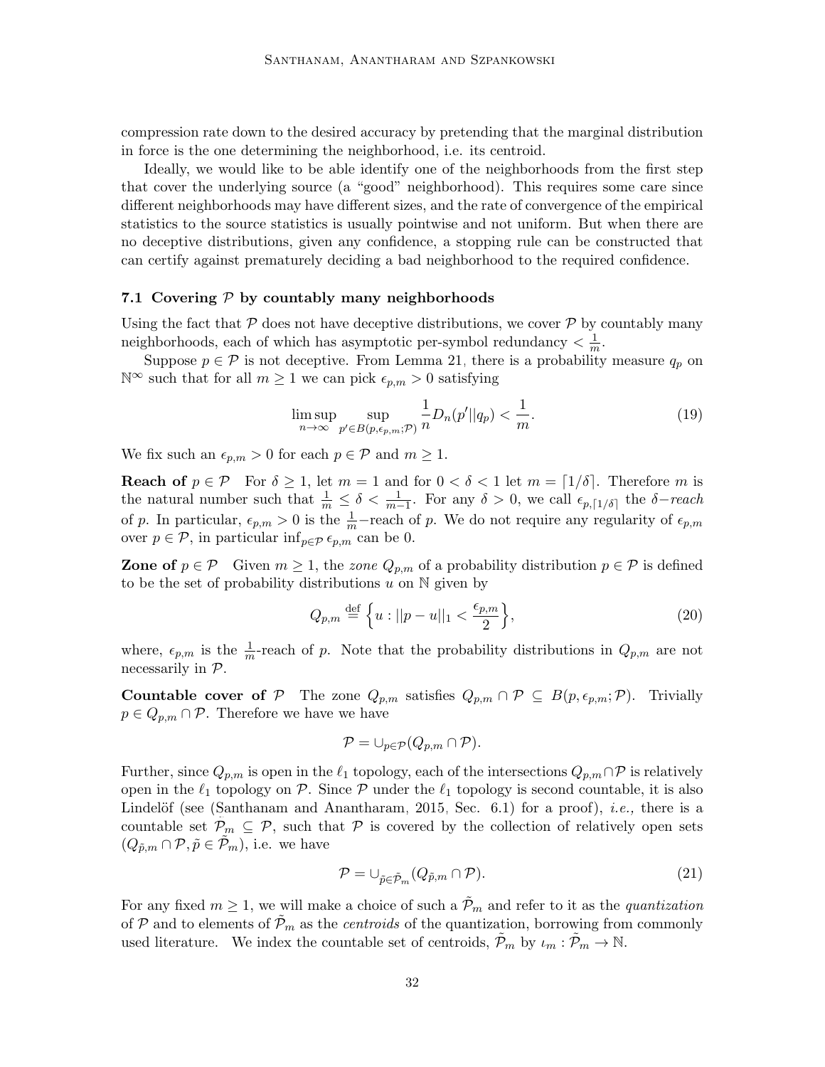compression rate down to the desired accuracy by pretending that the marginal distribution in force is the one determining the neighborhood, i.e. its centroid.

Ideally, we would like to be able identify one of the neighborhoods from the first step that cover the underlying source (a "good" neighborhood). This requires some care since different neighborhoods may have different sizes, and the rate of convergence of the empirical statistics to the source statistics is usually pointwise and not uniform. But when there are no deceptive distributions, given any confidence, a stopping rule can be constructed that can certify against prematurely deciding a bad neighborhood to the required confidence.

### 7.1 Covering $\mathcal{P}$ by countably many neighborhoods

Using the fact that $\mathcal{P}$ does not have deceptive distributions, we cover $\mathcal{P}$ by countably many neighborhoods, each of which has asymptotic per-symbol redundancy $< \frac{1}{m}$.

Suppose $p \in \mathcal{P}$ is not deceptive. From Lemma 21, there is a probability measure $q_p$ on $\mathbb{N}^\infty$ such that for all $m \geq 1$ we can pick $\epsilon_{p,m} > 0$ satisfying

$$\limsup_{n\to\infty} \sup_{p' \in B(p,\epsilon_{p,m};\mathcal{P})} \frac{1}{n} D_n(p'||q_p) < \frac{1}{m}. \tag{19}$$

We fix such an $\epsilon_{p,m} > 0$ for each $p \in \mathcal{P}$ and $m \geq 1$.

**Reach of $p \in \mathcal{P}$** For $\delta \geq 1$, let $m = 1$ and for $0 < \delta < 1$ let $m = \lceil 1/\delta \rceil$. Therefore $m$ is the natural number such that $\frac{1}{m} \leq \delta < \frac{1}{m-1}$. For any $\delta > 0$, we call $\epsilon_{p,\lceil 1/\delta \rceil}$ the $\delta-$*reach* of $p$. In particular, $\epsilon_{p,m} > 0$ is the $\frac{1}{m}-$reach of $p$. We do not require any regularity of $\epsilon_{p,m}$ over $p \in \mathcal{P}$, in particular $\inf_{p\in\mathcal{P}} \epsilon_{p,m}$ can be 0.

**Zone of $p \in \mathcal{P}$** Given $m \geq 1$, the *zone* $Q_{p,m}$ of a probability distribution $p \in \mathcal{P}$ is defined to be the set of probability distributions $u$ on $\mathbb{N}$ given by

$$Q_{p,m} \stackrel{\text{def}}{=} \Big\{ u : ||p-u||_1 < \frac{\epsilon_{p,m}}{2} \Big\}, \tag{20}$$

where, $\epsilon_{p,m}$ is the $\frac{1}{m}$-reach of $p$. Note that the probability distributions in $Q_{p,m}$ are not necessarily in $\mathcal{P}$.

**Countable cover of $\mathcal{P}$** The zone $Q_{p,m}$ satisfies $Q_{p,m} \cap \mathcal{P} \subseteq B(p, \epsilon_{p,m}; \mathcal{P})$. Trivially $p \in Q_{p,m} \cap \mathcal{P}$. Therefore we have we have

$$\mathcal{P} = \cup_{p\in\mathcal{P}} (Q_{p,m} \cap \mathcal{P}).$$

Further, since $Q_{p,m}$ is open in the $\ell_1$ topology, each of the intersections $Q_{p,m} \cap \mathcal{P}$ is relatively open in the $\ell_1$ topology on $\mathcal{P}$. Since $\mathcal{P}$ under the $\ell_1$ topology is second countable, it is also Lindelöf (see (Santhanam and Anantharam, 2015, Sec. 6.1) for a proof), *i.e.,* there is a countable set $\tilde{\mathcal{P}}_m \subseteq \mathcal{P}$, such that $\mathcal{P}$ is covered by the collection of relatively open sets $(Q_{\tilde{p},m} \cap \mathcal{P}, \tilde{p} \in \tilde{\mathcal{P}}_m)$, i.e. we have

$$\mathcal{P} = \cup_{\tilde{p}\in\tilde{\mathcal{P}}_m} (Q_{\tilde{p},m} \cap \mathcal{P}). \tag{21}$$

For any fixed $m \geq 1$, we will make a choice of such a $\tilde{\mathcal{P}}_m$ and refer to it as the *quantization* of $\mathcal{P}$ and to elements of $\tilde{\mathcal{P}}_m$ as the *centroids* of the quantization, borrowing from commonly used literature. We index the countable set of centroids, $\tilde{\mathcal{P}}_m$ by $\iota_m : \tilde{\mathcal{P}}_m \to \mathbb{N}$.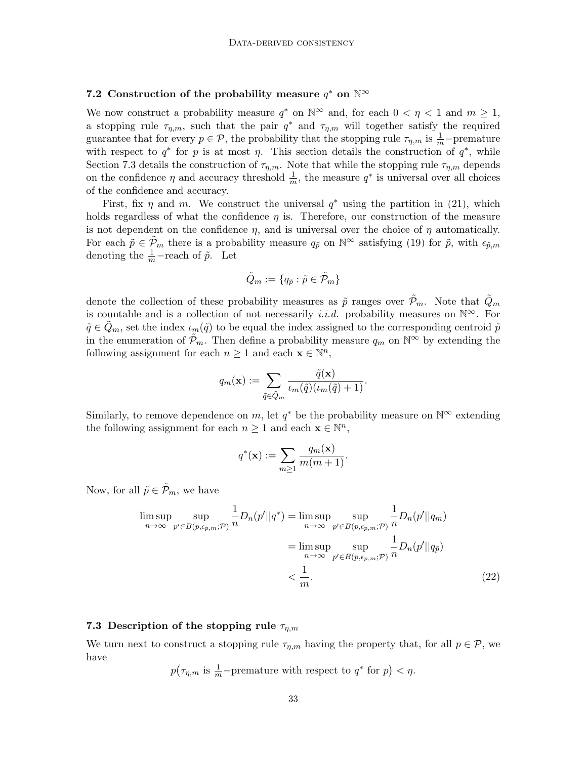### 7.2 Construction of the probability measure $q^*$ on $\mathbb{N}^\infty$

We now construct a probability measure $q^*$ on $\mathbb{N}^\infty$ and, for each $0 < \eta < 1$ and $m \geq 1$, a stopping rule $\tau_{\eta,m}$, such that the pair $q^*$ and $\tau_{\eta,m}$ will together satisfy the required guarantee that for every $p \in \mathcal{P}$, the probability that the stopping rule $\tau_{\eta,m}$ is $\frac{1}{m}$−premature with respect to $q^*$ for $p$ is at most $\eta$. This section details the construction of $q^*$, while Section 7.3 details the construction of $\tau_{\eta,m}$. Note that while the stopping rule $\tau_{\eta,m}$ depends on the confidence $\eta$ and accuracy threshold $\frac{1}{m}$, the measure $q^*$ is universal over all choices of the confidence and accuracy.

First, fix $\eta$ and $m$. We construct the universal $q^*$ using the partition in (21), which holds regardless of what the confidence $\eta$ is. Therefore, our construction of the measure is not dependent on the confidence $\eta$, and is universal over the choice of $\eta$ automatically. For each $\tilde{p} \in \tilde{\mathcal{P}}_m$ there is a probability measure $q_{\tilde{p}}$ on $\mathbb{N}^\infty$ satisfying (19) for $\tilde{p}$, with $\epsilon_{\tilde{p},m}$ denoting the $\frac{1}{m}$−reach of $\tilde{p}$. Let

$$\tilde{Q}_m := \{q_{\tilde{p}} : \tilde{p} \in \tilde{\mathcal{P}}_m\}$$

denote the collection of these probability measures as $\tilde{p}$ ranges over $\tilde{\mathcal{P}}_m$. Note that $\tilde{Q}_m$ is countable and is a collection of not necessarily *i.i.d.* probability measures on $\mathbb{N}^\infty$. For $\tilde{q} \in \tilde{Q}_m$, set the index $\iota_m(\tilde{q})$ to be equal the index assigned to the corresponding centroid $\tilde{p}$ in the enumeration of $\tilde{\mathcal{P}}_m$. Then define a probability measure $q_m$ on $\mathbb{N}^\infty$ by extending the following assignment for each $n \geq 1$ and each $\mathbf{x} \in \mathbb{N}^n$,

$$q_m(\mathbf{x}) := \sum_{\tilde{q} \in \tilde{Q}_m} \frac{\tilde{q}(\mathbf{x})}{\iota_m(\tilde{q})(\iota_m(\tilde{q}) + 1)}.$$

Similarly, to remove dependence on $m$, let $q^*$ be the probability measure on $\mathbb{N}^\infty$ extending the following assignment for each $n \geq 1$ and each $\mathbf{x} \in \mathbb{N}^n$,

$$q^*(\mathbf{x}) := \sum_{m \geq 1} \frac{q_m(\mathbf{x})}{m(m+1)}.$$

Now, for all $\tilde{p} \in \tilde{\mathcal{P}}_m$, we have

$$\begin{aligned}
\limsup_{n\to\infty} \sup_{p' \in B(p,\epsilon_{p,m};\mathcal{P})} \frac{1}{n} D_n(p' || q^*) &= \limsup_{n\to\infty} \sup_{p' \in B(p,\epsilon_{p,m};\mathcal{P})} \frac{1}{n} D_n(p' || q_m) \\
&= \limsup_{n\to\infty} \sup_{p' \in B(p,\epsilon_{p,m};\mathcal{P})} \frac{1}{n} D_n(p' || q_{\tilde{p}}) \\
&< \frac{1}{m}.
\end{aligned} \tag{22}$$

### 7.3 Description of the stopping rule $\tau_{\eta,m}$

We turn next to construct a stopping rule $\tau_{\eta,m}$ having the property that, for all $p \in \mathcal{P}$, we have

$$p\big(\tau_{\eta,m} \text{ is } \tfrac{1}{m}\text{−premature with respect to } q^* \text{ for } p\big) < \eta.$$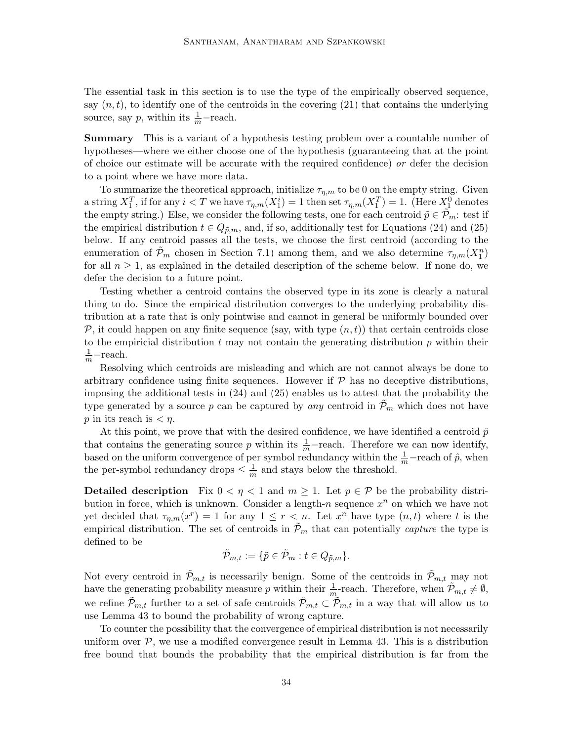The essential task in this section is to use the type of the empirically observed sequence, say $(n, t)$, to identify one of the centroids in the covering (21) that contains the underlying source, say $p$, within its $\frac{1}{m}$−reach.

**Summary** This is a variant of a hypothesis testing problem over a countable number of hypotheses—where we either choose one of the hypothesis (guaranteeing that at the point of choice our estimate will be accurate with the required confidence) *or* defer the decision to a point where we have more data.

To summarize the theoretical approach, initialize $\tau_{\eta,m}$ to be 0 on the empty string. Given a string $X_1^T$, if for any $i < T$ we have $\tau_{\eta,m}(X_1^i) = 1$ then set $\tau_{\eta,m}(X_1^T) = 1$. (Here $X_1^0$ denotes the empty string.) Else, we consider the following tests, one for each centroid $\tilde{p} \in \tilde{\mathcal{P}}_m$: test if the empirical distribution $t \in Q_{\tilde{p},m}$, and, if so, additionally test for Equations (24) and (25) below. If any centroid passes all the tests, we choose the first centroid (according to the enumeration of $\tilde{\mathcal{P}}_m$ chosen in Section 7.1) among them, and we also determine $\tau_{\eta,m}(X_1^n)$ for all $n \geq 1$, as explained in the detailed description of the scheme below. If none do, we defer the decision to a future point.

Testing whether a centroid contains the observed type in its zone is clearly a natural thing to do. Since the empirical distribution converges to the underlying probability distribution at a rate that is only pointwise and cannot in general be uniformly bounded over $\mathcal{P}$, it could happen on any finite sequence (say, with type $(n, t)$) that certain centroids close to the empiricial distribution $t$ may not contain the generating distribution $p$ within their $\frac{1}{m}$−reach.

Resolving which centroids are misleading and which are not cannot always be done to arbitrary confidence using finite sequences. However if $\mathcal{P}$ has no deceptive distributions, imposing the additional tests in (24) and (25) enables us to attest that the probability the type generated by a source $p$ can be captured by *any* centroid in $\tilde{\mathcal{P}}_m$ which does not have $p$ in its reach is $< \eta$.

At this point, we prove that with the desired confidence, we have identified a centroid $\hat{p}$ that contains the generating source $p$ within its $\frac{1}{m}$−reach. Therefore we can now identify, based on the uniform convergence of per symbol redundancy within the $\frac{1}{m}$−reach of $\hat{p}$, when the per-symbol redundancy drops $\leq \frac{1}{m}$ and stays below the threshold.

**Detailed description** Fix $0 < \eta < 1$ and $m \geq 1$. Let $p \in \mathcal{P}$ be the probability distribution in force, which is unknown. Consider a length-$n$ sequence $x^n$ on which we have not yet decided that $\tau_{\eta,m}(x^r) = 1$ for any $1 \leq r < n$. Let $x^n$ have type $(n, t)$ where $t$ is the empirical distribution. The set of centroids in $\tilde{\mathcal{P}}_m$ that can potentially *capture* the type is defined to be

$$\tilde{\mathcal{P}}_{m,t} := \{\tilde{p} \in \tilde{\mathcal{P}}_m : t \in Q_{\tilde{p},m}\}.$$

Not every centroid in $\tilde{\mathcal{P}}_{m,t}$ is necessarily benign. Some of the centroids in $\tilde{\mathcal{P}}_{m,t}$ may not have the generating probability measure $p$ within their $\frac{1}{m}$-reach. Therefore, when $\tilde{\mathcal{P}}_{m,t} \neq \emptyset$, we refine $\tilde{\mathcal{P}}_{m,t}$ further to a set of safe centroids $\hat{\mathcal{P}}_{m,t} \subset \tilde{\mathcal{P}}_{m,t}$ in a way that will allow us to use Lemma 43 to bound the probability of wrong capture.

To counter the possibility that the convergence of empirical distribution is not necessarily uniform over $\mathcal{P}$, we use a modified convergence result in Lemma 43. This is a distribution free bound that bounds the probability that the empirical distribution is far from the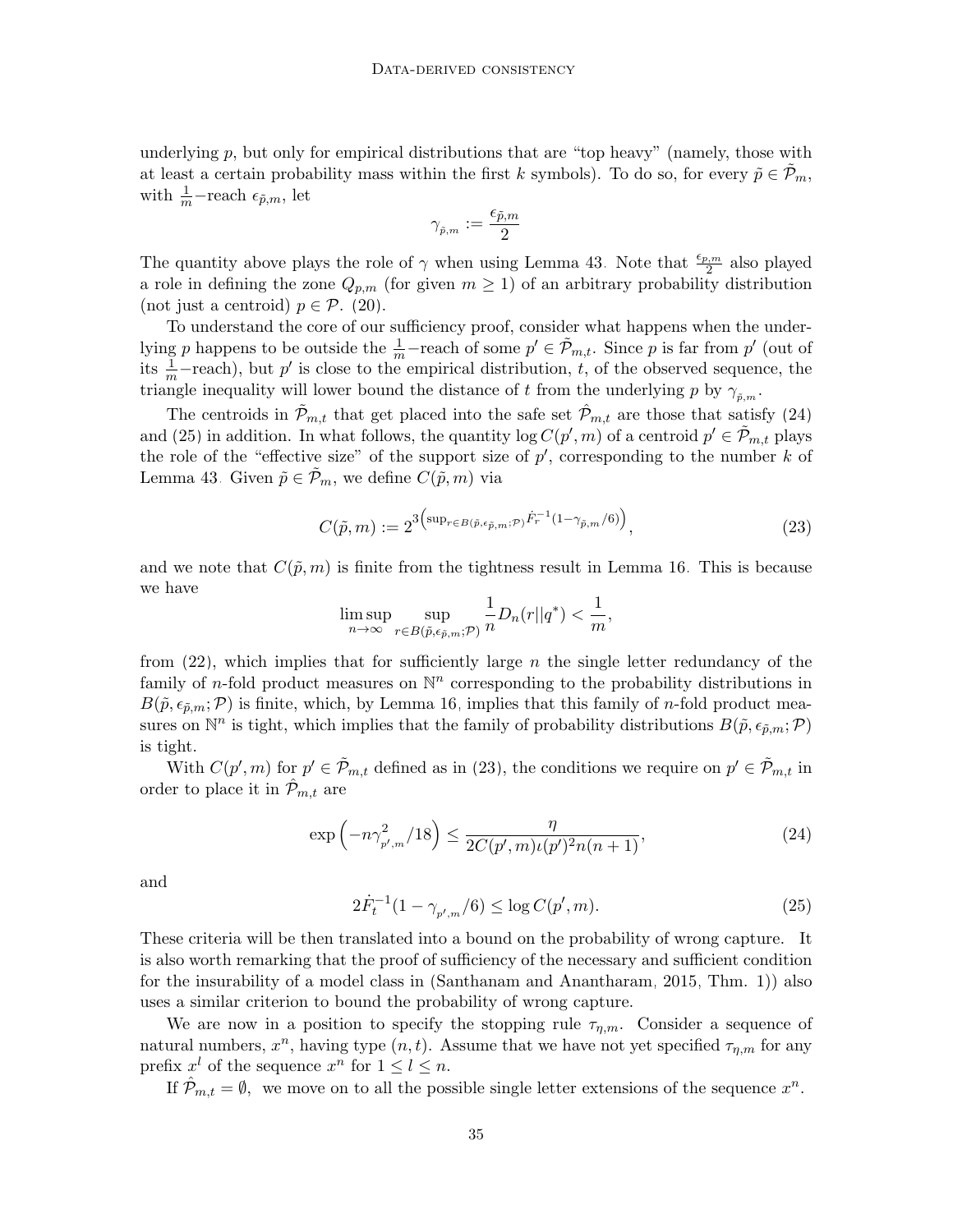underlying $p$, but only for empirical distributions that are "top heavy" (namely, those with at least a certain probability mass within the first $k$ symbols). To do so, for every $\tilde{p} \in \tilde{\mathcal{P}}_m$, with $\frac{1}{m}$−reach $\epsilon_{\tilde{p},m}$, let

$$\gamma_{\tilde{p},m} := \frac{\epsilon_{\tilde{p},m}}{2}$$

The quantity above plays the role of $\gamma$ when using Lemma 43. Note that $\frac{\epsilon_{p,m}}{2}$ also played a role in defining the zone $Q_{p,m}$ (for given $m \geq 1$) of an arbitrary probability distribution (not just a centroid) $p \in \mathcal{P}$. (20).

To understand the core of our sufficiency proof, consider what happens when the underlying $p$ happens to be outside the $\frac{1}{m}$−reach of some $p' \in \tilde{\mathcal{P}}_{m,t}$. Since $p$ is far from $p'$ (out of its $\frac{1}{m}$−reach), but $p'$ is close to the empirical distribution, $t$, of the observed sequence, the triangle inequality will lower bound the distance of $t$ from the underlying $p$ by $\gamma_{\tilde{p},m}$.

The centroids in $\tilde{\mathcal{P}}_{m,t}$ that get placed into the safe set $\hat{\mathcal{P}}_{m,t}$ are those that satisfy (24) and (25) in addition. In what follows, the quantity $\log C(p', m)$ of a centroid $p' \in \tilde{\mathcal{P}}_{m,t}$ plays the role of the "effective size" of the support size of $p'$, corresponding to the number $k$ of Lemma 43. Given $\tilde{p} \in \tilde{\mathcal{P}}_m$, we define $C(\tilde{p}, m)$ via

$$C(\tilde{p}, m) := 2^{3\left(\sup_{r \in B(\tilde{p}, \epsilon_{\tilde{p},m}; \mathcal{P})} \dot{F}_r^{-1}(1 - \gamma_{\tilde{p},m}/6)\right)}, \tag{23}$$

and we note that $C(\tilde{p}, m)$ is finite from the tightness result in Lemma 16. This is because we have

$$\limsup_{n \to \infty} \sup_{r \in B(\tilde{p}, \epsilon_{\tilde{p},m}; \mathcal{P})} \frac{1}{n} D_n(r||q^*) < \frac{1}{m},$$

from (22), which implies that for sufficiently large $n$ the single letter redundancy of the family of $n$-fold product measures on $\mathbb{N}^n$ corresponding to the probability distributions in $B(\tilde{p}, \epsilon_{\tilde{p},m}; \mathcal{P})$ is finite, which, by Lemma 16, implies that this family of $n$-fold product measures on $\mathbb{N}^n$ is tight, which implies that the family of probability distributions $B(\tilde{p}, \epsilon_{\tilde{p},m}; \mathcal{P})$ is tight.

With $C(p', m)$ for $p' \in \tilde{\mathcal{P}}_{m,t}$ defined as in (23), the conditions we require on $p' \in \tilde{\mathcal{P}}_{m,t}$ in order to place it in $\hat{\mathcal{P}}_{m,t}$ are

$$\exp\left(-n\gamma_{p',m}^2/18\right) \leq \frac{\eta}{2C(p', m)\iota(p')^2 n(n+1)}, \tag{24}$$

and

$$2\dot{F}_t^{-1}(1 - \gamma_{p',m}/6) \leq \log C(p', m). \tag{25}$$

These criteria will be then translated into a bound on the probability of wrong capture. It is also worth remarking that the proof of sufficiency of the necessary and sufficient condition for the insurability of a model class in (Santhanam and Anantharam, 2015, Thm. 1)) also uses a similar criterion to bound the probability of wrong capture.

We are now in a position to specify the stopping rule $\tau_{\eta,m}$. Consider a sequence of natural numbers, $x^n$, having type $(n, t)$. Assume that we have not yet specified $\tau_{\eta,m}$ for any prefix $x^l$ of the sequence $x^n$ for $1 \leq l \leq n$.

If $\hat{\mathcal{P}}_{m,t} = \emptyset$, we move on to all the possible single letter extensions of the sequence $x^n$.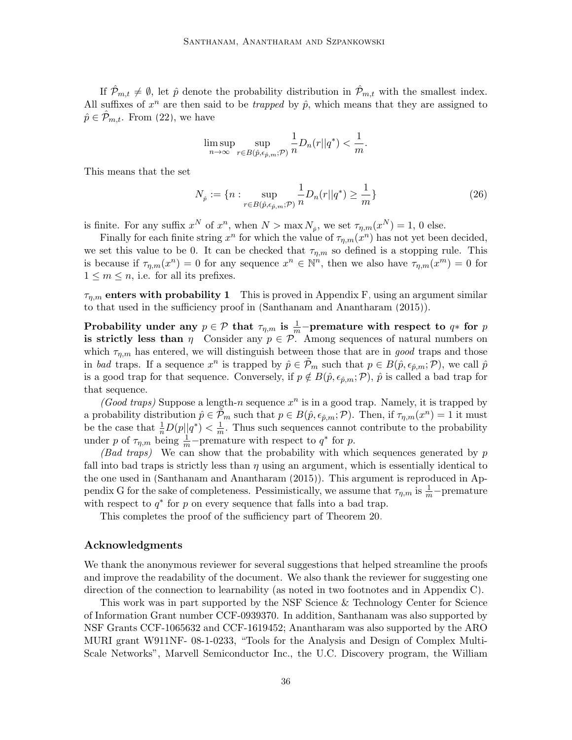If $\hat{\mathcal{P}}_{m,t} \neq \emptyset$, let $\hat{p}$ denote the probability distribution in $\hat{\mathcal{P}}_{m,t}$ with the smallest index. All suffixes of $x^n$ are then said to be *trapped* by $\hat{p}$, which means that they are assigned to $\hat{p} \in \hat{\mathcal{P}}_{m,t}$. From (22), we have

$$\limsup_{n\to\infty} \sup_{r\in B(\hat{p},\epsilon_{\hat{p},m};\mathcal{P})} \frac{1}{n} D_n(r||q^*) < \frac{1}{m}.$$

This means that the set

$$N_{\hat{p}} := \{n : \sup_{r\in B(\hat{p},\epsilon_{\hat{p},m};\mathcal{P})} \frac{1}{n} D_n(r||q^*) \geq \frac{1}{m}\} \tag{26}$$

is finite. For any suffix $x^N$ of $x^n$, when $N > \max N_{\hat{p}}$, we set $\tau_{\eta,m}(x^N) = 1$, 0 else.

Finally for each finite string $x^n$ for which the value of $\tau_{\eta,m}(x^n)$ has not yet been decided, we set this value to be 0. It can be checked that $\tau_{\eta,m}$ so defined is a stopping rule. This is because if $\tau_{\eta,m}(x^n) = 0$ for any sequence $x^n \in \mathbb{N}^n$, then we also have $\tau_{\eta,m}(x^m) = 0$ for $1 \leq m \leq n$, i.e. for all its prefixes.

**$\tau_{\eta,m}$ enters with probability 1** This is proved in Appendix F, using an argument similar to that used in the sufficiency proof in (Santhanam and Anantharam (2015)).

**Probability under any $p \in \mathcal{P}$ that $\tau_{\eta,m}$ is $\frac{1}{m}$−premature with respect to $q*$ for $p$ is strictly less than $\eta$** Consider any $p \in \mathcal{P}$. Among sequences of natural numbers on which $\tau_{\eta,m}$ has entered, we will distinguish between those that are in *good* traps and those in *bad* traps. If a sequence $x^n$ is trapped by $\hat{p} \in \tilde{\mathcal{P}}_m$ such that $p \in B(\hat{p}, \epsilon_{\hat{p},m}; \mathcal{P})$, we call $\hat{p}$ is a good trap for that sequence. Conversely, if $p \notin B(\hat{p}, \epsilon_{\hat{p},m}; \mathcal{P})$, $\hat{p}$ is called a bad trap for that sequence.

*(Good traps)* Suppose a length-$n$ sequence $x^n$ is in a good trap. Namely, it is trapped by a probability distribution $\hat{p} \in \tilde{\mathcal{P}}_m$ such that $p \in B(\hat{p}, \epsilon_{\hat{p},m}; \mathcal{P})$. Then, if $\tau_{\eta,m}(x^n) = 1$ it must be the case that $\frac{1}{n} D(p||q^*) < \frac{1}{m}$. Thus such sequences cannot contribute to the probability under $p$ of $\tau_{\eta,m}$ being $\frac{1}{m}$−premature with respect to $q^*$ for $p$.

*(Bad traps)* We can show that the probability with which sequences generated by $p$ fall into bad traps is strictly less than $\eta$ using an argument, which is essentially identical to the one used in (Santhanam and Anantharam (2015)). This argument is reproduced in Appendix G for the sake of completeness. Pessimistically, we assume that $\tau_{\eta,m}$ is $\frac{1}{m}$−premature with respect to $q^*$ for $p$ on every sequence that falls into a bad trap.

This completes the proof of the sufficiency part of Theorem 20.

## Acknowledgments

We thank the anonymous reviewer for several suggestions that helped streamline the proofs and improve the readability of the document. We also thank the reviewer for suggesting one direction of the connection to learnability (as noted in two footnotes and in Appendix C).

This work was in part supported by the NSF Science & Technology Center for Science of Information Grant number CCF-0939370. In addition, Santhanam was also supported by NSF Grants CCF-1065632 and CCF-1619452; Anantharam was also supported by the ARO MURI grant W911NF- 08-1-0233, "Tools for the Analysis and Design of Complex Multi-Scale Networks", Marvell Semiconductor Inc., the U.C. Discovery program, the William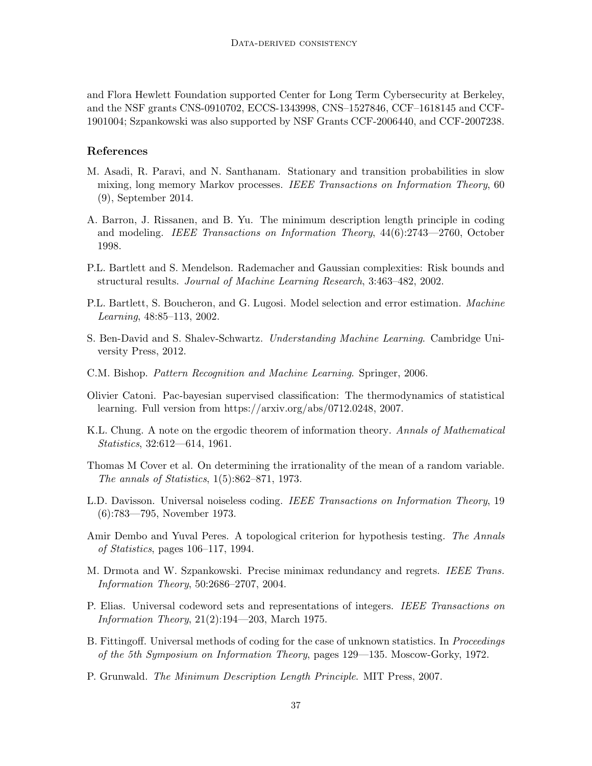and Flora Hewlett Foundation supported Center for Long Term Cybersecurity at Berkeley, and the NSF grants CNS-0910702, ECCS-1343998, CNS–1527846, CCF–1618145 and CCF-1901004; Szpankowski was also supported by NSF Grants CCF-2006440, and CCF-2007238.

## References

M. Asadi, R. Paravi, and N. Santhanam. Stationary and transition probabilities in slow mixing, long memory Markov processes. *IEEE Transactions on Information Theory*, 60 (9), September 2014.

A. Barron, J. Rissanen, and B. Yu. The minimum description length principle in coding and modeling. *IEEE Transactions on Information Theory*, 44(6):2743—2760, October 1998.

P.L. Bartlett and S. Mendelson. Rademacher and Gaussian complexities: Risk bounds and structural results. *Journal of Machine Learning Research*, 3:463–482, 2002.

P.L. Bartlett, S. Boucheron, and G. Lugosi. Model selection and error estimation. *Machine Learning*, 48:85–113, 2002.

S. Ben-David and S. Shalev-Schwartz. *Understanding Machine Learning*. Cambridge University Press, 2012.

C.M. Bishop. *Pattern Recognition and Machine Learning*. Springer, 2006.

Olivier Catoni. Pac-bayesian supervised classification: The thermodynamics of statistical learning. Full version from https://arxiv.org/abs/0712.0248, 2007.

K.L. Chung. A note on the ergodic theorem of information theory. *Annals of Mathematical Statistics*, 32:612—614, 1961.

Thomas M Cover et al. On determining the irrationality of the mean of a random variable. *The annals of Statistics*, 1(5):862–871, 1973.

L.D. Davisson. Universal noiseless coding. *IEEE Transactions on Information Theory*, 19 (6):783—795, November 1973.

Amir Dembo and Yuval Peres. A topological criterion for hypothesis testing. *The Annals of Statistics*, pages 106–117, 1994.

M. Drmota and W. Szpankowski. Precise minimax redundancy and regrets. *IEEE Trans. Information Theory*, 50:2686–2707, 2004.

P. Elias. Universal codeword sets and representations of integers. *IEEE Transactions on Information Theory*, 21(2):194—203, March 1975.

B. Fittingoff. Universal methods of coding for the case of unknown statistics. In *Proceedings of the 5th Symposium on Information Theory*, pages 129—135. Moscow-Gorky, 1972.

P. Grunwald. *The Minimum Description Length Principle*. MIT Press, 2007.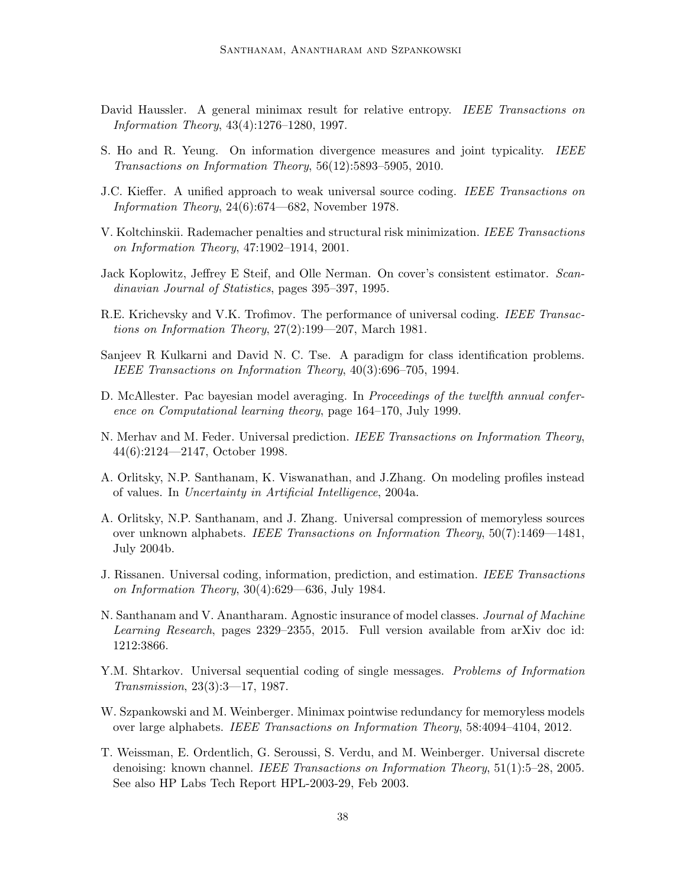David Haussler. A general minimax result for relative entropy. *IEEE Transactions on Information Theory*, 43(4):1276–1280, 1997.

S. Ho and R. Yeung. On information divergence measures and joint typicality. *IEEE Transactions on Information Theory*, 56(12):5893–5905, 2010.

J.C. Kieffer. A unified approach to weak universal source coding. *IEEE Transactions on Information Theory*, 24(6):674—682, November 1978.

V. Koltchinskii. Rademacher penalties and structural risk minimization. *IEEE Transactions on Information Theory*, 47:1902–1914, 2001.

Jack Koplowitz, Jeffrey E Steif, and Olle Nerman. On cover's consistent estimator. *Scandinavian Journal of Statistics*, pages 395–397, 1995.

R.E. Krichevsky and V.K. Trofimov. The performance of universal coding. *IEEE Transactions on Information Theory*, 27(2):199—207, March 1981.

Sanjeev R Kulkarni and David N. C. Tse. A paradigm for class identification problems. *IEEE Transactions on Information Theory*, 40(3):696–705, 1994.

D. McAllester. Pac bayesian model averaging. In *Proceedings of the twelfth annual conference on Computational learning theory*, page 164–170, July 1999.

N. Merhav and M. Feder. Universal prediction. *IEEE Transactions on Information Theory*, 44(6):2124—2147, October 1998.

A. Orlitsky, N.P. Santhanam, K. Viswanathan, and J.Zhang. On modeling profiles instead of values. In *Uncertainty in Artificial Intelligence*, 2004a.

A. Orlitsky, N.P. Santhanam, and J. Zhang. Universal compression of memoryless sources over unknown alphabets. *IEEE Transactions on Information Theory*, 50(7):1469—1481, July 2004b.

J. Rissanen. Universal coding, information, prediction, and estimation. *IEEE Transactions on Information Theory*, 30(4):629—636, July 1984.

N. Santhanam and V. Anantharam. Agnostic insurance of model classes. *Journal of Machine Learning Research*, pages 2329–2355, 2015. Full version available from arXiv doc id: 1212:3866.

Y.M. Shtarkov. Universal sequential coding of single messages. *Problems of Information Transmission*, 23(3):3—17, 1987.

W. Szpankowski and M. Weinberger. Minimax pointwise redundancy for memoryless models over large alphabets. *IEEE Transactions on Information Theory*, 58:4094–4104, 2012.

T. Weissman, E. Ordentlich, G. Seroussi, S. Verdu, and M. Weinberger. Universal discrete denoising: known channel. *IEEE Transactions on Information Theory*, 51(1):5–28, 2005. See also HP Labs Tech Report HPL-2003-29, Feb 2003.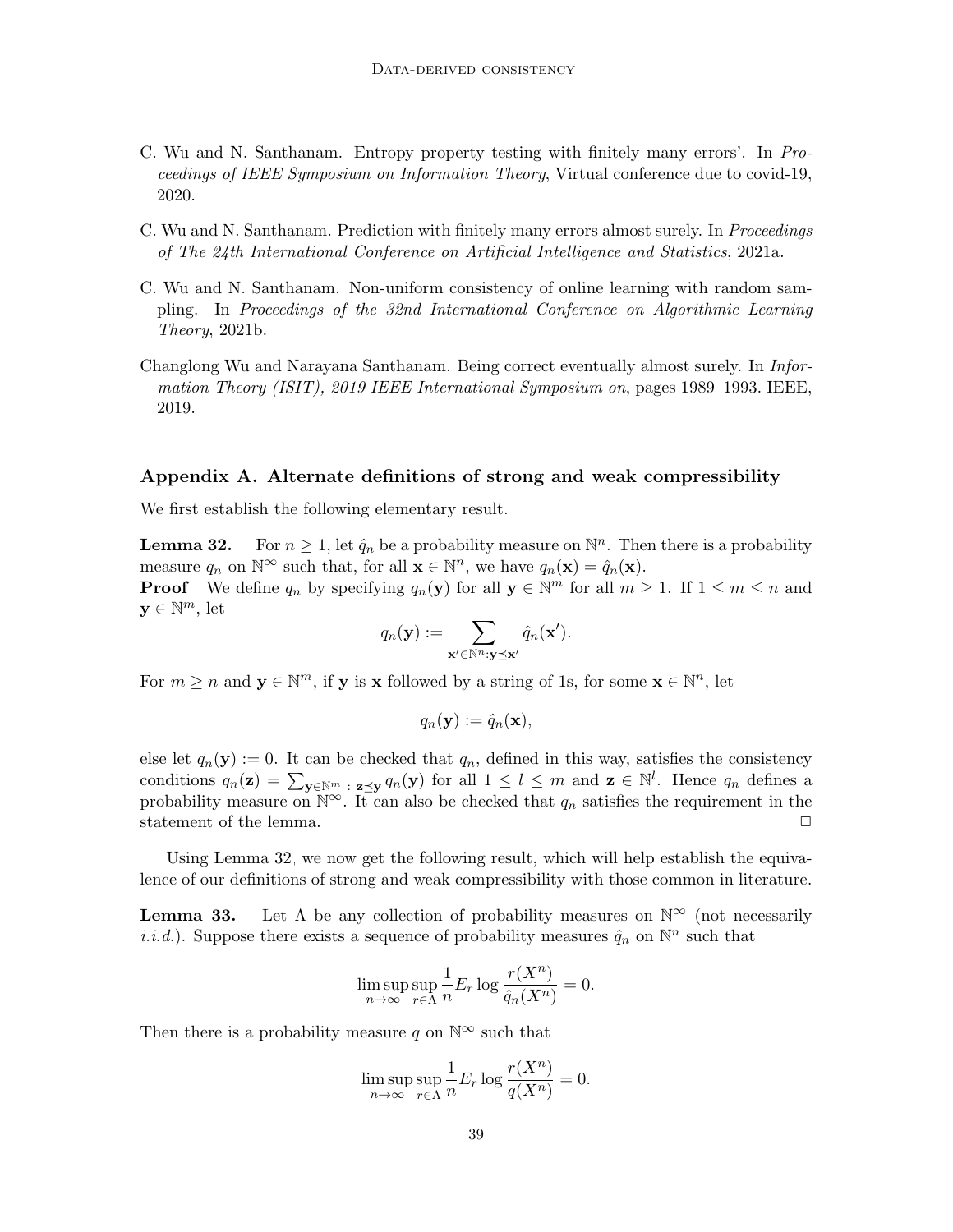C. Wu and N. Santhanam. Entropy property testing with finitely many errors'. In *Proceedings of IEEE Symposium on Information Theory*, Virtual conference due to covid-19, 2020.

C. Wu and N. Santhanam. Prediction with finitely many errors almost surely. In *Proceedings of The 24th International Conference on Artificial Intelligence and Statistics*, 2021a.

C. Wu and N. Santhanam. Non-uniform consistency of online learning with random sampling. In *Proceedings of the 32nd International Conference on Algorithmic Learning Theory*, 2021b.

Changlong Wu and Narayana Santhanam. Being correct eventually almost surely. In *Information Theory (ISIT), 2019 IEEE International Symposium on*, pages 1989–1993. IEEE, 2019.

## Appendix A. Alternate definitions of strong and weak compressibility

We first establish the following elementary result.

**Lemma 32.** For $n \geq 1$, let $\hat{q}_n$ be a probability measure on $\mathbb{N}^n$. Then there is a probability measure $q_n$ on $\mathbb{N}^\infty$ such that, for all $\mathbf{x} \in \mathbb{N}^n$, we have $q_n(\mathbf{x}) = \hat{q}_n(\mathbf{x})$.

**Proof** We define $q_n$ by specifying $q_n(\mathbf{y})$ for all $\mathbf{y} \in \mathbb{N}^m$ for all $m \geq 1$. If $1 \leq m \leq n$ and $\mathbf{y} \in \mathbb{N}^m$, let

$$q_n(\mathbf{y}) := \sum_{\mathbf{x}' \in \mathbb{N}^n : \mathbf{y} \preceq \mathbf{x}'} \hat{q}_n(\mathbf{x}').$$

For $m \geq n$ and $\mathbf{y} \in \mathbb{N}^m$, if $\mathbf{y}$ is $\mathbf{x}$ followed by a string of 1s, for some $\mathbf{x} \in \mathbb{N}^n$, let

$$q_n(\mathbf{y}) := \hat{q}_n(\mathbf{x}),$$

else let $q_n(\mathbf{y}) := 0$. It can be checked that $q_n$, defined in this way, satisfies the consistency conditions $q_n(\mathbf{z}) = \sum_{\mathbf{y} \in \mathbb{N}^m \,:\, \mathbf{z} \preceq \mathbf{y}} q_n(\mathbf{y})$ for all $1 \leq l \leq m$ and $\mathbf{z} \in \mathbb{N}^l$. Hence $q_n$ defines a probability measure on $\mathbb{N}^\infty$. It can also be checked that $q_n$ satisfies the requirement in the statement of the lemma. □

Using Lemma 32, we now get the following result, which will help establish the equivalence of our definitions of strong and weak compressibility with those common in literature.

**Lemma 33.** Let $\Lambda$ be any collection of probability measures on $\mathbb{N}^\infty$ (not necessarily *i.i.d.*). Suppose there exists a sequence of probability measures $\hat{q}_n$ on $\mathbb{N}^n$ such that

$$\limsup_{n \to \infty} \sup_{r \in \Lambda} \frac{1}{n} E_r \log \frac{r(X^n)}{\hat{q}_n(X^n)} = 0.$$

Then there is a probability measure $q$ on $\mathbb{N}^\infty$ such that

$$\limsup_{n \to \infty} \sup_{r \in \Lambda} \frac{1}{n} E_r \log \frac{r(X^n)}{q(X^n)} = 0.$$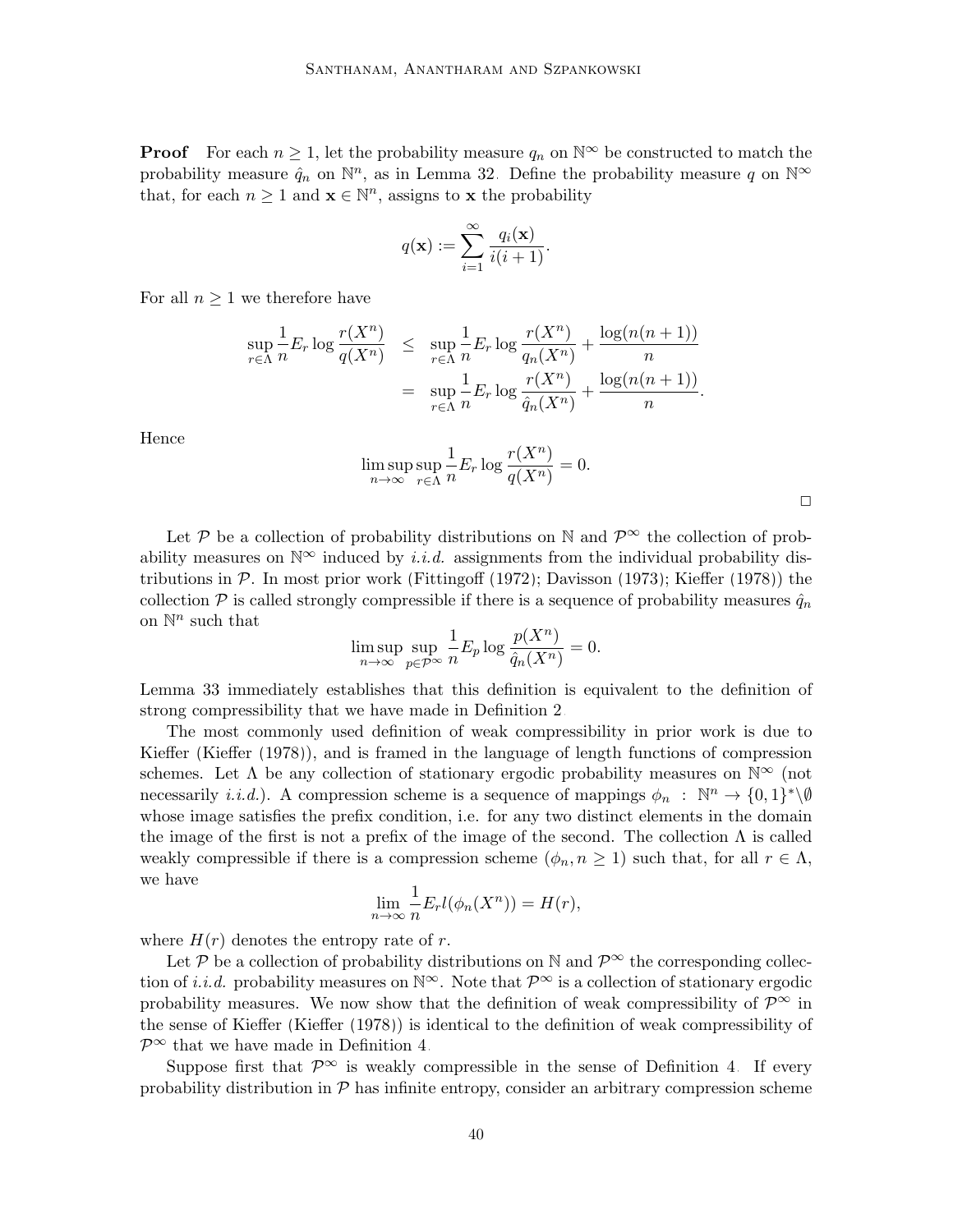**Proof** For each $n \geq 1$, let the probability measure $q_n$ on $\mathbb{N}^\infty$ be constructed to match the probability measure $\hat{q}_n$ on $\mathbb{N}^n$, as in Lemma 32. Define the probability measure $q$ on $\mathbb{N}^\infty$ that, for each $n \geq 1$ and $\mathbf{x} \in \mathbb{N}^n$, assigns to $\mathbf{x}$ the probability

$$q(\mathbf{x}) := \sum_{i=1}^{\infty} \frac{q_i(\mathbf{x})}{i(i+1)}.$$

For all $n \geq 1$ we therefore have

$$\begin{aligned}
\sup_{r \in \Lambda} \frac{1}{n} E_r \log \frac{r(X^n)}{q(X^n)} &\leq \sup_{r \in \Lambda} \frac{1}{n} E_r \log \frac{r(X^n)}{q_n(X^n)} + \frac{\log(n(n+1))}{n} \\
&= \sup_{r \in \Lambda} \frac{1}{n} E_r \log \frac{r(X^n)}{\hat{q}_n(X^n)} + \frac{\log(n(n+1))}{n}.
\end{aligned}$$

Hence

$$\limsup_{n \to \infty} \sup_{r \in \Lambda} \frac{1}{n} E_r \log \frac{r(X^n)}{q(X^n)} = 0.$$

□

Let $\mathcal{P}$ be a collection of probability distributions on $\mathbb{N}$ and $\mathcal{P}^\infty$ the collection of probability measures on $\mathbb{N}^\infty$ induced by *i.i.d.* assignments from the individual probability distributions in $\mathcal{P}$. In most prior work (Fittingoff (1972); Davisson (1973); Kieffer (1978)) the collection $\mathcal{P}$ is called strongly compressible if there is a sequence of probability measures $\hat{q}_n$ on $\mathbb{N}^n$ such that

$$\limsup_{n \to \infty} \sup_{p \in \mathcal{P}^\infty} \frac{1}{n} E_p \log \frac{p(X^n)}{\hat{q}_n(X^n)} = 0.$$

Lemma 33 immediately establishes that this definition is equivalent to the definition of strong compressibility that we have made in Definition 2.

The most commonly used definition of weak compressibility in prior work is due to Kieffer (Kieffer (1978)), and is framed in the language of length functions of compression schemes. Let $\Lambda$ be any collection of stationary ergodic probability measures on $\mathbb{N}^\infty$ (not necessarily *i.i.d.*). A compression scheme is a sequence of mappings $\phi_n : \mathbb{N}^n \to \{0,1\}^* \backslash \emptyset$ whose image satisfies the prefix condition, i.e. for any two distinct elements in the domain the image of the first is not a prefix of the image of the second. The collection $\Lambda$ is called weakly compressible if there is a compression scheme $(\phi_n, n \geq 1)$ such that, for all $r \in \Lambda$, we have

$$\lim_{n \to \infty} \frac{1}{n} E_r l(\phi_n(X^n)) = H(r),$$

where $H(r)$ denotes the entropy rate of $r$.

Let $\mathcal{P}$ be a collection of probability distributions on $\mathbb{N}$ and $\mathcal{P}^\infty$ the corresponding collection of *i.i.d.* probability measures on $\mathbb{N}^\infty$. Note that $\mathcal{P}^\infty$ is a collection of stationary ergodic probability measures. We now show that the definition of weak compressibility of $\mathcal{P}^\infty$ in the sense of Kieffer (Kieffer (1978)) is identical to the definition of weak compressibility of $\mathcal{P}^\infty$ that we have made in Definition 4.

Suppose first that $\mathcal{P}^\infty$ is weakly compressible in the sense of Definition 4. If every probability distribution in $\mathcal{P}$ has infinite entropy, consider an arbitrary compression scheme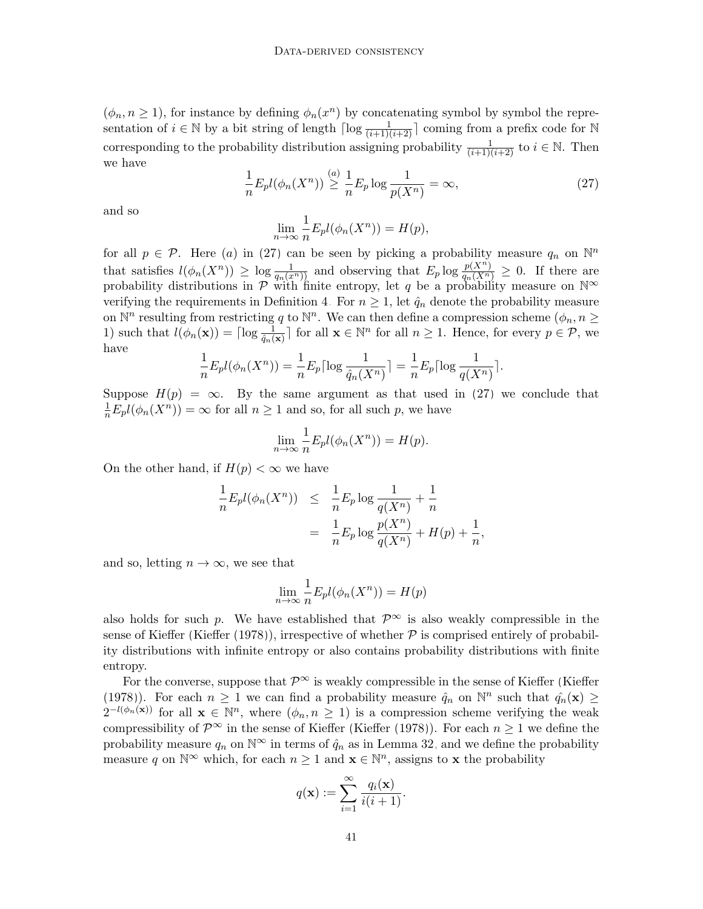$(\phi_n, n \geq 1)$, for instance by defining $\phi_n(x^n)$ by concatenating symbol by symbol the representation of $i \in \mathbb{N}$ by a bit string of length $\lceil \log \frac{1}{(i+1)(i+2)} \rceil$ coming from a prefix code for $\mathbb{N}$ corresponding to the probability distribution assigning probability $\frac{1}{(i+1)(i+2)}$ to $i \in \mathbb{N}$. Then we have

$$\frac{1}{n} E_p l(\phi_n(X^n)) \stackrel{(a)}{\geq} \frac{1}{n} E_p \log \frac{1}{p(X^n)} = \infty, \tag{27}$$

and so

$$\lim_{n\to\infty} \frac{1}{n} E_p l(\phi_n(X^n)) = H(p),$$

for all $p \in \mathcal{P}$. Here $(a)$ in (27) can be seen by picking a probability measure $q_n$ on $\mathbb{N}^n$ that satisfies $l(\phi_n(X^n)) \geq \log \frac{1}{q_n(x^n))}$ and observing that $E_p \log \frac{p(X^n)}{q_n(X^n)} \geq 0$. If there are probability distributions in $\mathcal{P}$ with finite entropy, let $q$ be a probability measure on $\mathbb{N}^\infty$ verifying the requirements in Definition 4. For $n \geq 1$, let $\hat{q}_n$ denote the probability measure on $\mathbb{N}^n$ resulting from restricting $q$ to $\mathbb{N}^n$. We can then define a compression scheme $(\phi_n, n \geq 1)$ such that $l(\phi_n(\mathbf{x})) = \lceil \log \frac{1}{\hat{q}_n(\mathbf{x})} \rceil$ for all $\mathbf{x} \in \mathbb{N}^n$ for all $n \geq 1$. Hence, for every $p \in \mathcal{P}$, we have

$$\frac{1}{n} E_p l(\phi_n(X^n)) = \frac{1}{n} E_p \lceil \log \frac{1}{\hat{q}_n(X^n)} \rceil = \frac{1}{n} E_p \lceil \log \frac{1}{q(X^n)} \rceil.$$

Suppose $H(p) = \infty$. By the same argument as that used in (27) we conclude that $\frac{1}{n} E_p l(\phi_n(X^n)) = \infty$ for all $n \geq 1$ and so, for all such $p$, we have

$$\lim_{n\to\infty} \frac{1}{n} E_p l(\phi_n(X^n)) = H(p).$$

On the other hand, if $H(p) < \infty$ we have

$$\begin{aligned}
\frac{1}{n} E_p l(\phi_n(X^n)) &\leq \frac{1}{n} E_p \log \frac{1}{q(X^n)} + \frac{1}{n} \\
&= \frac{1}{n} E_p \log \frac{p(X^n)}{q(X^n)} + H(p) + \frac{1}{n},
\end{aligned}$$

and so, letting $n \to \infty$, we see that

$$\lim_{n\to\infty} \frac{1}{n} E_p l(\phi_n(X^n)) = H(p)$$

also holds for such $p$. We have established that $\mathcal{P}^\infty$ is also weakly compressible in the sense of Kieffer (Kieffer (1978)), irrespective of whether $\mathcal{P}$ is comprised entirely of probability distributions with infinite entropy or also contains probability distributions with finite entropy.

For the converse, suppose that $\mathcal{P}^\infty$ is weakly compressible in the sense of Kieffer (Kieffer (1978)). For each $n \geq 1$ we can find a probability measure $\hat{q}_n$ on $\mathbb{N}^n$ such that $\hat{q_n}(\mathbf{x}) \geq 2^{-l(\phi_n(\mathbf{x}))}$ for all $\mathbf{x} \in \mathbb{N}^n$, where $(\phi_n, n \geq 1)$ is a compression scheme verifying the weak compressibility of $\mathcal{P}^\infty$ in the sense of Kieffer (Kieffer (1978)). For each $n \geq 1$ we define the probability measure $q_n$ on $\mathbb{N}^\infty$ in terms of $\hat{q}_n$ as in Lemma 32, and we define the probability measure $q$ on $\mathbb{N}^\infty$ which, for each $n \geq 1$ and $\mathbf{x} \in \mathbb{N}^n$, assigns to $\mathbf{x}$ the probability

$$q(\mathbf{x}) := \sum_{i=1}^{\infty} \frac{q_i(\mathbf{x})}{i(i+1)}.$$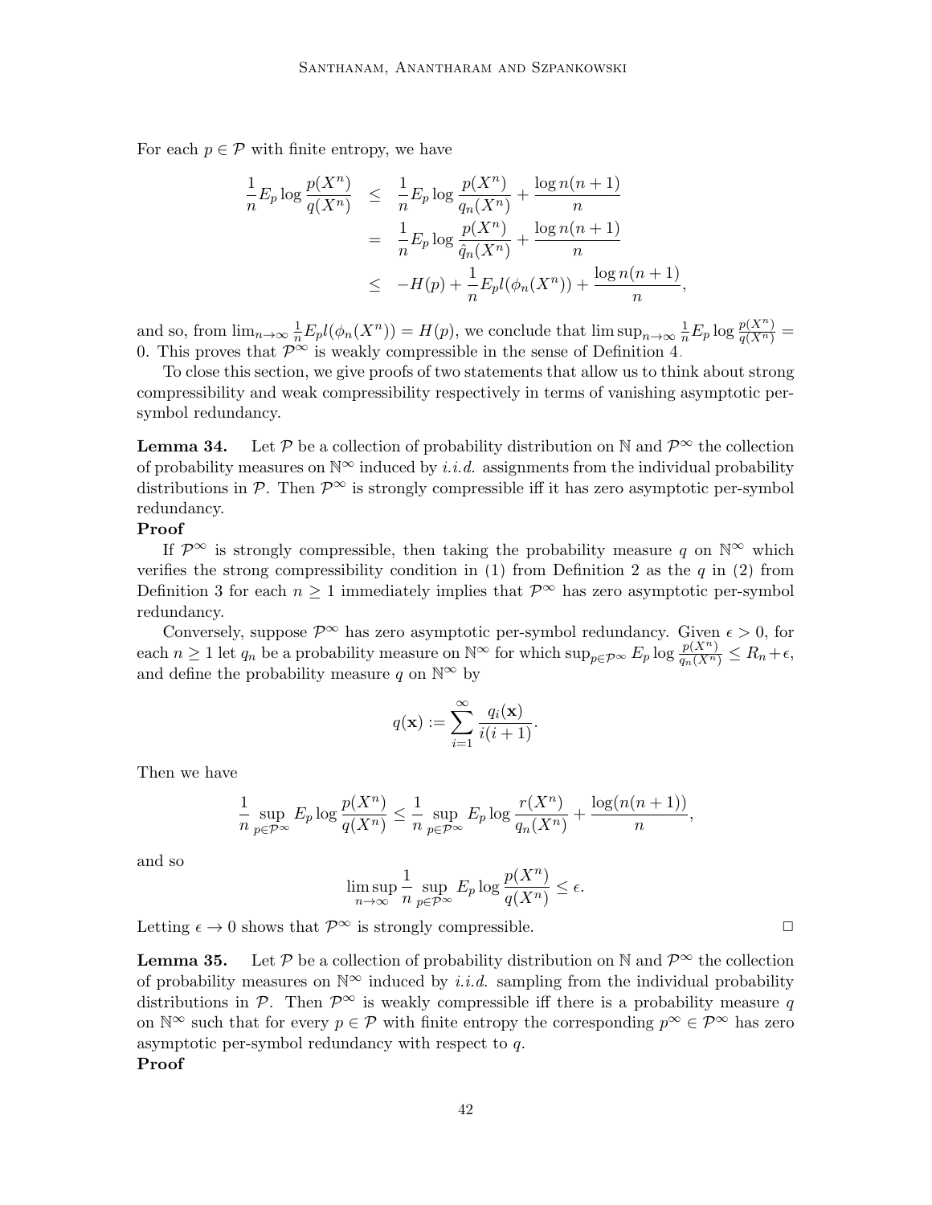For each $p \in \mathcal{P}$ with finite entropy, we have

$$
\begin{aligned}
\frac{1}{n} E_p \log \frac{p(X^n)}{q(X^n)} &\leq \frac{1}{n} E_p \log \frac{p(X^n)}{q_n(X^n)} + \frac{\log n(n+1)}{n} \\
&= \frac{1}{n} E_p \log \frac{p(X^n)}{\hat{q}_n(X^n)} + \frac{\log n(n+1)}{n} \\
&\leq -H(p) + \frac{1}{n} E_p l(\phi_n(X^n)) + \frac{\log n(n+1)}{n},
\end{aligned}
$$

and so, from $\lim_{n\to\infty} \frac{1}{n} E_p l(\phi_n(X^n)) = H(p)$, we conclude that $\limsup_{n\to\infty} \frac{1}{n} E_p \log \frac{p(X^n)}{q(X^n)} = 0$. This proves that $\mathcal{P}^\infty$ is weakly compressible in the sense of Definition 4.

To close this section, we give proofs of two statements that allow us to think about strong compressibility and weak compressibility respectively in terms of vanishing asymptotic per-symbol redundancy.

**Lemma 34.** Let $\mathcal{P}$ be a collection of probability distribution on $\mathbb{N}$ and $\mathcal{P}^\infty$ the collection of probability measures on $\mathbb{N}^\infty$ induced by *i.i.d.* assignments from the individual probability distributions in $\mathcal{P}$. Then $\mathcal{P}^\infty$ is strongly compressible iff it has zero asymptotic per-symbol redundancy.

**Proof**

If $\mathcal{P}^\infty$ is strongly compressible, then taking the probability measure $q$ on $\mathbb{N}^\infty$ which verifies the strong compressibility condition in (1) from Definition 2 as the $q$ in (2) from Definition 3 for each $n \geq 1$ immediately implies that $\mathcal{P}^\infty$ has zero asymptotic per-symbol redundancy.

Conversely, suppose $\mathcal{P}^\infty$ has zero asymptotic per-symbol redundancy. Given $\epsilon > 0$, for each $n \geq 1$ let $q_n$ be a probability measure on $\mathbb{N}^\infty$ for which $\sup_{p \in \mathcal{P}^\infty} E_p \log \frac{p(X^n)}{q_n(X^n)} \leq R_n + \epsilon$, and define the probability measure $q$ on $\mathbb{N}^\infty$ by

$$
q(\mathbf{x}) := \sum_{i=1}^{\infty} \frac{q_i(\mathbf{x})}{i(i+1)}.
$$

Then we have

$$
\frac{1}{n} \sup_{p \in \mathcal{P}^\infty} E_p \log \frac{p(X^n)}{q(X^n)} \leq \frac{1}{n} \sup_{p \in \mathcal{P}^\infty} E_p \log \frac{r(X^n)}{q_n(X^n)} + \frac{\log(n(n+1))}{n},
$$

and so

$$
\limsup_{n\to\infty} \frac{1}{n} \sup_{p \in \mathcal{P}^\infty} E_p \log \frac{p(X^n)}{q(X^n)} \leq \epsilon.
$$

Letting $\epsilon \to 0$ shows that $\mathcal{P}^\infty$ is strongly compressible. □

**Lemma 35.** Let $\mathcal{P}$ be a collection of probability distribution on $\mathbb{N}$ and $\mathcal{P}^\infty$ the collection of probability measures on $\mathbb{N}^\infty$ induced by *i.i.d.* sampling from the individual probability distributions in $\mathcal{P}$. Then $\mathcal{P}^\infty$ is weakly compressible iff there is a probability measure $q$ on $\mathbb{N}^\infty$ such that for every $p \in \mathcal{P}$ with finite entropy the corresponding $p^\infty \in \mathcal{P}^\infty$ has zero asymptotic per-symbol redundancy with respect to $q$.

**Proof**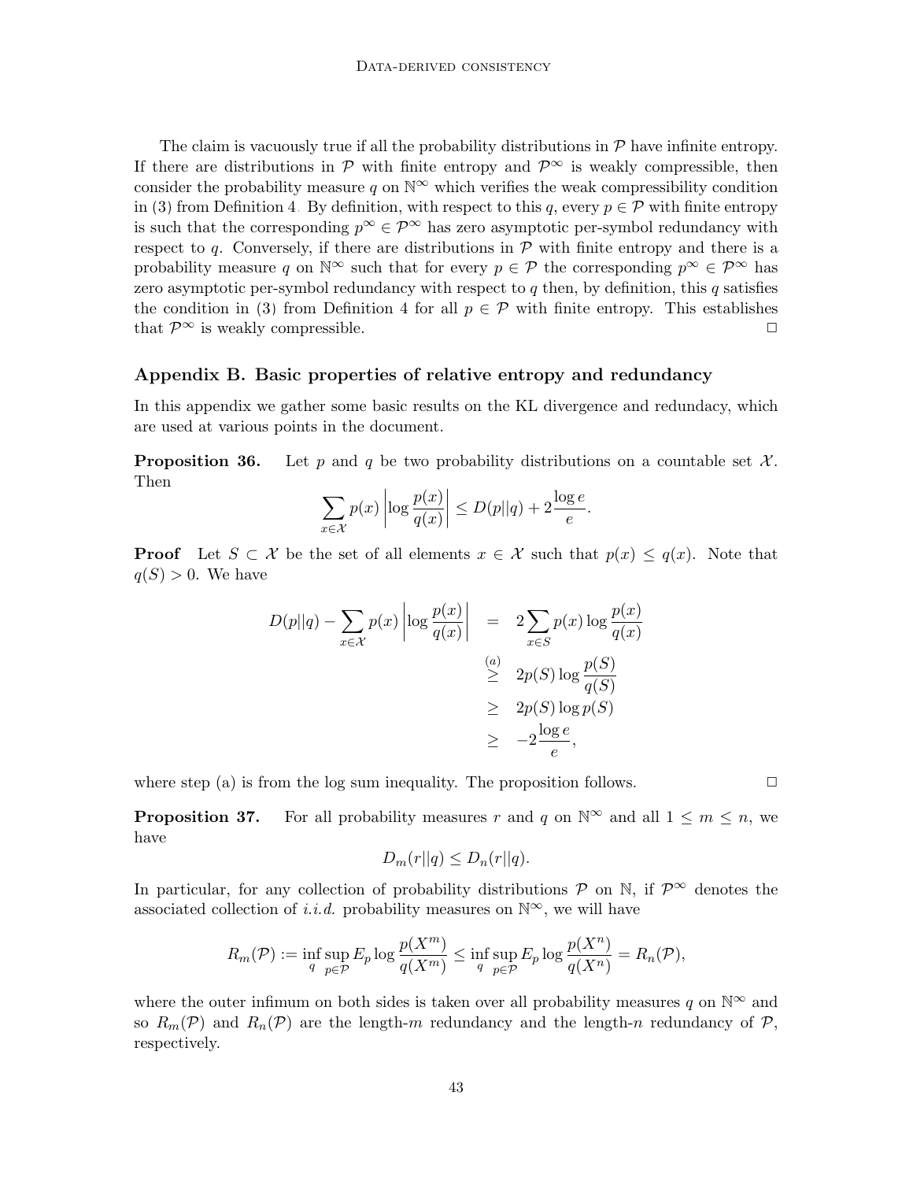The claim is vacuously true if all the probability distributions in $\mathcal{P}$ have infinite entropy. If there are distributions in $\mathcal{P}$ with finite entropy and $\mathcal{P}^\infty$ is weakly compressible, then consider the probability measure $q$ on $\mathbb{N}^\infty$ which verifies the weak compressibility condition in (3) from Definition 4. By definition, with respect to this $q$, every $p \in \mathcal{P}$ with finite entropy is such that the corresponding $p^\infty \in \mathcal{P}^\infty$ has zero asymptotic per-symbol redundancy with respect to $q$. Conversely, if there are distributions in $\mathcal{P}$ with finite entropy and there is a probability measure $q$ on $\mathbb{N}^\infty$ such that for every $p \in \mathcal{P}$ the corresponding $p^\infty \in \mathcal{P}^\infty$ has zero asymptotic per-symbol redundancy with respect to $q$ then, by definition, this $q$ satisfies the condition in (3) from Definition 4 for all $p \in \mathcal{P}$ with finite entropy. This establishes that $\mathcal{P}^\infty$ is weakly compressible. □

## Appendix B. Basic properties of relative entropy and redundancy

In this appendix we gather some basic results on the KL divergence and redundacy, which are used at various points in the document.

**Proposition 36.** Let $p$ and $q$ be two probability distributions on a countable set $\mathcal{X}$. Then

$$\sum_{x \in \mathcal{X}} p(x) \left| \log \frac{p(x)}{q(x)} \right| \leq D(p||q) + 2\frac{\log e}{e}.$$

**Proof** Let $S \subset \mathcal{X}$ be the set of all elements $x \in \mathcal{X}$ such that $p(x) \leq q(x)$. Note that $q(S) > 0$. We have

$$\begin{aligned}
D(p||q) - \sum_{x \in \mathcal{X}} p(x) \left| \log \frac{p(x)}{q(x)} \right| &= 2\sum_{x \in S} p(x) \log \frac{p(x)}{q(x)} \\
&\stackrel{(a)}{\geq} 2p(S) \log \frac{p(S)}{q(S)} \\
&\geq 2p(S) \log p(S) \\
&\geq -2\frac{\log e}{e},
\end{aligned}$$

where step (a) is from the log sum inequality. The proposition follows. □

**Proposition 37.** For all probability measures $r$ and $q$ on $\mathbb{N}^\infty$ and all $1 \leq m \leq n$, we have

$$D_m(r||q) \leq D_n(r||q).$$

In particular, for any collection of probability distributions $\mathcal{P}$ on $\mathbb{N}$, if $\mathcal{P}^\infty$ denotes the associated collection of *i.i.d.* probability measures on $\mathbb{N}^\infty$, we will have

$$R_m(\mathcal{P}) := \inf_q \sup_{p \in \mathcal{P}} E_p \log \frac{p(X^m)}{q(X^m)} \leq \inf_q \sup_{p \in \mathcal{P}} E_p \log \frac{p(X^n)}{q(X^n)} = R_n(\mathcal{P}),$$

where the outer infimum on both sides is taken over all probability measures $q$ on $\mathbb{N}^\infty$ and so $R_m(\mathcal{P})$ and $R_n(\mathcal{P})$ are the length-$m$ redundancy and the length-$n$ redundancy of $\mathcal{P}$, respectively.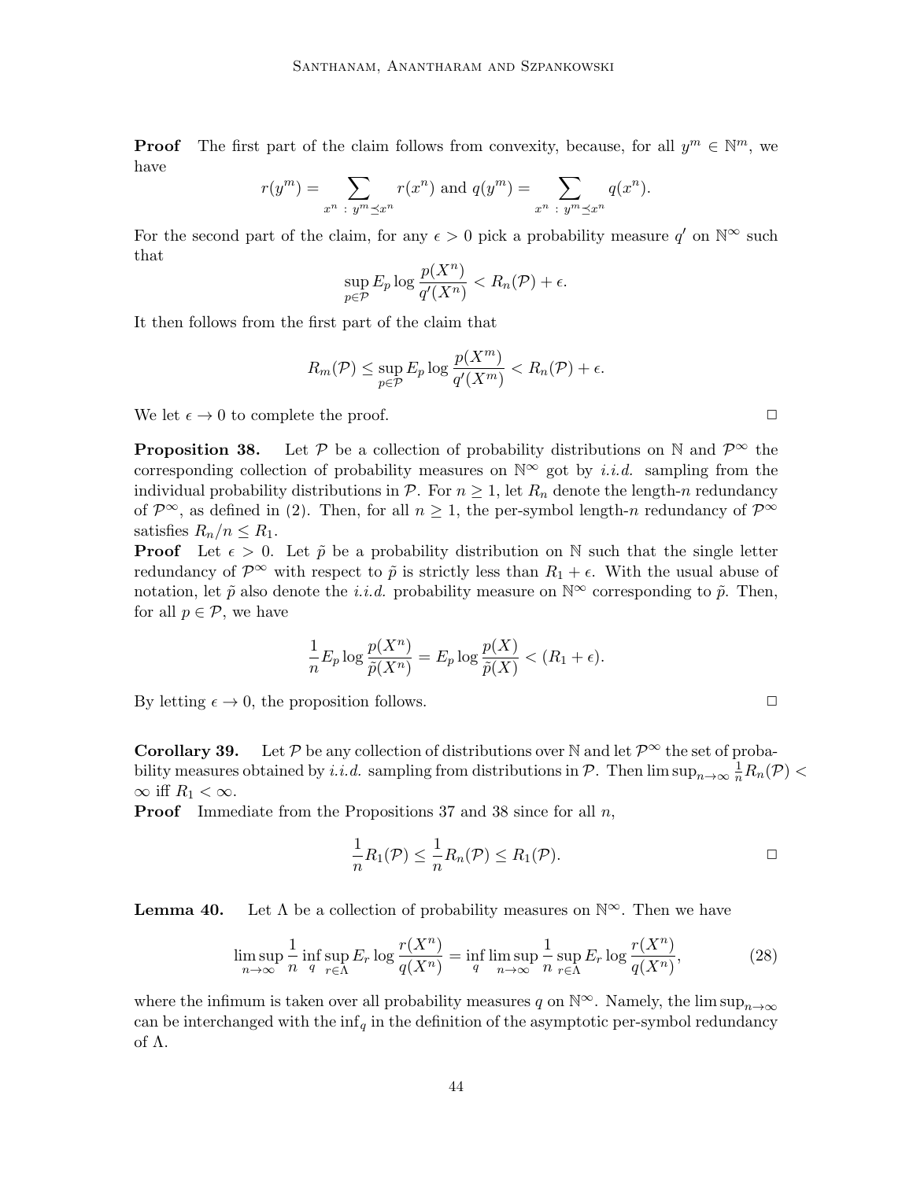**Proof** The first part of the claim follows from convexity, because, for all $y^m \in \mathbb{N}^m$, we have

$$r(y^m) = \sum_{x^n \,:\, y^m \preceq x^n} r(x^n) \text{ and } q(y^m) = \sum_{x^n \,:\, y^m \preceq x^n} q(x^n).$$

For the second part of the claim, for any $\epsilon > 0$ pick a probability measure $q'$ on $\mathbb{N}^\infty$ such that

$$\sup_{p \in \mathcal{P}} E_p \log \frac{p(X^n)}{q'(X^n)} < R_n(\mathcal{P}) + \epsilon.$$

It then follows from the first part of the claim that

$$R_m(\mathcal{P}) \leq \sup_{p \in \mathcal{P}} E_p \log \frac{p(X^m)}{q'(X^m)} < R_n(\mathcal{P}) + \epsilon.$$

We let $\epsilon \to 0$ to complete the proof. ◻

**Proposition 38.** Let $\mathcal{P}$ be a collection of probability distributions on $\mathbb{N}$ and $\mathcal{P}^\infty$ the corresponding collection of probability measures on $\mathbb{N}^\infty$ got by *i.i.d.* sampling from the individual probability distributions in $\mathcal{P}$. For $n \geq 1$, let $R_n$ denote the length-$n$ redundancy of $\mathcal{P}^\infty$, as defined in (2). Then, for all $n \geq 1$, the per-symbol length-$n$ redundancy of $\mathcal{P}^\infty$ satisfies $R_n/n \leq R_1$.

**Proof** Let $\epsilon > 0$. Let $\tilde{p}$ be a probability distribution on $\mathbb{N}$ such that the single letter redundancy of $\mathcal{P}^\infty$ with respect to $\tilde{p}$ is strictly less than $R_1 + \epsilon$. With the usual abuse of notation, let $\tilde{p}$ also denote the *i.i.d.* probability measure on $\mathbb{N}^\infty$ corresponding to $\tilde{p}$. Then, for all $p \in \mathcal{P}$, we have

$$\frac{1}{n} E_p \log \frac{p(X^n)}{\tilde{p}(X^n)} = E_p \log \frac{p(X)}{\tilde{p}(X)} < (R_1 + \epsilon).$$

By letting $\epsilon \to 0$, the proposition follows. ◻

**Corollary 39.** Let $\mathcal{P}$ be any collection of distributions over $\mathbb{N}$ and let $\mathcal{P}^\infty$ the set of probability measures obtained by *i.i.d.* sampling from distributions in $\mathcal{P}$. Then $\limsup_{n\to\infty} \frac{1}{n} R_n(\mathcal{P}) < \infty$ iff $R_1 < \infty$.

**Proof** Immediate from the Propositions 37 and 38 since for all $n$,

$$\frac{1}{n} R_1(\mathcal{P}) \leq \frac{1}{n} R_n(\mathcal{P}) \leq R_1(\mathcal{P}).$$ ◻

**Lemma 40.** Let $\Lambda$ be a collection of probability measures on $\mathbb{N}^\infty$. Then we have

$$\limsup_{n\to\infty} \frac{1}{n} \inf_q \sup_{r \in \Lambda} E_r \log \frac{r(X^n)}{q(X^n)} = \inf_q \limsup_{n\to\infty} \frac{1}{n} \sup_{r \in \Lambda} E_r \log \frac{r(X^n)}{q(X^n)}, \tag{28}$$

where the infimum is taken over all probability measures $q$ on $\mathbb{N}^\infty$. Namely, the $\limsup_{n\to\infty}$ can be interchanged with the $\inf_q$ in the definition of the asymptotic per-symbol redundancy of $\Lambda$.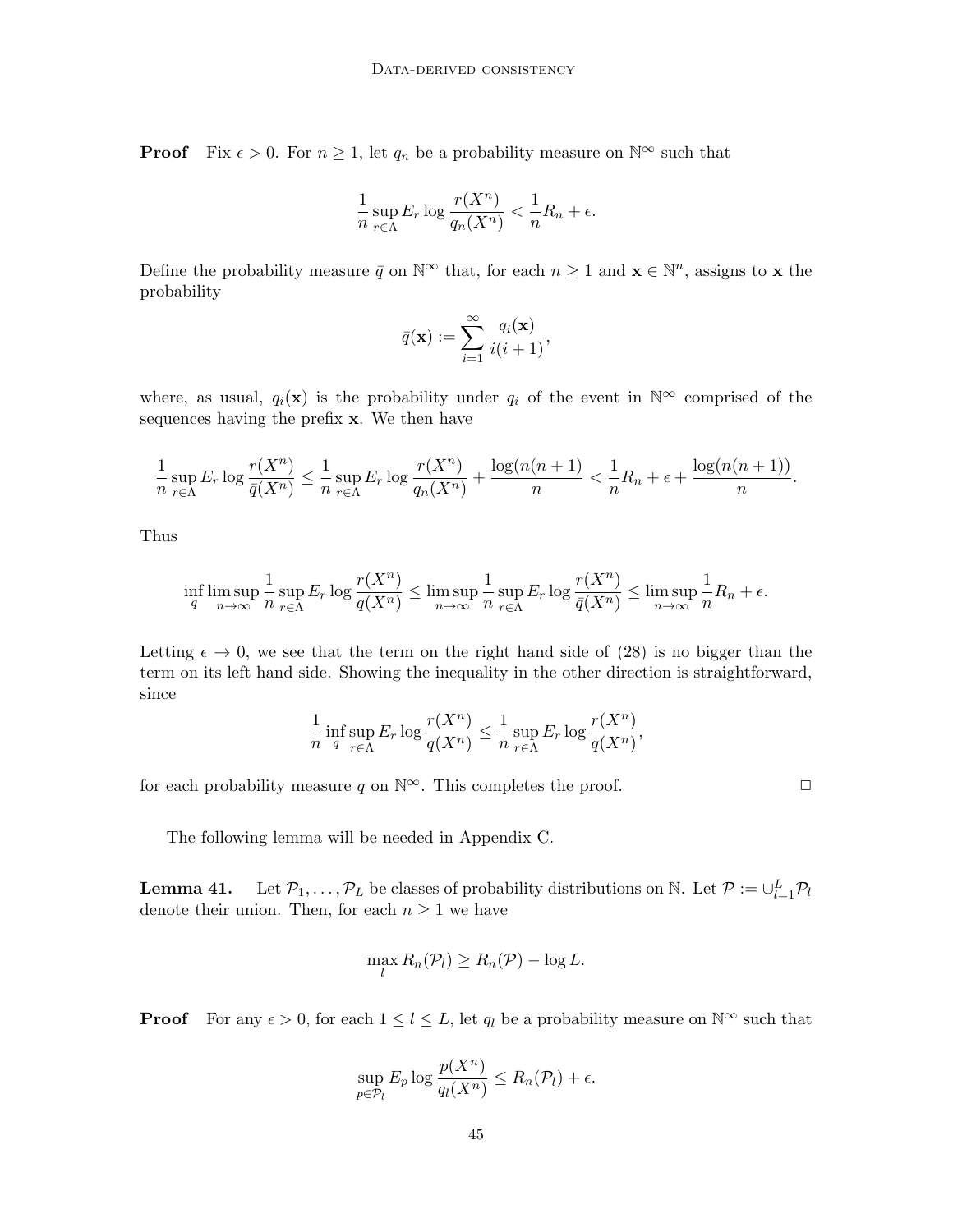**Proof** Fix $\epsilon > 0$. For $n \geq 1$, let $q_n$ be a probability measure on $\mathbb{N}^\infty$ such that

$$\frac{1}{n} \sup_{r \in \Lambda} E_r \log \frac{r(X^n)}{q_n(X^n)} < \frac{1}{n} R_n + \epsilon.$$

Define the probability measure $\bar{q}$ on $\mathbb{N}^\infty$ that, for each $n \geq 1$ and $\mathbf{x} \in \mathbb{N}^n$, assigns to $\mathbf{x}$ the probability

$$\bar{q}(\mathbf{x}) := \sum_{i=1}^{\infty} \frac{q_i(\mathbf{x})}{i(i+1)},$$

where, as usual, $q_i(\mathbf{x})$ is the probability under $q_i$ of the event in $\mathbb{N}^\infty$ comprised of the sequences having the prefix $\mathbf{x}$. We then have

$$\frac{1}{n} \sup_{r \in \Lambda} E_r \log \frac{r(X^n)}{\bar{q}(X^n)} \leq \frac{1}{n} \sup_{r \in \Lambda} E_r \log \frac{r(X^n)}{q_n(X^n)} + \frac{\log(n(n+1)}{n} < \frac{1}{n} R_n + \epsilon + \frac{\log(n(n+1))}{n}.$$

Thus

$$\inf_q \limsup_{n \to \infty} \frac{1}{n} \sup_{r \in \Lambda} E_r \log \frac{r(X^n)}{q(X^n)} \leq \limsup_{n \to \infty} \frac{1}{n} \sup_{r \in \Lambda} E_r \log \frac{r(X^n)}{\bar{q}(X^n)} \leq \limsup_{n \to \infty} \frac{1}{n} R_n + \epsilon.$$

Letting $\epsilon \to 0$, we see that the term on the right hand side of (28) is no bigger than the term on its left hand side. Showing the inequality in the other direction is straightforward, since

$$\frac{1}{n} \inf_q \sup_{r \in \Lambda} E_r \log \frac{r(X^n)}{q(X^n)} \leq \frac{1}{n} \sup_{r \in \Lambda} E_r \log \frac{r(X^n)}{q(X^n)},$$

for each probability measure $q$ on $\mathbb{N}^\infty$. This completes the proof. □

The following lemma will be needed in Appendix C.

**Lemma 41.** Let $\mathcal{P}_1, \ldots, \mathcal{P}_L$ be classes of probability distributions on $\mathbb{N}$. Let $\mathcal{P} := \cup_{l=1}^L \mathcal{P}_l$ denote their union. Then, for each $n \geq 1$ we have

$$\max_l R_n(\mathcal{P}_l) \geq R_n(\mathcal{P}) - \log L.$$

**Proof** For any $\epsilon > 0$, for each $1 \leq l \leq L$, let $q_l$ be a probability measure on $\mathbb{N}^\infty$ such that

$$\sup_{p \in \mathcal{P}_l} E_p \log \frac{p(X^n)}{q_l(X^n)} \leq R_n(\mathcal{P}_l) + \epsilon.$$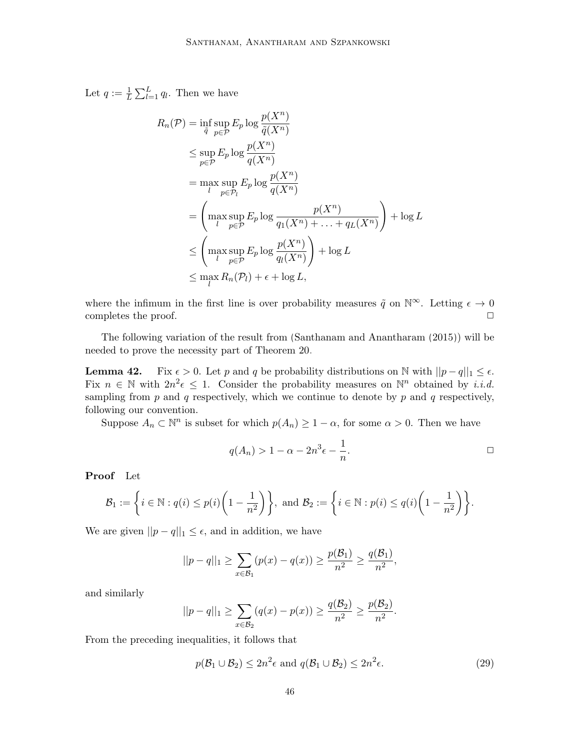Let $q := \frac{1}{L}\sum_{l=1}^{L} q_l$. Then we have

$$
\begin{aligned}
R_n(\mathcal{P}) &= \inf_{\tilde{q}} \sup_{p\in\mathcal{P}} E_p \log \frac{p(X^n)}{\tilde{q}(X^n)} \\
&\leq \sup_{p\in\mathcal{P}} E_p \log \frac{p(X^n)}{q(X^n)} \\
&= \max_{l} \sup_{p\in\mathcal{P}_l} E_p \log \frac{p(X^n)}{q(X^n)} \\
&= \left( \max_{l} \sup_{p\in\mathcal{P}} E_p \log \frac{p(X^n)}{q_1(X^n) + \ldots + q_L(X^n)} \right) + \log L \\
&\leq \left( \max_{l} \sup_{p\in\mathcal{P}} E_p \log \frac{p(X^n)}{q_l(X^n)} \right) + \log L \\
&\leq \max_{l} R_n(\mathcal{P}_l) + \epsilon + \log L,
\end{aligned}
$$

where the infimum in the first line is over probability measures $\tilde{q}$ on $\mathbb{N}^\infty$. Letting $\epsilon \to 0$ completes the proof. □

The following variation of the result from (Santhanam and Anantharam (2015)) will be needed to prove the necessity part of Theorem 20.

**Lemma 42.** Fix $\epsilon > 0$. Let $p$ and $q$ be probability distributions on $\mathbb{N}$ with $||p - q||_1 \leq \epsilon$. Fix $n \in \mathbb{N}$ with $2n^2\epsilon \leq 1$. Consider the probability measures on $\mathbb{N}^n$ obtained by *i.i.d.* sampling from $p$ and $q$ respectively, which we continue to denote by $p$ and $q$ respectively, following our convention.

Suppose $A_n \subset \mathbb{N}^n$ is subset for which $p(A_n) \geq 1 - \alpha$, for some $\alpha > 0$. Then we have

$$
q(A_n) > 1 - \alpha - 2n^3\epsilon - \frac{1}{n}.
$$

□

**Proof** Let

$$
\mathcal{B}_1 := \left\{ i \in \mathbb{N} : q(i) \leq p(i)\left(1 - \frac{1}{n^2}\right) \right\}, \text{ and } \mathcal{B}_2 := \left\{ i \in \mathbb{N} : p(i) \leq q(i)\left(1 - \frac{1}{n^2}\right) \right\}.
$$

We are given $||p - q||_1 \leq \epsilon$, and in addition, we have

$$
||p - q||_1 \geq \sum_{x\in\mathcal{B}_1} (p(x) - q(x)) \geq \frac{p(\mathcal{B}_1)}{n^2} \geq \frac{q(\mathcal{B}_1)}{n^2},
$$

and similarly

$$
||p - q||_1 \geq \sum_{x\in\mathcal{B}_2} (q(x) - p(x)) \geq \frac{q(\mathcal{B}_2)}{n^2} \geq \frac{p(\mathcal{B}_2)}{n^2}.
$$

From the preceding inequalities, it follows that

$$
p(\mathcal{B}_1 \cup \mathcal{B}_2) \leq 2n^2\epsilon \text{ and } q(\mathcal{B}_1 \cup \mathcal{B}_2) \leq 2n^2\epsilon. \tag{29}
$$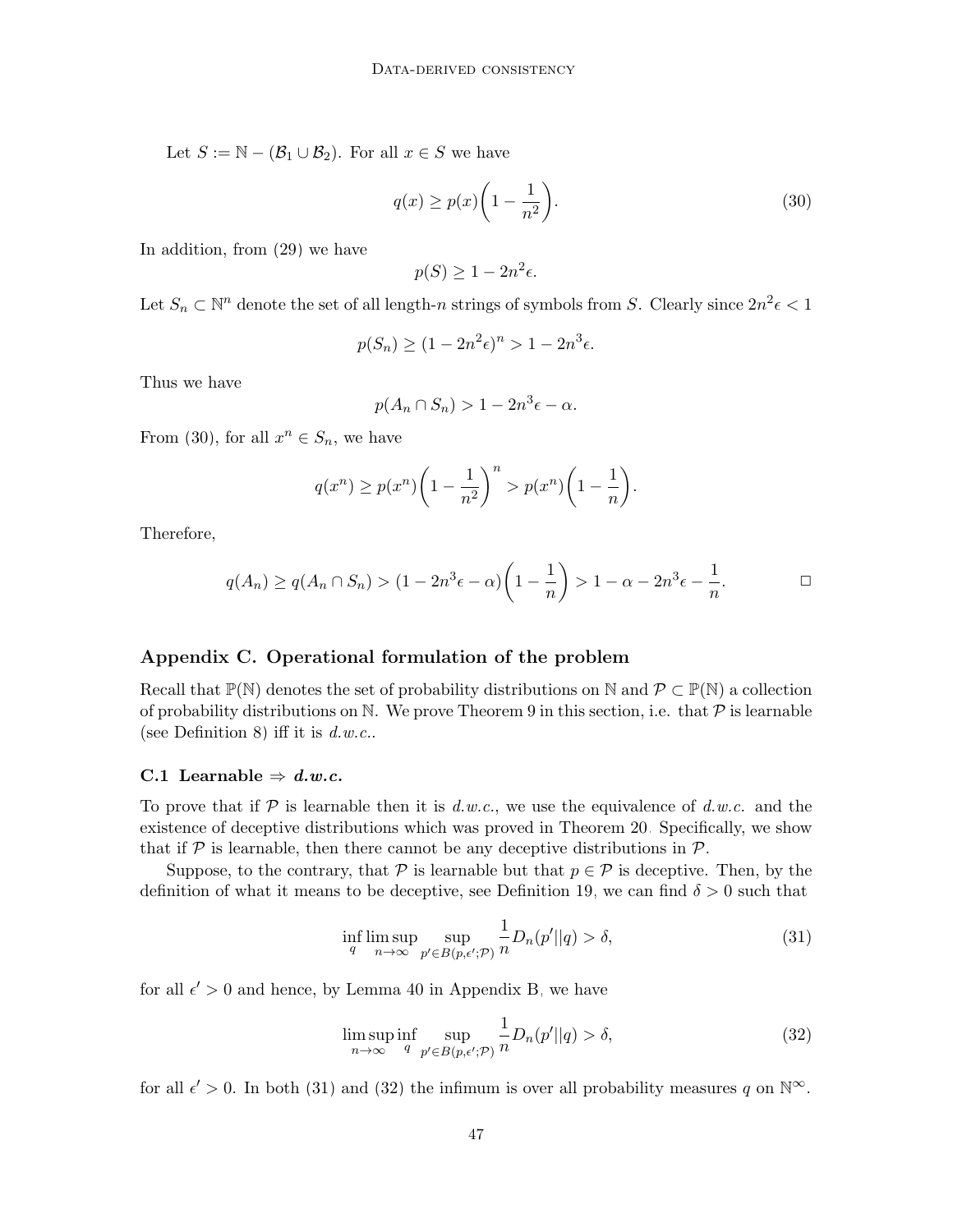Let $S := \mathbb{N} - (\mathcal{B}_1 \cup \mathcal{B}_2)$. For all $x \in S$ we have

$$q(x) \geq p(x)\left(1 - \frac{1}{n^2}\right). \tag{30}$$

In addition, from (29) we have

$$p(S) \geq 1 - 2n^2\epsilon.$$

Let $S_n \subset \mathbb{N}^n$ denote the set of all length-$n$ strings of symbols from $S$. Clearly since $2n^2\epsilon < 1$

$$p(S_n) \geq (1 - 2n^2\epsilon)^n > 1 - 2n^3\epsilon.$$

Thus we have

$$p(A_n \cap S_n) > 1 - 2n^3\epsilon - \alpha.$$

From (30), for all $x^n \in S_n$, we have

$$q(x^n) \geq p(x^n)\left(1 - \frac{1}{n^2}\right)^n > p(x^n)\left(1 - \frac{1}{n}\right).$$

Therefore,

$$q(A_n) \geq q(A_n \cap S_n) > (1 - 2n^3\epsilon - \alpha)\left(1 - \frac{1}{n}\right) > 1 - \alpha - 2n^3\epsilon - \frac{1}{n}. \qquad \square$$

## Appendix C. Operational formulation of the problem

Recall that $\mathbb{P}(\mathbb{N})$ denotes the set of probability distributions on $\mathbb{N}$ and $\mathcal{P} \subset \mathbb{P}(\mathbb{N})$ a collection of probability distributions on $\mathbb{N}$. We prove Theorem 9 in this section, i.e. that $\mathcal{P}$ is learnable (see Definition 8) iff it is *d.w.c.*.

### C.1 Learnable $\Rightarrow$ *d.w.c.*

To prove that if $\mathcal{P}$ is learnable then it is *d.w.c.*, we use the equivalence of *d.w.c.* and the existence of deceptive distributions which was proved in Theorem 20. Specifically, we show that if $\mathcal{P}$ is learnable, then there cannot be any deceptive distributions in $\mathcal{P}$.

Suppose, to the contrary, that $\mathcal{P}$ is learnable but that $p \in \mathcal{P}$ is deceptive. Then, by the definition of what it means to be deceptive, see Definition 19, we can find $\delta > 0$ such that

$$\inf_q \limsup_{n\to\infty} \sup_{p' \in B(p,\epsilon';\mathcal{P})} \frac{1}{n} D_n(p'||q) > \delta, \tag{31}$$

for all $\epsilon' > 0$ and hence, by Lemma 40 in Appendix B, we have

$$\limsup_{n\to\infty} \inf_q \sup_{p' \in B(p,\epsilon';\mathcal{P})} \frac{1}{n} D_n(p'||q) > \delta, \tag{32}$$

for all $\epsilon' > 0$. In both (31) and (32) the infimum is over all probability measures $q$ on $\mathbb{N}^\infty$.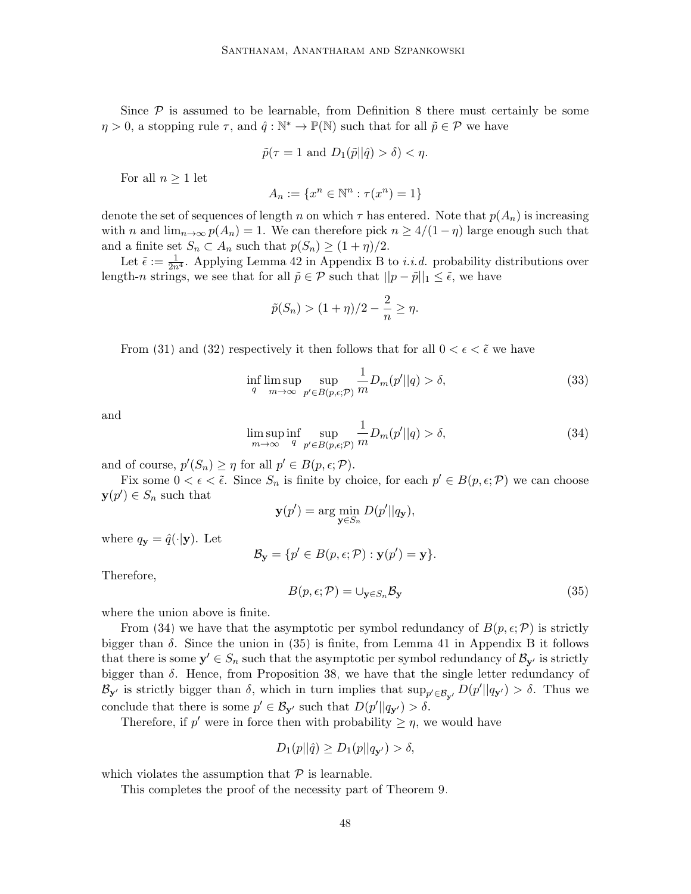Since $\mathcal{P}$ is assumed to be learnable, from Definition 8 there must certainly be some $\eta > 0$, a stopping rule $\tau$, and $\hat{q} : \mathbb{N}^* \to \mathbb{P}(\mathbb{N})$ such that for all $\tilde{p} \in \mathcal{P}$ we have

$$\tilde{p}(\tau = 1 \text{ and } D_1(\tilde{p}||\hat{q}) > \delta) < \eta.$$

For all $n \geq 1$ let

$$A_n := \{x^n \in \mathbb{N}^n : \tau(x^n) = 1\}$$

denote the set of sequences of length $n$ on which $\tau$ has entered. Note that $p(A_n)$ is increasing with $n$ and $\lim_{n\to\infty} p(A_n) = 1$. We can therefore pick $n \geq 4/(1-\eta)$ large enough such that and a finite set $S_n \subset A_n$ such that $p(S_n) \geq (1+\eta)/2$.

Let $\tilde{\epsilon} := \frac{1}{2n^4}$. Applying Lemma 42 in Appendix B to *i.i.d.* probability distributions over length-$n$ strings, we see that for all $\tilde{p} \in \mathcal{P}$ such that $||p - \tilde{p}||_1 \leq \tilde{\epsilon}$, we have

$$\tilde{p}(S_n) > (1+\eta)/2 - \frac{2}{n} \geq \eta.$$

From (31) and (32) respectively it then follows that for all $0 < \epsilon < \tilde{\epsilon}$ we have

$$\inf_q \limsup_{m\to\infty} \sup_{p' \in B(p,\epsilon;\mathcal{P})} \frac{1}{m} D_m(p'||q) > \delta, \tag{33}$$

and

$$\limsup_{m\to\infty} \inf_q \sup_{p' \in B(p,\epsilon;\mathcal{P})} \frac{1}{m} D_m(p'||q) > \delta, \tag{34}$$

and of course, $p'(S_n) \geq \eta$ for all $p' \in B(p, \epsilon; \mathcal{P})$.

Fix some $0 < \epsilon < \tilde{\epsilon}$. Since $S_n$ is finite by choice, for each $p' \in B(p, \epsilon; \mathcal{P})$ we can choose $\mathbf{y}(p') \in S_n$ such that

$$\mathbf{y}(p') = \arg\min_{\mathbf{y} \in S_n} D(p'||q_{\mathbf{y}}),$$

where $q_{\mathbf{y}} = \hat{q}(\cdot|\mathbf{y})$. Let

$$\mathcal{B}_{\mathbf{y}} = \{p' \in B(p, \epsilon; \mathcal{P}) : \mathbf{y}(p') = \mathbf{y}\}.$$

Therefore,

$$B(p, \epsilon; \mathcal{P}) = \cup_{\mathbf{y} \in S_n} \mathcal{B}_{\mathbf{y}} \tag{35}$$

where the union above is finite.

From (34) we have that the asymptotic per symbol redundancy of $B(p, \epsilon; \mathcal{P})$ is strictly bigger than $\delta$. Since the union in (35) is finite, from Lemma 41 in Appendix B it follows that there is some $\mathbf{y}' \in S_n$ such that the asymptotic per symbol redundancy of $\mathcal{B}_{\mathbf{y}'}$ is strictly bigger than $\delta$. Hence, from Proposition 38, we have that the single letter redundancy of $\mathcal{B}_{\mathbf{y}'}$ is strictly bigger than $\delta$, which in turn implies that $\sup_{p' \in \mathcal{B}_{\mathbf{y}'}} D(p'||q_{\mathbf{y}'}) > \delta$. Thus we conclude that there is some $p' \in \mathcal{B}_{\mathbf{y}'}$ such that $D(p'||q_{\mathbf{y}'}) > \delta$.

Therefore, if $p'$ were in force then with probability $\geq \eta$, we would have

$$D_1(p||\hat{q}) \geq D_1(p||q_{\mathbf{y}'}) > \delta,$$

which violates the assumption that $\mathcal{P}$ is learnable.

This completes the proof of the necessity part of Theorem 9.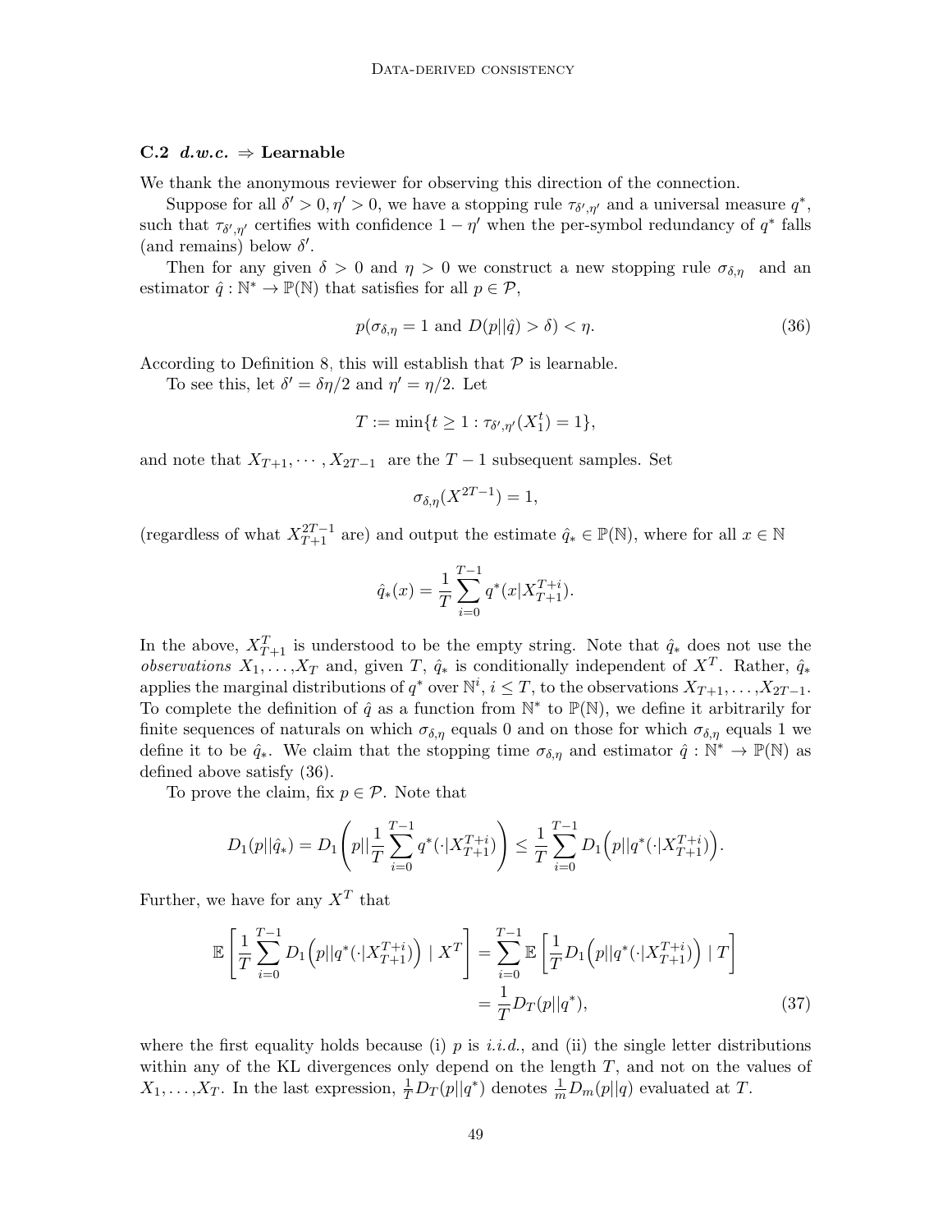### C.2 *d.w.c.* $\Rightarrow$ Learnable

We thank the anonymous reviewer for observing this direction of the connection.

Suppose for all $\delta' > 0, \eta' > 0$, we have a stopping rule $\tau_{\delta',\eta'}$ and a universal measure $q^*$, such that $\tau_{\delta',\eta'}$ certifies with confidence $1 - \eta'$ when the per-symbol redundancy of $q^*$ falls (and remains) below $\delta'$.

Then for any given $\delta > 0$ and $\eta > 0$ we construct a new stopping rule $\sigma_{\delta,\eta}$ and an estimator $\hat{q} : \mathbb{N}^* \to \mathbb{P}(\mathbb{N})$ that satisfies for all $p \in \mathcal{P}$,

$$p(\sigma_{\delta,\eta} = 1 \text{ and } D(p||\hat{q}) > \delta) < \eta. \tag{36}$$

According to Definition 8, this will establish that $\mathcal{P}$ is learnable.

To see this, let $\delta' = \delta\eta/2$ and $\eta' = \eta/2$. Let

$$T := \min\{t \geq 1 : \tau_{\delta',\eta'}(X_1^t) = 1\},$$

and note that $X_{T+1}, \cdots, X_{2T-1}$ are the $T - 1$ subsequent samples. Set

$$\sigma_{\delta,\eta}(X^{2T-1}) = 1,$$

(regardless of what $X_{T+1}^{2T-1}$ are) and output the estimate $\hat{q}_* \in \mathbb{P}(\mathbb{N})$, where for all $x \in \mathbb{N}$

$$\hat{q}_*(x) = \frac{1}{T}\sum_{i=0}^{T-1} q^*(x|X_{T+1}^{T+i}).$$

In the above, $X_{T+1}^T$ is understood to be the empty string. Note that $\hat{q}_*$ does not use the *observations* $X_1, \ldots, X_T$ and, given $T$, $\hat{q}_*$ is conditionally independent of $X^T$. Rather, $\hat{q}_*$ applies the marginal distributions of $q^*$ over $\mathbb{N}^i$, $i \leq T$, to the observations $X_{T+1}, \ldots, X_{2T-1}$. To complete the definition of $\hat{q}$ as a function from $\mathbb{N}^*$ to $\mathbb{P}(\mathbb{N})$, we define it arbitrarily for finite sequences of naturals on which $\sigma_{\delta,\eta}$ equals 0 and on those for which $\sigma_{\delta,\eta}$ equals 1 we define it to be $\hat{q}_*$. We claim that the stopping time $\sigma_{\delta,\eta}$ and estimator $\hat{q} : \mathbb{N}^* \to \mathbb{P}(\mathbb{N})$ as defined above satisfy (36).

To prove the claim, fix $p \in \mathcal{P}$. Note that

$$D_1(p||\hat{q}_*) = D_1\left(p||\frac{1}{T}\sum_{i=0}^{T-1} q^*(\cdot|X_{T+1}^{T+i})\right) \leq \frac{1}{T}\sum_{i=0}^{T-1} D_1\Big(p||q^*(\cdot|X_{T+1}^{T+i})\Big).$$

Further, we have for any $X^T$ that

$$\begin{aligned}\mathbb{E}\left[\frac{1}{T}\sum_{i=0}^{T-1} D_1\Big(p||q^*(\cdot|X_{T+1}^{T+i})\Big) \mid X^T\right] &= \sum_{i=0}^{T-1}\mathbb{E}\left[\frac{1}{T}D_1\Big(p||q^*(\cdot|X_{T+1}^{T+i})\Big) \mid T\right] \\ &= \frac{1}{T}D_T(p||q^*),\end{aligned} \tag{37}$$

where the first equality holds because (i) $p$ is *i.i.d.*, and (ii) the single letter distributions within any of the KL divergences only depend on the length $T$, and not on the values of $X_1, \ldots, X_T$. In the last expression, $\frac{1}{T}D_T(p||q^*)$ denotes $\frac{1}{m}D_m(p||q)$ evaluated at $T$.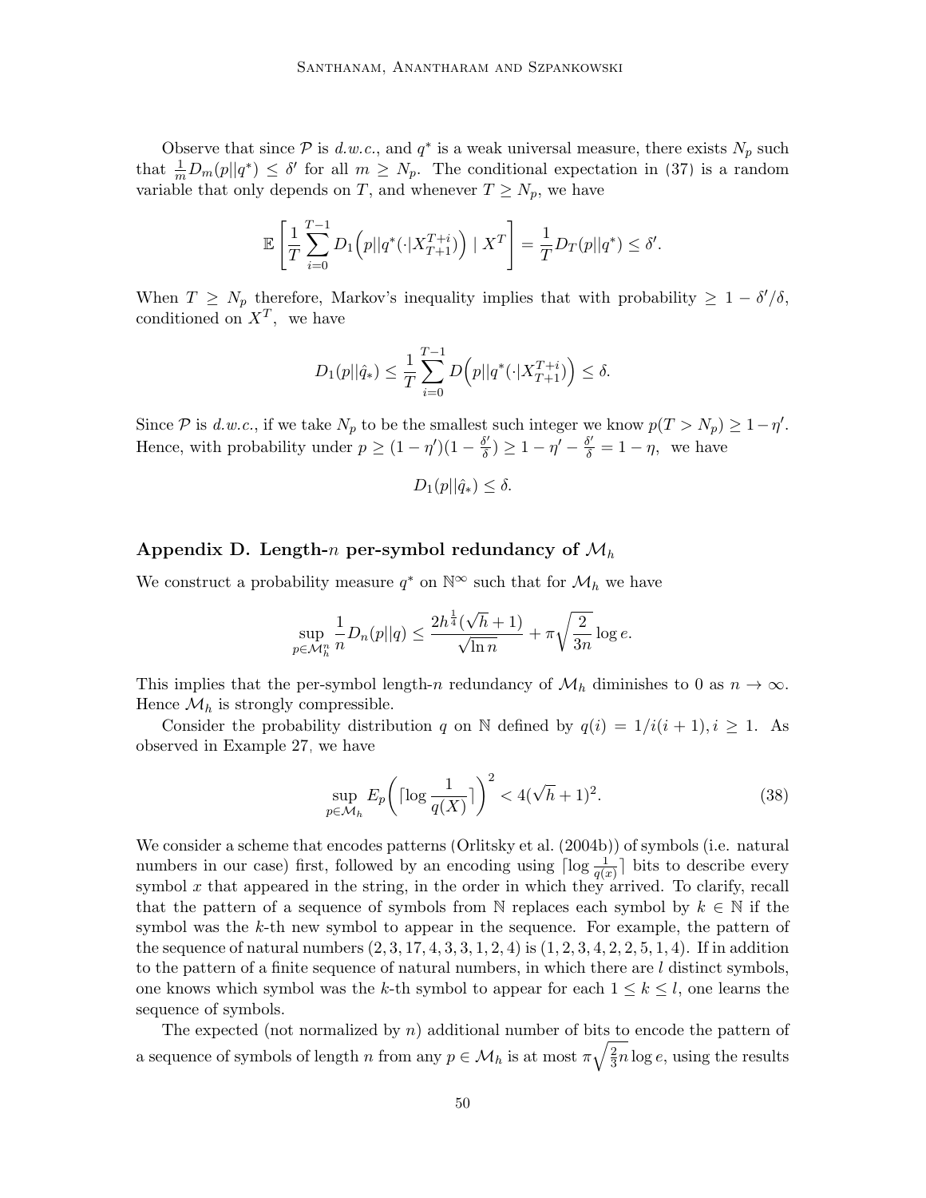Observe that since $\mathcal{P}$ is *d.w.c.*, and $q^*$ is a weak universal measure, there exists $N_p$ such that $\frac{1}{m}D_m(p||q^*) \leq \delta'$ for all $m \geq N_p$. The conditional expectation in (37) is a random variable that only depends on $T$, and whenever $T \geq N_p$, we have

$$\mathbb{E}\left[\frac{1}{T}\sum_{i=0}^{T-1} D_1\Big(p||q^*(\cdot|X_{T+1}^{T+i})\Big) \mid X^T\right] = \frac{1}{T}D_T(p||q^*) \leq \delta'.$$

When $T \geq N_p$ therefore, Markov's inequality implies that with probability $\geq 1 - \delta'/\delta$, conditioned on $X^T$, we have

$$D_1(p||\hat{q}_*) \leq \frac{1}{T}\sum_{i=0}^{T-1} D\Big(p||q^*(\cdot|X_{T+1}^{T+i})\Big) \leq \delta.$$

Since $\mathcal{P}$ is *d.w.c.*, if we take $N_p$ to be the smallest such integer we know $p(T > N_p) \geq 1-\eta'$. Hence, with probability under $p \geq (1-\eta')(1-\frac{\delta'}{\delta}) \geq 1 - \eta' - \frac{\delta'}{\delta} = 1 - \eta$, we have

$$D_1(p||\hat{q}_*) \leq \delta.$$

## Appendix D. Length-$n$ per-symbol redundancy of $\mathcal{M}_h$

We construct a probability measure $q^*$ on $\mathbb{N}^\infty$ such that for $\mathcal{M}_h$ we have

$$\sup_{p\in\mathcal{M}_h^n} \frac{1}{n}D_n(p||q) \leq \frac{2h^{\frac{1}{4}}(\sqrt{h}+1)}{\sqrt{\ln n}} + \pi\sqrt{\frac{2}{3n}}\log e.$$

This implies that the per-symbol length-$n$ redundancy of $\mathcal{M}_h$ diminishes to 0 as $n \to \infty$. Hence $\mathcal{M}_h$ is strongly compressible.

Consider the probability distribution $q$ on $\mathbb{N}$ defined by $q(i) = 1/i(i+1), i \geq 1$. As observed in Example 27, we have

$$\sup_{p\in\mathcal{M}_h} E_p\bigg(\lceil\log\frac{1}{q(X)}\rceil\bigg)^2 < 4(\sqrt{h}+1)^2. \tag{38}$$

We consider a scheme that encodes patterns (Orlitsky et al. (2004b)) of symbols (i.e. natural numbers in our case) first, followed by an encoding using $\lceil\log\frac{1}{q(x)}\rceil$ bits to describe every symbol $x$ that appeared in the string, in the order in which they arrived. To clarify, recall that the pattern of a sequence of symbols from $\mathbb{N}$ replaces each symbol by $k \in \mathbb{N}$ if the symbol was the $k$-th new symbol to appear in the sequence. For example, the pattern of the sequence of natural numbers $(2, 3, 17, 4, 3, 3, 1, 2, 4)$ is $(1, 2, 3, 4, 2, 2, 5, 1, 4)$. If in addition to the pattern of a finite sequence of natural numbers, in which there are $l$ distinct symbols, one knows which symbol was the $k$-th symbol to appear for each $1 \leq k \leq l$, one learns the sequence of symbols.

The expected (not normalized by $n$) additional number of bits to encode the pattern of a sequence of symbols of length $n$ from any $p \in \mathcal{M}_h$ is at most $\pi\sqrt{\frac{2}{3}n}\log e$, using the results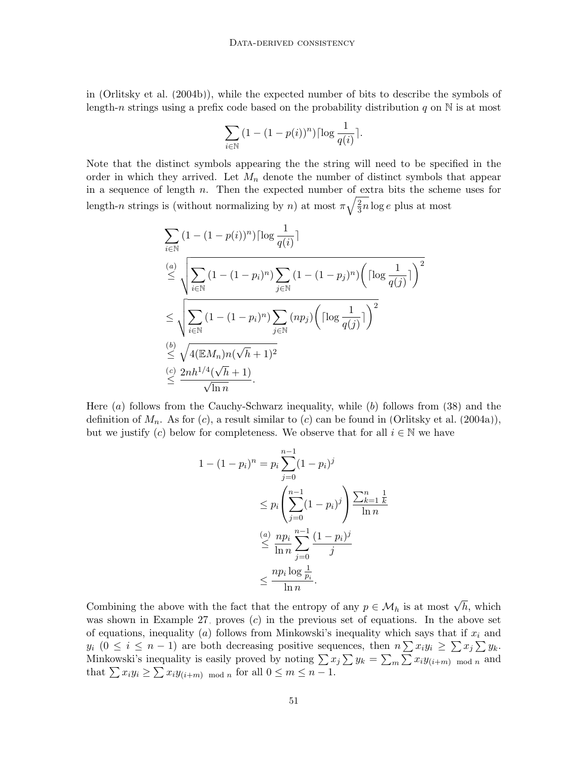in (Orlitsky et al. (2004b)), while the expected number of bits to describe the symbols of length-$n$ strings using a prefix code based on the probability distribution $q$ on $\mathbb{N}$ is at most

$$\sum_{i \in \mathbb{N}} (1 - (1 - p(i))^n) \lceil \log \frac{1}{q(i)} \rceil.$$

Note that the distinct symbols appearing the the string will need to be specified in the order in which they arrived. Let $M_n$ denote the number of distinct symbols that appear in a sequence of length $n$. Then the expected number of extra bits the scheme uses for length-$n$ strings is (without normalizing by $n$) at most $\pi \sqrt{\frac{2}{3} n} \log e$ plus at most

$$\begin{aligned}
&\sum_{i \in \mathbb{N}} (1 - (1 - p(i))^n) \lceil \log \frac{1}{q(i)} \rceil \\
&\overset{(a)}{\leq} \sqrt{\sum_{i \in \mathbb{N}} (1 - (1 - p_i)^n) \sum_{j \in \mathbb{N}} (1 - (1 - p_j)^n) \bigg( \lceil \log \frac{1}{q(j)} \rceil \bigg)^2} \\
&\leq \sqrt{\sum_{i \in \mathbb{N}} (1 - (1 - p_i)^n) \sum_{j \in \mathbb{N}} (n p_j) \bigg( \lceil \log \frac{1}{q(j)} \rceil \bigg)^2} \\
&\overset{(b)}{\leq} \sqrt{4 (\mathbb{E} M_n) n (\sqrt{h} + 1)^2} \\
&\overset{(c)}{\leq} \frac{2 n h^{1/4} (\sqrt{h} + 1)}{\sqrt{\ln n}}.
\end{aligned}$$

Here $(a)$ follows from the Cauchy-Schwarz inequality, while $(b)$ follows from (38) and the definition of $M_n$. As for $(c)$, a result similar to $(c)$ can be found in (Orlitsky et al. (2004a)), but we justify $(c)$ below for completeness. We observe that for all $i \in \mathbb{N}$ we have

$$\begin{aligned}
1 - (1 - p_i)^n &= p_i \sum_{j=0}^{n-1} (1 - p_i)^j \\
&\leq p_i \left( \sum_{j=0}^{n-1} (1 - p_i)^j \right) \frac{\sum_{k=1}^{n} \frac{1}{k}}{\ln n} \\
&\overset{(a)}{\leq} \frac{n p_i}{\ln n} \sum_{j=0}^{n-1} \frac{(1 - p_i)^j}{j} \\
&\leq \frac{n p_i \log \frac{1}{p_i}}{\ln n}.
\end{aligned}$$

Combining the above with the fact that the entropy of any $p \in \mathcal{M}_h$ is at most $\sqrt{h}$, which was shown in Example 27, proves $(c)$ in the previous set of equations. In the above set of equations, inequality $(a)$ follows from Minkowski's inequality which says that if $x_i$ and $y_i$ $(0 \leq i \leq n-1)$ are both decreasing positive sequences, then $n \sum x_i y_i \geq \sum x_j \sum y_k$. Minkowski's inequality is easily proved by noting $\sum x_j \sum y_k = \sum_m \sum x_i y_{(i+m) \bmod n}$ and that $\sum x_i y_i \geq \sum x_i y_{(i+m) \bmod n}$ for all $0 \leq m \leq n-1$.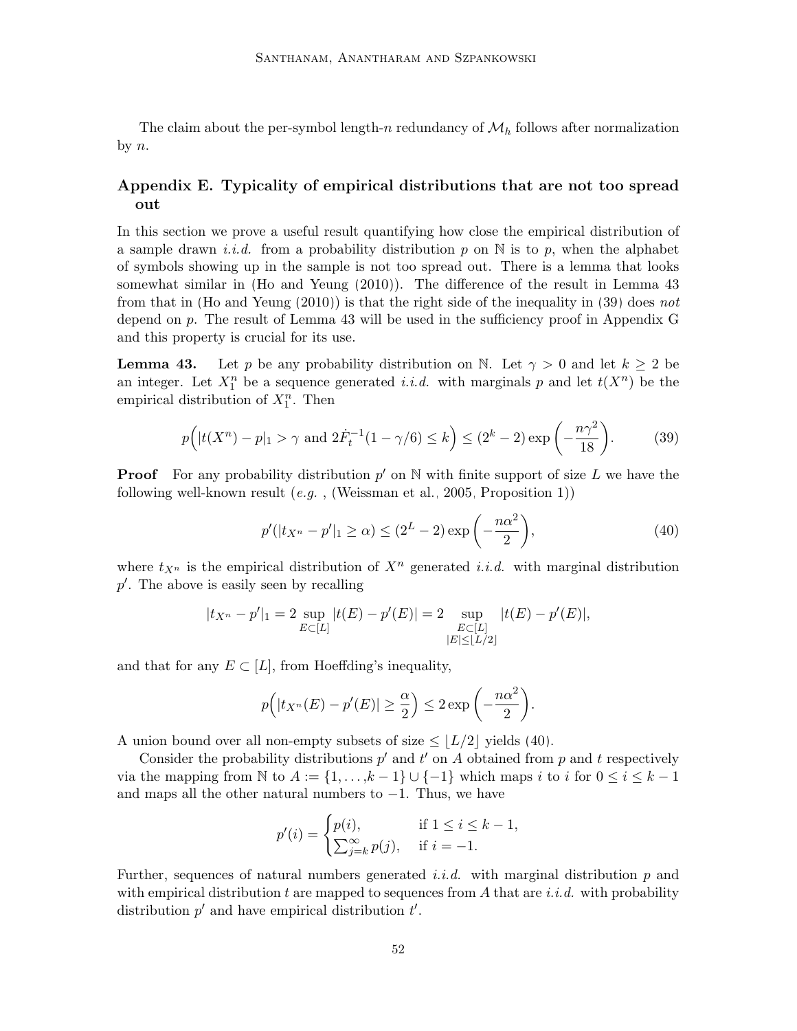The claim about the per-symbol length-$n$ redundancy of $\mathcal{M}_h$ follows after normalization by $n$.

## Appendix E. Typicality of empirical distributions that are not too spread out

In this section we prove a useful result quantifying how close the empirical distribution of a sample drawn *i.i.d.* from a probability distribution $p$ on $\mathbb{N}$ is to $p$, when the alphabet of symbols showing up in the sample is not too spread out. There is a lemma that looks somewhat similar in (Ho and Yeung (2010)). The difference of the result in Lemma 43 from that in (Ho and Yeung (2010)) is that the right side of the inequality in (39) does *not* depend on $p$. The result of Lemma 43 will be used in the sufficiency proof in Appendix G and this property is crucial for its use.

**Lemma 43.** Let $p$ be any probability distribution on $\mathbb{N}$. Let $\gamma > 0$ and let $k \geq 2$ be an integer. Let $X_1^n$ be a sequence generated *i.i.d.* with marginals $p$ and let $t(X^n)$ be the empirical distribution of $X_1^n$. Then

$$p\Big(|t(X^n) - p|_1 > \gamma \text{ and } 2\dot{F}_t^{-1}(1-\gamma/6) \leq k\Big) \leq (2^k - 2)\exp\left(-\frac{n\gamma^2}{18}\right). \tag{39}$$

**Proof** For any probability distribution $p'$ on $\mathbb{N}$ with finite support of size $L$ we have the following well-known result (*e.g.* , (Weissman et al., 2005, Proposition 1))

$$p'(|t_{X^n} - p'|_1 \geq \alpha) \leq (2^L - 2)\exp\left(-\frac{n\alpha^2}{2}\right), \tag{40}$$

where $t_{X^n}$ is the empirical distribution of $X^n$ generated *i.i.d.* with marginal distribution $p'$. The above is easily seen by recalling

$$|t_{X^n} - p'|_1 = 2\sup_{E \subset [L]} |t(E) - p'(E)| = 2 \sup_{\substack{E \subset [L] \\ |E| \leq \lfloor L/2 \rfloor}} |t(E) - p'(E)|,$$

and that for any $E \subset [L]$, from Hoeffding's inequality,

$$p\Big(|t_{X^n}(E) - p'(E)| \geq \frac{\alpha}{2}\Big) \leq 2\exp\left(-\frac{n\alpha^2}{2}\right).$$

A union bound over all non-empty subsets of size $\leq \lfloor L/2 \rfloor$ yields (40).

Consider the probability distributions $p'$ and $t'$ on $A$ obtained from $p$ and $t$ respectively via the mapping from $\mathbb{N}$ to $A := \{1, \ldots, k-1\} \cup \{-1\}$ which maps $i$ to $i$ for $0 \leq i \leq k-1$ and maps all the other natural numbers to $-1$. Thus, we have

$$p'(i) = \begin{cases} p(i), & \text{if } 1 \leq i \leq k-1, \\ \sum_{j=k}^{\infty} p(j), & \text{if } i = -1. \end{cases}$$

Further, sequences of natural numbers generated *i.i.d.* with marginal distribution $p$ and with empirical distribution $t$ are mapped to sequences from $A$ that are *i.i.d.* with probability distribution $p'$ and have empirical distribution $t'$.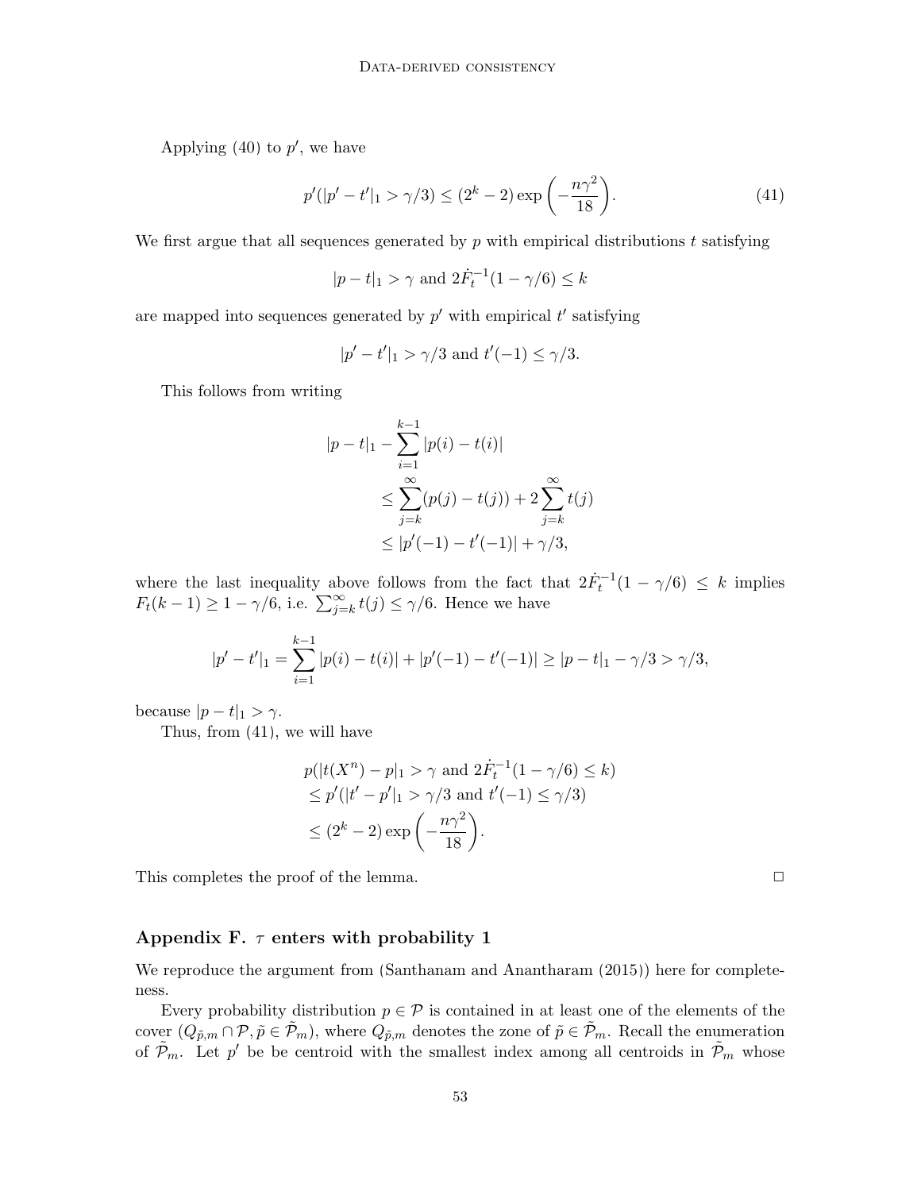Applying (40) to $p'$, we have

$$p'(|p' - t'|_1 > \gamma/3) \leq (2^k - 2) \exp\left(-\frac{n\gamma^2}{18}\right). \tag{41}$$

We first argue that all sequences generated by $p$ with empirical distributions $t$ satisfying

$$|p - t|_1 > \gamma \text{ and } 2\dot{F}_t^{-1}(1 - \gamma/6) \leq k$$

are mapped into sequences generated by $p'$ with empirical $t'$ satisfying

$$|p' - t'|_1 > \gamma/3 \text{ and } t'(-1) \leq \gamma/3.$$

This follows from writing

$$\begin{aligned}
|p - t|_1 - \sum_{i=1}^{k-1} |p(i) - t(i)| \\
&\leq \sum_{j=k}^{\infty} (p(j) - t(j)) + 2 \sum_{j=k}^{\infty} t(j) \\
&\leq |p'(-1) - t'(-1)| + \gamma/3,
\end{aligned}$$

where the last inequality above follows from the fact that $2\dot{F}_t^{-1}(1 - \gamma/6) \leq k$ implies $F_t(k-1) \geq 1 - \gamma/6$, i.e. $\sum_{j=k}^{\infty} t(j) \leq \gamma/6$. Hence we have

$$|p' - t'|_1 = \sum_{i=1}^{k-1} |p(i) - t(i)| + |p'(-1) - t'(-1)| \geq |p - t|_1 - \gamma/3 > \gamma/3,$$

because $|p - t|_1 > \gamma$.

Thus, from (41), we will have

$$\begin{aligned}
&p(|t(X^n) - p|_1 > \gamma \text{ and } 2\dot{F}_t^{-1}(1 - \gamma/6) \leq k) \\
&\leq p'(|t' - p'|_1 > \gamma/3 \text{ and } t'(-1) \leq \gamma/3) \\
&\leq (2^k - 2) \exp\left(-\frac{n\gamma^2}{18}\right).
\end{aligned}$$

This completes the proof of the lemma. □

## Appendix F. $\tau$ enters with probability 1

We reproduce the argument from (Santhanam and Anantharam (2015)) here for completeness.

Every probability distribution $p \in \mathcal{P}$ is contained in at least one of the elements of the cover $(Q_{\tilde{p},m} \cap \mathcal{P}, \tilde{p} \in \tilde{\mathcal{P}}_m)$, where $Q_{\tilde{p},m}$ denotes the zone of $\tilde{p} \in \tilde{\mathcal{P}}_m$. Recall the enumeration of $\tilde{\mathcal{P}}_m$. Let $p'$ be be centroid with the smallest index among all centroids in $\tilde{\mathcal{P}}_m$ whose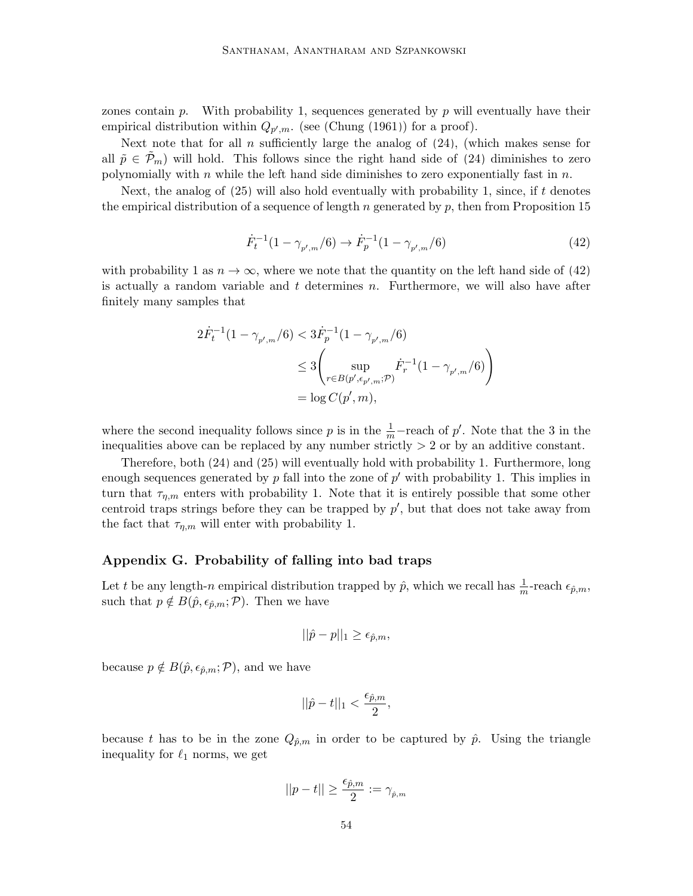zones contain $p$. With probability 1, sequences generated by $p$ will eventually have their empirical distribution within $Q_{p',m}$. (see (Chung (1961)) for a proof).

Next note that for all $n$ sufficiently large the analog of (24), (which makes sense for all $\tilde{p} \in \tilde{\mathcal{P}}_m$) will hold. This follows since the right hand side of (24) diminishes to zero polynomially with $n$ while the left hand side diminishes to zero exponentially fast in $n$.

Next, the analog of (25) will also hold eventually with probability 1, since, if $t$ denotes the empirical distribution of a sequence of length $n$ generated by $p$, then from Proposition 15

$$\dot{F}_t^{-1}(1 - \gamma_{p',m}/6) \to \dot{F}_p^{-1}(1 - \gamma_{p',m}/6) \tag{42}$$

with probability 1 as $n \to \infty$, where we note that the quantity on the left hand side of (42) is actually a random variable and $t$ determines $n$. Furthermore, we will also have after finitely many samples that

$$\begin{aligned}
2\dot{F}_t^{-1}(1 - \gamma_{p',m}/6) &< 3\dot{F}_p^{-1}(1 - \gamma_{p',m}/6) \\
&\leq 3\left( \sup_{r \in B(p', \epsilon_{p',m}; \mathcal{P})} \dot{F}_r^{-1}(1 - \gamma_{p',m}/6) \right) \\
&= \log C(p', m),
\end{aligned}$$

where the second inequality follows since $p$ is in the $\frac{1}{m}$−reach of $p'$. Note that the 3 in the inequalities above can be replaced by any number strictly $> 2$ or by an additive constant.

Therefore, both (24) and (25) will eventually hold with probability 1. Furthermore, long enough sequences generated by $p$ fall into the zone of $p'$ with probability 1. This implies in turn that $\tau_{\eta,m}$ enters with probability 1. Note that it is entirely possible that some other centroid traps strings before they can be trapped by $p'$, but that does not take away from the fact that $\tau_{\eta,m}$ will enter with probability 1.

## Appendix G. Probability of falling into bad traps

Let $t$ be any length-$n$ empirical distribution trapped by $\hat{p}$, which we recall has $\frac{1}{m}$-reach $\epsilon_{\hat{p},m}$, such that $p \notin B(\hat{p}, \epsilon_{\hat{p},m}; \mathcal{P})$. Then we have

$$||\hat{p} - p||_1 \geq \epsilon_{\hat{p},m},$$

because $p \notin B(\hat{p}, \epsilon_{\hat{p},m}; \mathcal{P})$, and we have

$$||\hat{p} - t||_1 < \frac{\epsilon_{\hat{p},m}}{2},$$

because $t$ has to be in the zone $Q_{\hat{p},m}$ in order to be captured by $\hat{p}$. Using the triangle inequality for $\ell_1$ norms, we get

$$||p - t|| \geq \frac{\epsilon_{\hat{p},m}}{2} := \gamma_{\hat{p},m}$$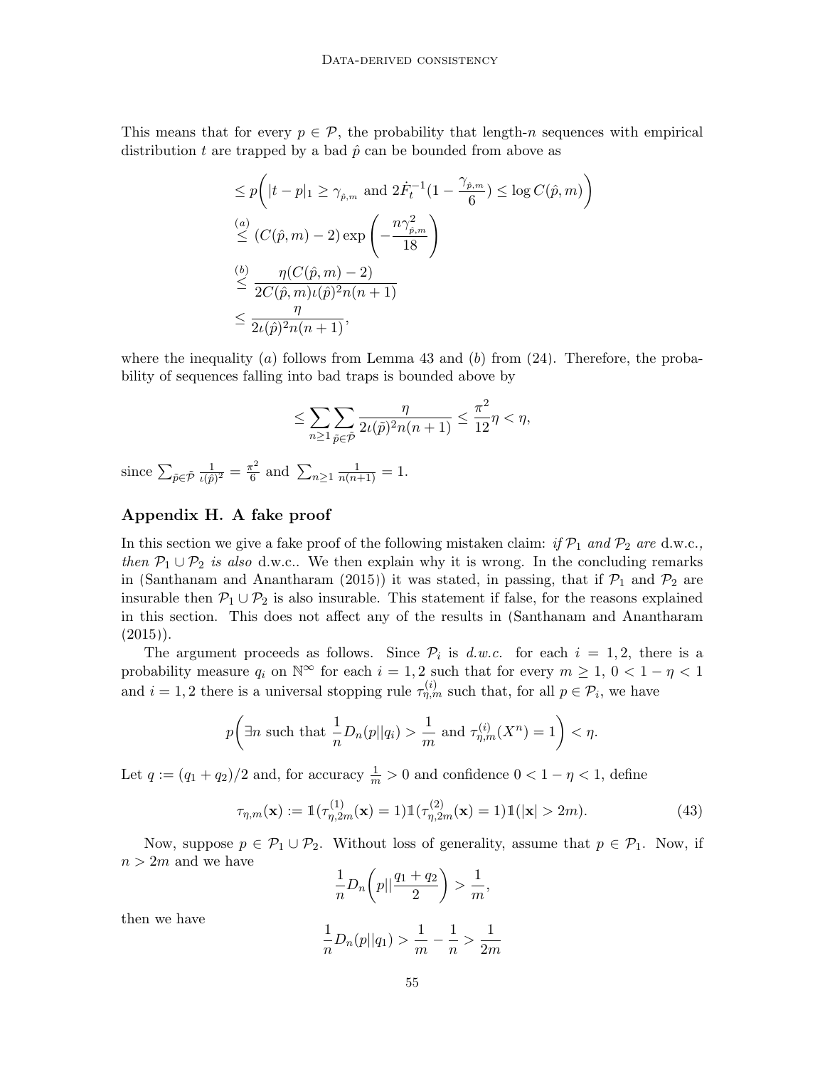This means that for every $p \in \mathcal{P}$, the probability that length-$n$ sequences with empirical distribution $t$ are trapped by a bad $\hat{p}$ can be bounded from above as

$$
\begin{aligned}
&\leq p\bigg(|t-p|_1 \geq \gamma_{\hat{p},m} \text{ and } 2\dot{F}_t^{-1}(1-\frac{\gamma_{\hat{p},m}}{6}) \leq \log C(\hat{p},m)\bigg) \\
&\overset{(a)}{\leq} (C(\hat{p},m)-2)\exp\left(-\frac{n\gamma_{\hat{p},m}^2}{18}\right) \\
&\overset{(b)}{\leq} \frac{\eta(C(\hat{p},m)-2)}{2C(\hat{p},m)\iota(\hat{p})^2 n(n+1)} \\
&\leq \frac{\eta}{2\iota(\hat{p})^2 n(n+1)},
\end{aligned}
$$

where the inequality $(a)$ follows from Lemma 43 and $(b)$ from (24). Therefore, the probability of sequences falling into bad traps is bounded above by

$$
\leq \sum_{n\geq 1}\sum_{\tilde{p}\in\tilde{\mathcal{P}}} \frac{\eta}{2\iota(\tilde{p})^2 n(n+1)} \leq \frac{\pi^2}{12}\eta < \eta,
$$

since $\sum_{\tilde{p}\in\tilde{\mathcal{P}}} \frac{1}{\iota(\tilde{p})^2} = \frac{\pi^2}{6}$ and $\sum_{n\geq 1}\frac{1}{n(n+1)} = 1$.

## Appendix H. A fake proof

In this section we give a fake proof of the following mistaken claim: *if $\mathcal{P}_1$ and $\mathcal{P}_2$ are* d.w.c.*, then $\mathcal{P}_1 \cup \mathcal{P}_2$ is also* d.w.c.. We then explain why it is wrong. In the concluding remarks in (Santhanam and Anantharam (2015)) it was stated, in passing, that if $\mathcal{P}_1$ and $\mathcal{P}_2$ are insurable then $\mathcal{P}_1 \cup \mathcal{P}_2$ is also insurable. This statement if false, for the reasons explained in this section. This does not affect any of the results in (Santhanam and Anantharam (2015)).

The argument proceeds as follows. Since $\mathcal{P}_i$ is *d.w.c.* for each $i = 1, 2$, there is a probability measure $q_i$ on $\mathbb{N}^\infty$ for each $i = 1, 2$ such that for every $m \geq 1$, $0 < 1-\eta < 1$ and $i = 1, 2$ there is a universal stopping rule $\tau_{\eta,m}^{(i)}$ such that, for all $p \in \mathcal{P}_i$, we have

$$
p\bigg(\exists n \text{ such that } \frac{1}{n}D_n(p||q_i) > \frac{1}{m} \text{ and } \tau_{\eta,m}^{(i)}(X^n) = 1\bigg) < \eta.
$$

Let $q := (q_1 + q_2)/2$ and, for accuracy $\frac{1}{m} > 0$ and confidence $0 < 1-\eta < 1$, define

$$
\tau_{\eta,m}(\mathbf{x}) := \mathbb{1}(\tau_{\eta,2m}^{(1)}(\mathbf{x}) = 1)\mathbb{1}(\tau_{\eta,2m}^{(2)}(\mathbf{x}) = 1)\mathbb{1}(|\mathbf{x}| > 2m). \tag{43}
$$

Now, suppose $p \in \mathcal{P}_1 \cup \mathcal{P}_2$. Without loss of generality, assume that $p \in \mathcal{P}_1$. Now, if $n > 2m$ and we have

$$
\frac{1}{n}D_n\bigg(p||\frac{q_1+q_2}{2}\bigg) > \frac{1}{m},
$$

then we have

$$
\frac{1}{n}D_n(p||q_1) > \frac{1}{m} - \frac{1}{n} > \frac{1}{2m}
$$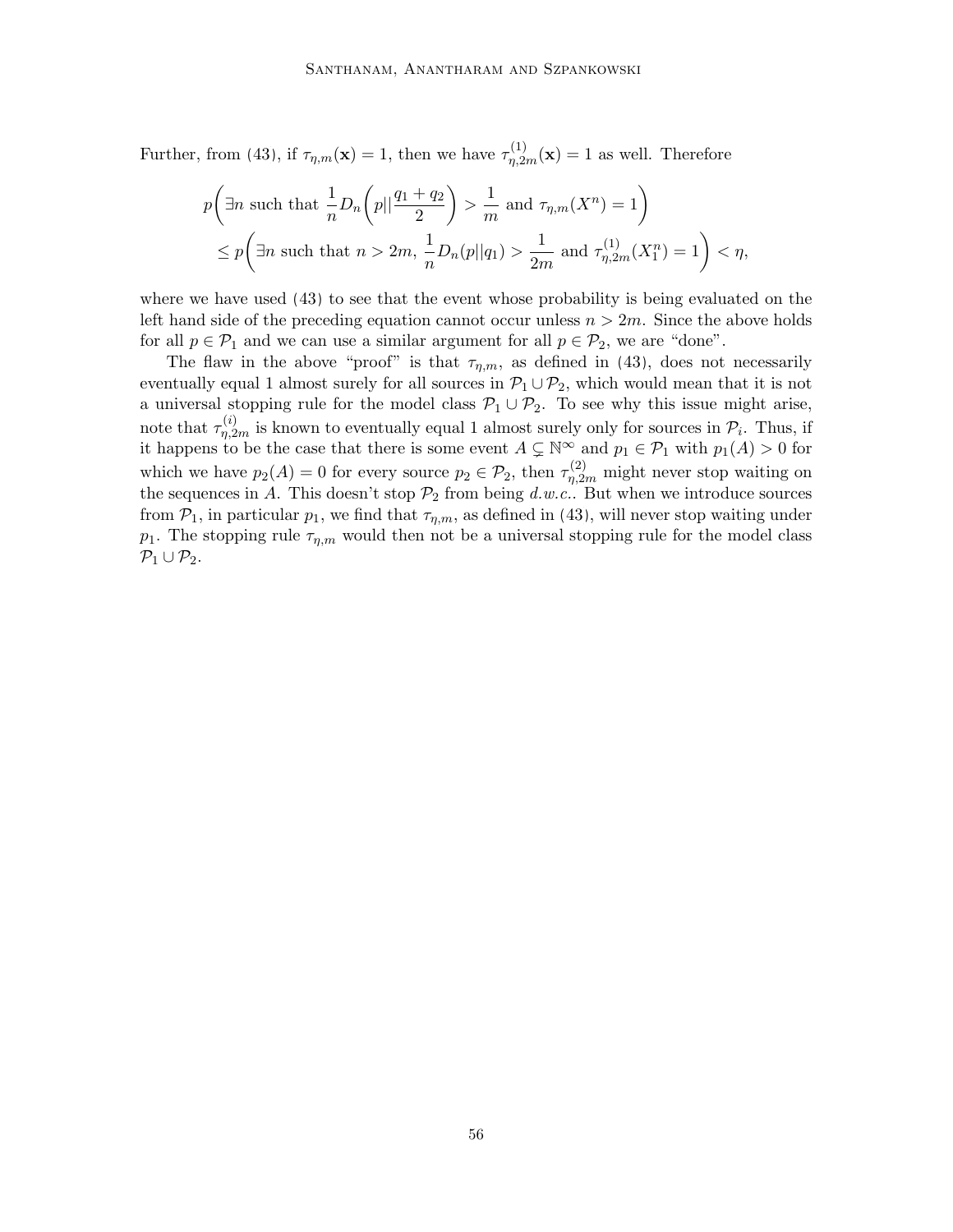Further, from (43), if $\tau_{\eta,m}(\mathbf{x}) = 1$, then we have $\tau^{(1)}_{\eta,2m}(\mathbf{x}) = 1$ as well. Therefore

$$
\begin{aligned}
&p\bigg(\exists n \text{ such that } \frac{1}{n} D_n\bigg(p||\frac{q_1+q_2}{2}\bigg) > \frac{1}{m} \text{ and } \tau_{\eta,m}(X^n) = 1\bigg) \\
&\quad \leq p\bigg(\exists n \text{ such that } n > 2m,\ \frac{1}{n} D_n(p||q_1) > \frac{1}{2m} \text{ and } \tau^{(1)}_{\eta,2m}(X_1^n) = 1\bigg) < \eta,
\end{aligned}
$$

where we have used (43) to see that the event whose probability is being evaluated on the left hand side of the preceding equation cannot occur unless $n > 2m$. Since the above holds for all $p \in \mathcal{P}_1$ and we can use a similar argument for all $p \in \mathcal{P}_2$, we are "done".

The flaw in the above "proof" is that $\tau_{\eta,m}$, as defined in (43), does not necessarily eventually equal 1 almost surely for all sources in $\mathcal{P}_1 \cup \mathcal{P}_2$, which would mean that it is not a universal stopping rule for the model class $\mathcal{P}_1 \cup \mathcal{P}_2$. To see why this issue might arise, note that $\tau^{(i)}_{\eta,2m}$ is known to eventually equal 1 almost surely only for sources in $\mathcal{P}_i$. Thus, if it happens to be the case that there is some event $A \subsetneq \mathbb{N}^\infty$ and $p_1 \in \mathcal{P}_1$ with $p_1(A) > 0$ for which we have $p_2(A) = 0$ for every source $p_2 \in \mathcal{P}_2$, then $\tau^{(2)}_{\eta,2m}$ might never stop waiting on the sequences in $A$. This doesn't stop $\mathcal{P}_2$ from being *d.w.c.*. But when we introduce sources from $\mathcal{P}_1$, in particular $p_1$, we find that $\tau_{\eta,m}$, as defined in (43), will never stop waiting under $p_1$. The stopping rule $\tau_{\eta,m}$ would then not be a universal stopping rule for the model class $\mathcal{P}_1 \cup \mathcal{P}_2$.